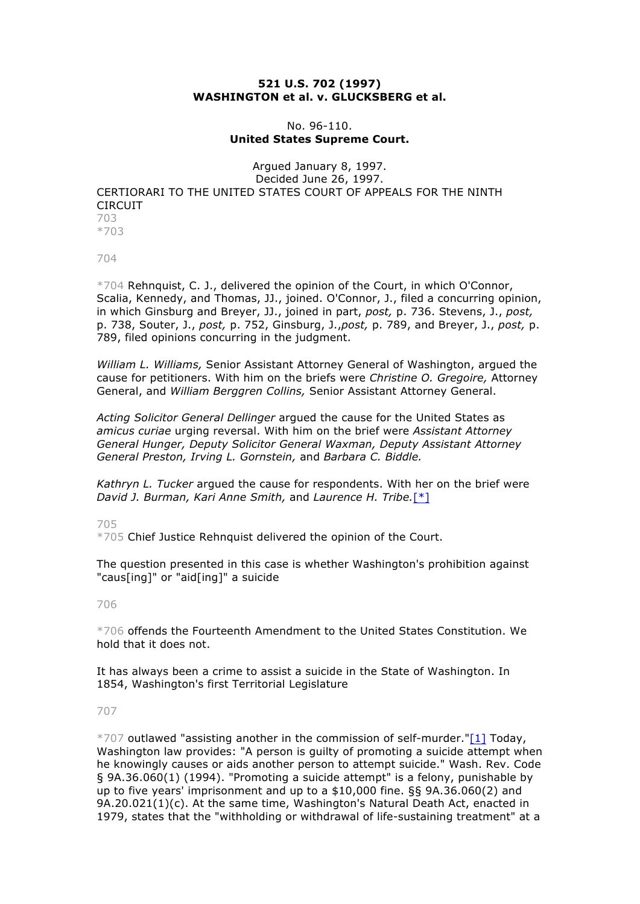**521 U.S. 702 (1997)**
**WASHINGTON et al. v. GLUCKSBERG et al.**

No. 96-110.
**United States Supreme Court.**

Argued January 8, 1997.
Decided June 26, 1997.
CERTIORARI TO THE UNITED STATES COURT OF APPEALS FOR THE NINTH CIRCUIT

*704 Rehnquist, C. J., delivered the opinion of the Court, in which O'Connor, Scalia, Kennedy, and Thomas, JJ., joined. O'Connor, J., filed a concurring opinion, in which Ginsburg and Breyer, JJ., joined in part, *post,* p. 736. Stevens, J., *post,* p. 738, Souter, J., *post,* p. 752, Ginsburg, J.,*post,* p. 789, and Breyer, J., *post,* p. 789, filed opinions concurring in the judgment.

*William L. Williams,* Senior Assistant Attorney General of Washington, argued the cause for petitioners. With him on the briefs were *Christine O. Gregoire,* Attorney General, and *William Berggren Collins,* Senior Assistant Attorney General.

*Acting Solicitor General Dellinger* argued the cause for the United States as *amicus curiae* urging reversal. With him on the brief were *Assistant Attorney General Hunger, Deputy Solicitor General Waxman, Deputy Assistant Attorney General Preston, Irving L. Gornstein,* and *Barbara C. Biddle.*

*Kathryn L. Tucker* argued the cause for respondents. With her on the brief were *David J. Burman, Kari Anne Smith,* and *Laurence H. Tribe.*[*]

*705 Chief Justice Rehnquist delivered the opinion of the Court.

The question presented in this case is whether Washington's prohibition against "caus[ing]" or "aid[ing]" a suicide *706 offends the Fourteenth Amendment to the United States Constitution. We hold that it does not.

It has always been a crime to assist a suicide in the State of Washington. In 1854, Washington's first Territorial Legislature *707 outlawed "assisting another in the commission of self-murder."[1] Today, Washington law provides: "A person is guilty of promoting a suicide attempt when he knowingly causes or aids another person to attempt suicide." Wash. Rev. Code § 9A.36.060(1) (1994). "Promoting a suicide attempt" is a felony, punishable by up to five years' imprisonment and up to a $10,000 fine. §§ 9A.36.060(2) and 9A.20.021(1)(c). At the same time, Washington's Natural Death Act, enacted in 1979, states that the "withholding or withdrawal of life-sustaining treatment" at a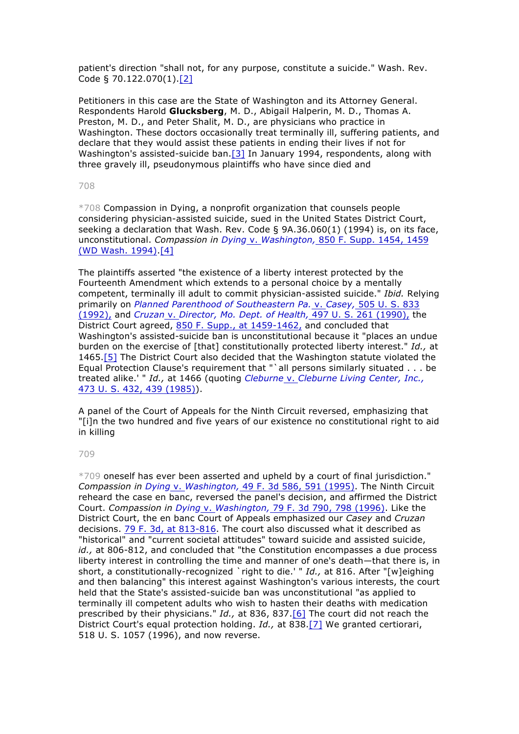patient's direction "shall not, for any purpose, constitute a suicide." Wash. Rev. Code § 70.122.070(1).[2]

Petitioners in this case are the State of Washington and its Attorney General. Respondents Harold **Glucksberg**, M. D., Abigail Halperin, M. D., Thomas A. Preston, M. D., and Peter Shalit, M. D., are physicians who practice in Washington. These doctors occasionally treat terminally ill, suffering patients, and declare that they would assist these patients in ending their lives if not for Washington's assisted-suicide ban.[3] In January 1994, respondents, along with three gravely ill, pseudonymous plaintiffs who have since died and

708

*708 Compassion in Dying, a nonprofit organization that counsels people considering physician-assisted suicide, sued in the United States District Court, seeking a declaration that Wash. Rev. Code § 9A.36.060(1) (1994) is, on its face, unconstitutional. *Compassion in Dying* v. *Washington,* 850 F. Supp. 1454, 1459 (WD Wash. 1994).[4]

The plaintiffs asserted "the existence of a liberty interest protected by the Fourteenth Amendment which extends to a personal choice by a mentally competent, terminally ill adult to commit physician-assisted suicide." *Ibid.* Relying primarily on *Planned Parenthood of Southeastern Pa.* v. *Casey,* 505 U. S. 833 (1992), and *Cruzan* v. *Director, Mo. Dept. of Health,* 497 U. S. 261 (1990), the District Court agreed, 850 F. Supp., at 1459-1462, and concluded that Washington's assisted-suicide ban is unconstitutional because it "places an undue burden on the exercise of [that] constitutionally protected liberty interest." *Id.,* at 1465.[5] The District Court also decided that the Washington statute violated the Equal Protection Clause's requirement that "`all persons similarly situated . . . be treated alike.' " *Id.,* at 1466 (quoting *Cleburne* v. *Cleburne Living Center, Inc.,* 473 U. S. 432, 439 (1985)).

A panel of the Court of Appeals for the Ninth Circuit reversed, emphasizing that "[i]n the two hundred and five years of our existence no constitutional right to aid in killing

709

*709 oneself has ever been asserted and upheld by a court of final jurisdiction." *Compassion in Dying* v. *Washington,* 49 F. 3d 586, 591 (1995). The Ninth Circuit reheard the case en banc, reversed the panel's decision, and affirmed the District Court. *Compassion in Dying* v. *Washington,* 79 F. 3d 790, 798 (1996). Like the District Court, the en banc Court of Appeals emphasized our *Casey* and *Cruzan* decisions. 79 F. 3d, at 813-816. The court also discussed what it described as "historical" and "current societal attitudes" toward suicide and assisted suicide, *id.,* at 806-812, and concluded that "the Constitution encompasses a due process liberty interest in controlling the time and manner of one's death—that there is, in short, a constitutionally-recognized `right to die.' " *Id.,* at 816. After "[w]eighing and then balancing" this interest against Washington's various interests, the court held that the State's assisted-suicide ban was unconstitutional "as applied to terminally ill competent adults who wish to hasten their deaths with medication prescribed by their physicians." *Id.,* at 836, 837.[6] The court did not reach the District Court's equal protection holding. *Id.,* at 838.[7] We granted certiorari, 518 U. S. 1057 (1996), and now reverse.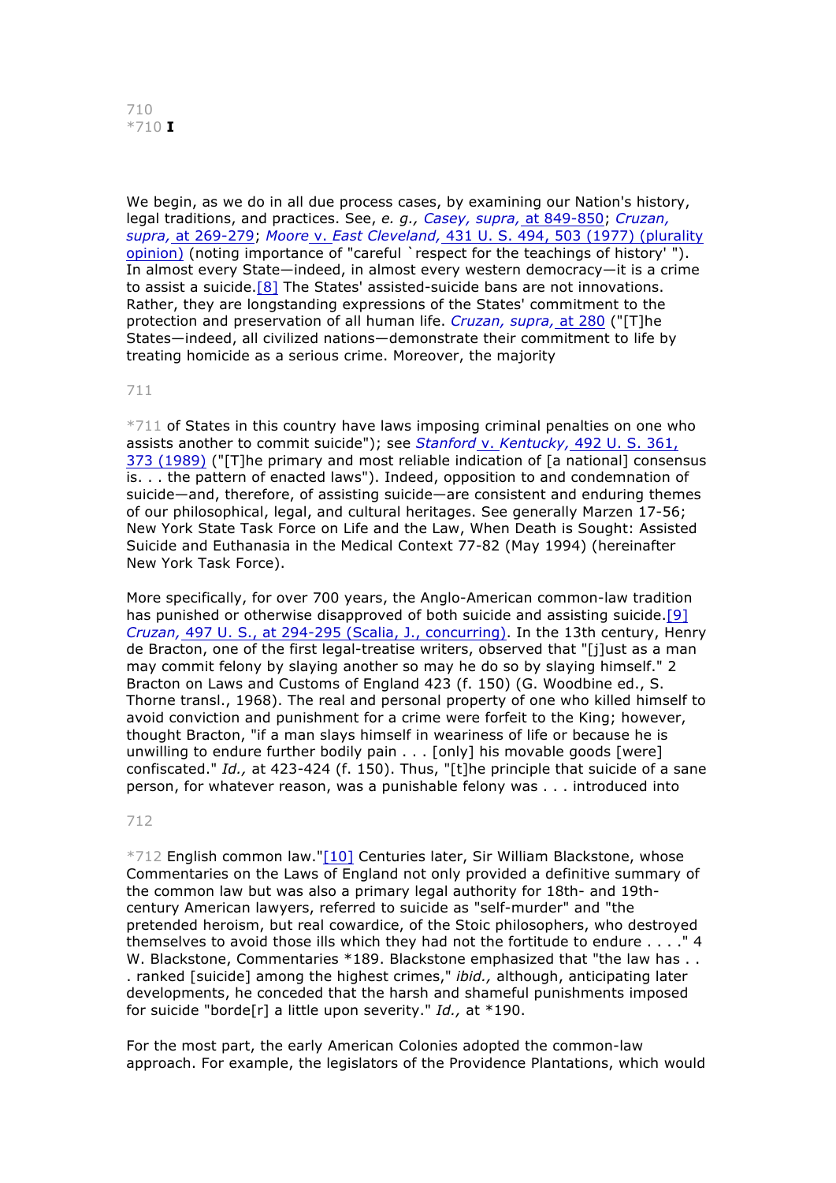*710 **I**

We begin, as we do in all due process cases, by examining our Nation's history, legal traditions, and practices. See, *e. g., Casey, supra,* at 849-850; *Cruzan, supra,* at 269-279; *Moore* v. *East Cleveland,* 431 U. S. 494, 503 (1977) (plurality opinion) (noting importance of "careful `respect for the teachings of history' "). In almost every State—indeed, in almost every western democracy—it is a crime to assist a suicide.[8] The States' assisted-suicide bans are not innovations. Rather, they are longstanding expressions of the States' commitment to the protection and preservation of all human life. *Cruzan, supra,* at 280 ("[T]he States—indeed, all civilized nations—demonstrate their commitment to life by treating homicide as a serious crime. Moreover, the majority

*711 of States in this country have laws imposing criminal penalties on one who assists another to commit suicide"); see *Stanford* v. *Kentucky,* 492 U. S. 361, 373 (1989) ("[T]he primary and most reliable indication of [a national] consensus is. . . the pattern of enacted laws"). Indeed, opposition to and condemnation of suicide—and, therefore, of assisting suicide—are consistent and enduring themes of our philosophical, legal, and cultural heritages. See generally Marzen 17-56; New York State Task Force on Life and the Law, When Death is Sought: Assisted Suicide and Euthanasia in the Medical Context 77-82 (May 1994) (hereinafter New York Task Force).

More specifically, for over 700 years, the Anglo-American common-law tradition has punished or otherwise disapproved of both suicide and assisting suicide.[9] *Cruzan,* 497 U. S., at 294-295 (Scalia, J., concurring). In the 13th century, Henry de Bracton, one of the first legal-treatise writers, observed that "[j]ust as a man may commit felony by slaying another so may he do so by slaying himself." 2 Bracton on Laws and Customs of England 423 (f. 150) (G. Woodbine ed., S. Thorne transl., 1968). The real and personal property of one who killed himself to avoid conviction and punishment for a crime were forfeit to the King; however, thought Bracton, "if a man slays himself in weariness of life or because he is unwilling to endure further bodily pain . . . [only] his movable goods [were] confiscated." *Id.,* at 423-424 (f. 150). Thus, "[t]he principle that suicide of a sane person, for whatever reason, was a punishable felony was . . . introduced into

*712 English common law."[10] Centuries later, Sir William Blackstone, whose Commentaries on the Laws of England not only provided a definitive summary of the common law but was also a primary legal authority for 18th- and 19th-century American lawyers, referred to suicide as "self-murder" and "the pretended heroism, but real cowardice, of the Stoic philosophers, who destroyed themselves to avoid those ills which they had not the fortitude to endure . . . ." 4 W. Blackstone, Commentaries *189. Blackstone emphasized that "the law has . . . ranked [suicide] among the highest crimes," *ibid.,* although, anticipating later developments, he conceded that the harsh and shameful punishments imposed for suicide "borde[r] a little upon severity." *Id.,* at *190.

For the most part, the early American Colonies adopted the common-law approach. For example, the legislators of the Providence Plantations, which would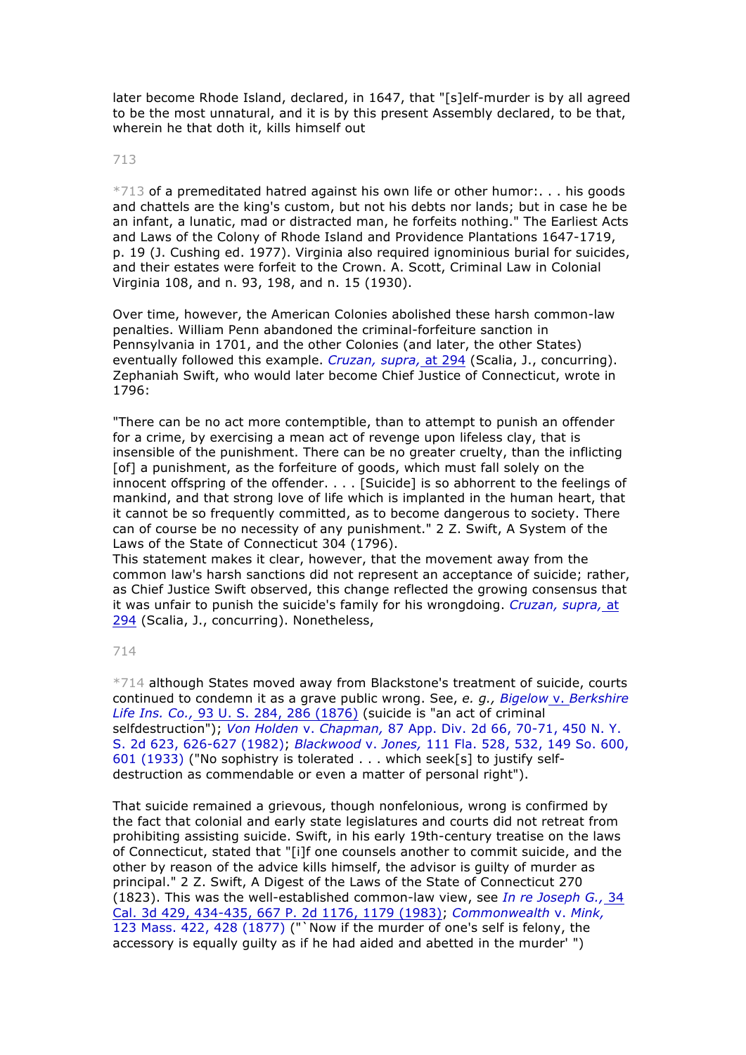later become Rhode Island, declared, in 1647, that "[s]elf-murder is by all agreed to be the most unnatural, and it is by this present Assembly declared, to be that, wherein he that doth it, kills himself out

*713 of a premeditated hatred against his own life or other humor:. . . his goods and chattels are the king's custom, but not his debts nor lands; but in case he be an infant, a lunatic, mad or distracted man, he forfeits nothing." The Earliest Acts and Laws of the Colony of Rhode Island and Providence Plantations 1647-1719, p. 19 (J. Cushing ed. 1977). Virginia also required ignominious burial for suicides, and their estates were forfeit to the Crown. A. Scott, Criminal Law in Colonial Virginia 108, and n. 93, 198, and n. 15 (1930).

Over time, however, the American Colonies abolished these harsh common-law penalties. William Penn abandoned the criminal-forfeiture sanction in Pennsylvania in 1701, and the other Colonies (and later, the other States) eventually followed this example. *Cruzan, supra,* at 294 (Scalia, J., concurring). Zephaniah Swift, who would later become Chief Justice of Connecticut, wrote in 1796:

"There can be no act more contemptible, than to attempt to punish an offender for a crime, by exercising a mean act of revenge upon lifeless clay, that is insensible of the punishment. There can be no greater cruelty, than the inflicting [of] a punishment, as the forfeiture of goods, which must fall solely on the innocent offspring of the offender. . . . [Suicide] is so abhorrent to the feelings of mankind, and that strong love of life which is implanted in the human heart, that it cannot be so frequently committed, as to become dangerous to society. There can of course be no necessity of any punishment." 2 Z. Swift, A System of the Laws of the State of Connecticut 304 (1796).

This statement makes it clear, however, that the movement away from the common law's harsh sanctions did not represent an acceptance of suicide; rather, as Chief Justice Swift observed, this change reflected the growing consensus that it was unfair to punish the suicide's family for his wrongdoing. *Cruzan, supra,* at 294 (Scalia, J., concurring). Nonetheless,

*714 although States moved away from Blackstone's treatment of suicide, courts continued to condemn it as a grave public wrong. See, *e. g., Bigelow* v. *Berkshire Life Ins. Co.,* 93 U. S. 284, 286 (1876) (suicide is "an act of criminal selfdestruction"); *Von Holden* v. *Chapman,* 87 App. Div. 2d 66, 70-71, 450 N. Y. S. 2d 623, 626-627 (1982); *Blackwood* v. *Jones,* 111 Fla. 528, 532, 149 So. 600, 601 (1933) ("No sophistry is tolerated . . . which seek[s] to justify self-destruction as commendable or even a matter of personal right").

That suicide remained a grievous, though nonfelonious, wrong is confirmed by the fact that colonial and early state legislatures and courts did not retreat from prohibiting assisting suicide. Swift, in his early 19th-century treatise on the laws of Connecticut, stated that "[i]f one counsels another to commit suicide, and the other by reason of the advice kills himself, the advisor is guilty of murder as principal." 2 Z. Swift, A Digest of the Laws of the State of Connecticut 270 (1823). This was the well-established common-law view, see *In re Joseph G.,* 34 Cal. 3d 429, 434-435, 667 P. 2d 1176, 1179 (1983); *Commonwealth* v. *Mink,* 123 Mass. 422, 428 (1877) ("`Now if the murder of one's self is felony, the accessory is equally guilty as if he had aided and abetted in the murder' ")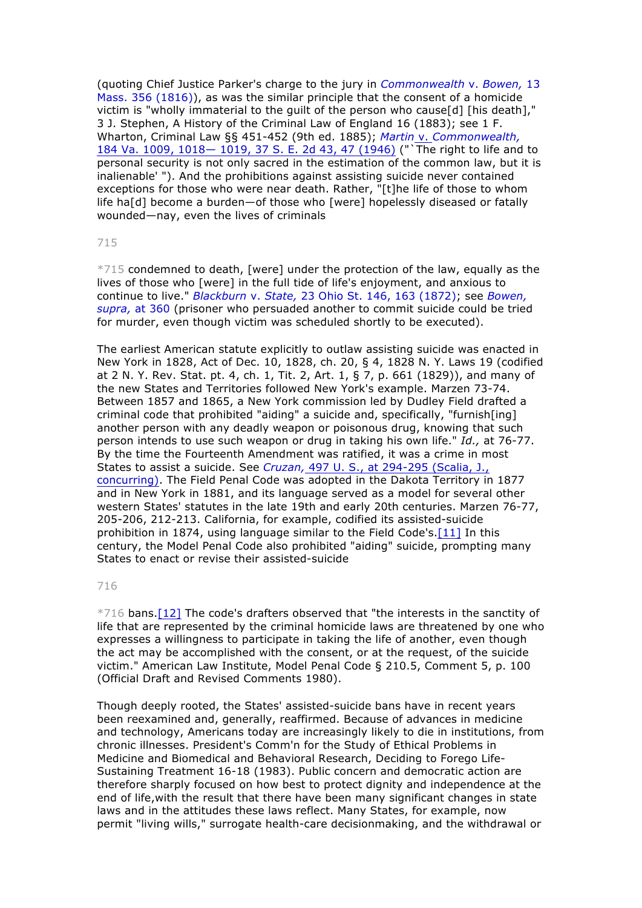(quoting Chief Justice Parker's charge to the jury in *Commonwealth* v. *Bowen,* 13 Mass. 356 (1816)), as was the similar principle that the consent of a homicide victim is "wholly immaterial to the guilt of the person who cause[d] [his death]," 3 J. Stephen, A History of the Criminal Law of England 16 (1883); see 1 F. Wharton, Criminal Law §§ 451-452 (9th ed. 1885); *Martin* v. *Commonwealth,* 184 Va. 1009, 1018— 1019, 37 S. E. 2d 43, 47 (1946) ("`The right to life and to personal security is not only sacred in the estimation of the common law, but it is inalienable' "). And the prohibitions against assisting suicide never contained exceptions for those who were near death. Rather, "[t]he life of those to whom life ha[d] become a burden—of those who [were] hopelessly diseased or fatally wounded—nay, even the lives of criminals

*715 condemned to death, [were] under the protection of the law, equally as the lives of those who [were] in the full tide of life's enjoyment, and anxious to continue to live." *Blackburn* v. *State,* 23 Ohio St. 146, 163 (1872); see *Bowen, supra,* at 360 (prisoner who persuaded another to commit suicide could be tried for murder, even though victim was scheduled shortly to be executed).

The earliest American statute explicitly to outlaw assisting suicide was enacted in New York in 1828, Act of Dec. 10, 1828, ch. 20, § 4, 1828 N. Y. Laws 19 (codified at 2 N. Y. Rev. Stat. pt. 4, ch. 1, Tit. 2, Art. 1, § 7, p. 661 (1829)), and many of the new States and Territories followed New York's example. Marzen 73-74. Between 1857 and 1865, a New York commission led by Dudley Field drafted a criminal code that prohibited "aiding" a suicide and, specifically, "furnish[ing] another person with any deadly weapon or poisonous drug, knowing that such person intends to use such weapon or drug in taking his own life." *Id.,* at 76-77. By the time the Fourteenth Amendment was ratified, it was a crime in most States to assist a suicide. See *Cruzan,* 497 U. S., at 294-295 (Scalia, J., concurring). The Field Penal Code was adopted in the Dakota Territory in 1877 and in New York in 1881, and its language served as a model for several other western States' statutes in the late 19th and early 20th centuries. Marzen 76-77, 205-206, 212-213. California, for example, codified its assisted-suicide prohibition in 1874, using language similar to the Field Code's.[11] In this century, the Model Penal Code also prohibited "aiding" suicide, prompting many States to enact or revise their assisted-suicide

*716 bans.[12] The code's drafters observed that "the interests in the sanctity of life that are represented by the criminal homicide laws are threatened by one who expresses a willingness to participate in taking the life of another, even though the act may be accomplished with the consent, or at the request, of the suicide victim." American Law Institute, Model Penal Code § 210.5, Comment 5, p. 100 (Official Draft and Revised Comments 1980).

Though deeply rooted, the States' assisted-suicide bans have in recent years been reexamined and, generally, reaffirmed. Because of advances in medicine and technology, Americans today are increasingly likely to die in institutions, from chronic illnesses. President's Comm'n for the Study of Ethical Problems in Medicine and Biomedical and Behavioral Research, Deciding to Forego Life-Sustaining Treatment 16-18 (1983). Public concern and democratic action are therefore sharply focused on how best to protect dignity and independence at the end of life,with the result that there have been many significant changes in state laws and in the attitudes these laws reflect. Many States, for example, now permit "living wills," surrogate health-care decisionmaking, and the withdrawal or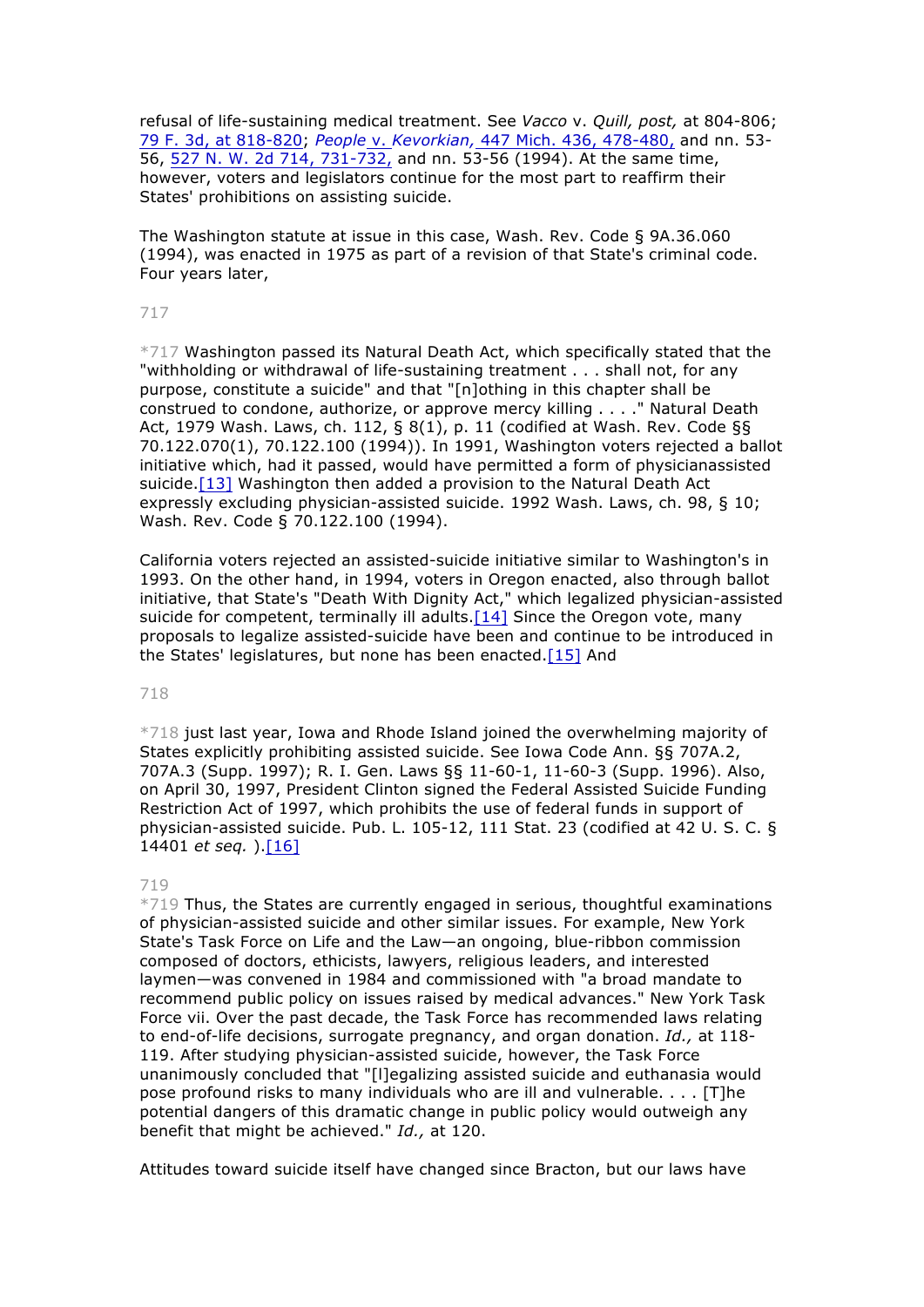refusal of life-sustaining medical treatment. See *Vacco* v. *Quill, post,* at 804-806; 79 F. 3d, at 818-820; *People* v. *Kevorkian,* 447 Mich. 436, 478-480, and nn. 53-56, 527 N. W. 2d 714, 731-732, and nn. 53-56 (1994). At the same time, however, voters and legislators continue for the most part to reaffirm their States' prohibitions on assisting suicide.

The Washington statute at issue in this case, Wash. Rev. Code § 9A.36.060 (1994), was enacted in 1975 as part of a revision of that State's criminal code. Four years later,

*717 Washington passed its Natural Death Act, which specifically stated that the "withholding or withdrawal of life-sustaining treatment . . . shall not, for any purpose, constitute a suicide" and that "[n]othing in this chapter shall be construed to condone, authorize, or approve mercy killing . . . ." Natural Death Act, 1979 Wash. Laws, ch. 112, § 8(1), p. 11 (codified at Wash. Rev. Code §§ 70.122.070(1), 70.122.100 (1994)). In 1991, Washington voters rejected a ballot initiative which, had it passed, would have permitted a form of physicianassisted suicide.[13] Washington then added a provision to the Natural Death Act expressly excluding physician-assisted suicide. 1992 Wash. Laws, ch. 98, § 10; Wash. Rev. Code § 70.122.100 (1994).

California voters rejected an assisted-suicide initiative similar to Washington's in 1993. On the other hand, in 1994, voters in Oregon enacted, also through ballot initiative, that State's "Death With Dignity Act," which legalized physician-assisted suicide for competent, terminally ill adults.[14] Since the Oregon vote, many proposals to legalize assisted-suicide have been and continue to be introduced in the States' legislatures, but none has been enacted.[15] And

*718 just last year, Iowa and Rhode Island joined the overwhelming majority of States explicitly prohibiting assisted suicide. See Iowa Code Ann. §§ 707A.2, 707A.3 (Supp. 1997); R. I. Gen. Laws §§ 11-60-1, 11-60-3 (Supp. 1996). Also, on April 30, 1997, President Clinton signed the Federal Assisted Suicide Funding Restriction Act of 1997, which prohibits the use of federal funds in support of physician-assisted suicide. Pub. L. 105-12, 111 Stat. 23 (codified at 42 U. S. C. § 14401 *et seq.* ).[16]

*719 Thus, the States are currently engaged in serious, thoughtful examinations of physician-assisted suicide and other similar issues. For example, New York State's Task Force on Life and the Law—an ongoing, blue-ribbon commission composed of doctors, ethicists, lawyers, religious leaders, and interested laymen—was convened in 1984 and commissioned with "a broad mandate to recommend public policy on issues raised by medical advances." New York Task Force vii. Over the past decade, the Task Force has recommended laws relating to end-of-life decisions, surrogate pregnancy, and organ donation. *Id.,* at 118-119. After studying physician-assisted suicide, however, the Task Force unanimously concluded that "[l]egalizing assisted suicide and euthanasia would pose profound risks to many individuals who are ill and vulnerable. . . . [T]he potential dangers of this dramatic change in public policy would outweigh any benefit that might be achieved." *Id.,* at 120.

Attitudes toward suicide itself have changed since Bracton, but our laws have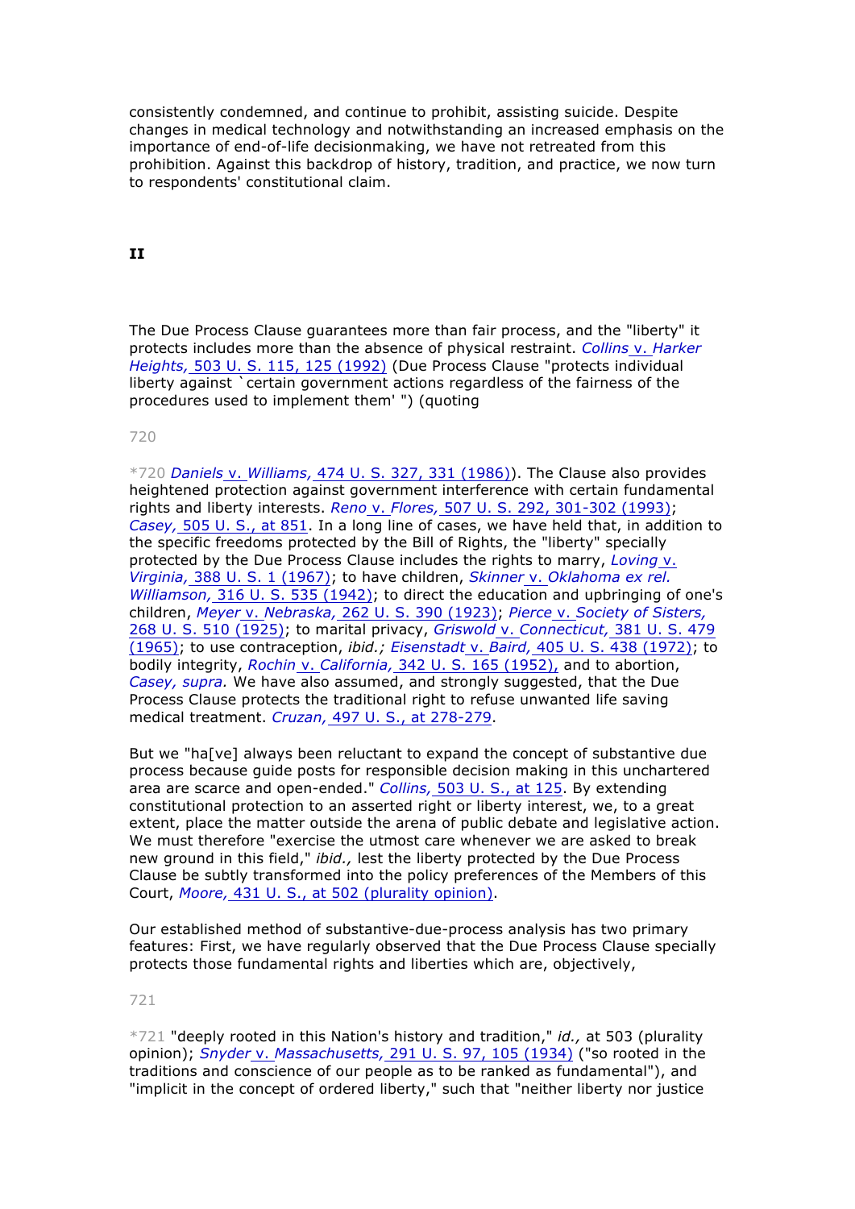consistently condemned, and continue to prohibit, assisting suicide. Despite changes in medical technology and notwithstanding an increased emphasis on the importance of end-of-life decisionmaking, we have not retreated from this prohibition. Against this backdrop of history, tradition, and practice, we now turn to respondents' constitutional claim.

**II**

The Due Process Clause guarantees more than fair process, and the "liberty" it protects includes more than the absence of physical restraint. *Collins* v. *Harker Heights,* 503 U. S. 115, 125 (1992) (Due Process Clause "protects individual liberty against `certain government actions regardless of the fairness of the procedures used to implement them' ") (quoting

720

*720 *Daniels* v. *Williams,* 474 U. S. 327, 331 (1986)). The Clause also provides heightened protection against government interference with certain fundamental rights and liberty interests. *Reno* v. *Flores,* 507 U. S. 292, 301-302 (1993); *Casey,* 505 U. S., at 851. In a long line of cases, we have held that, in addition to the specific freedoms protected by the Bill of Rights, the "liberty" specially protected by the Due Process Clause includes the rights to marry, *Loving* v. *Virginia,* 388 U. S. 1 (1967); to have children, *Skinner* v. *Oklahoma ex rel. Williamson,* 316 U. S. 535 (1942); to direct the education and upbringing of one's children, *Meyer* v. *Nebraska,* 262 U. S. 390 (1923); *Pierce* v. *Society of Sisters,* 268 U. S. 510 (1925); to marital privacy, *Griswold* v. *Connecticut,* 381 U. S. 479 (1965); to use contraception, *ibid.; Eisenstadt* v. *Baird,* 405 U. S. 438 (1972); to bodily integrity, *Rochin* v. *California,* 342 U. S. 165 (1952), and to abortion, *Casey, supra.* We have also assumed, and strongly suggested, that the Due Process Clause protects the traditional right to refuse unwanted life saving medical treatment. *Cruzan,* 497 U. S., at 278-279.

But we "ha[ve] always been reluctant to expand the concept of substantive due process because guide posts for responsible decision making in this unchartered area are scarce and open-ended." *Collins,* 503 U. S., at 125. By extending constitutional protection to an asserted right or liberty interest, we, to a great extent, place the matter outside the arena of public debate and legislative action. We must therefore "exercise the utmost care whenever we are asked to break new ground in this field," *ibid.,* lest the liberty protected by the Due Process Clause be subtly transformed into the policy preferences of the Members of this Court, *Moore,* 431 U. S., at 502 (plurality opinion).

Our established method of substantive-due-process analysis has two primary features: First, we have regularly observed that the Due Process Clause specially protects those fundamental rights and liberties which are, objectively,

721

*721 "deeply rooted in this Nation's history and tradition," *id.,* at 503 (plurality opinion); *Snyder* v. *Massachusetts,* 291 U. S. 97, 105 (1934) ("so rooted in the traditions and conscience of our people as to be ranked as fundamental"), and "implicit in the concept of ordered liberty," such that "neither liberty nor justice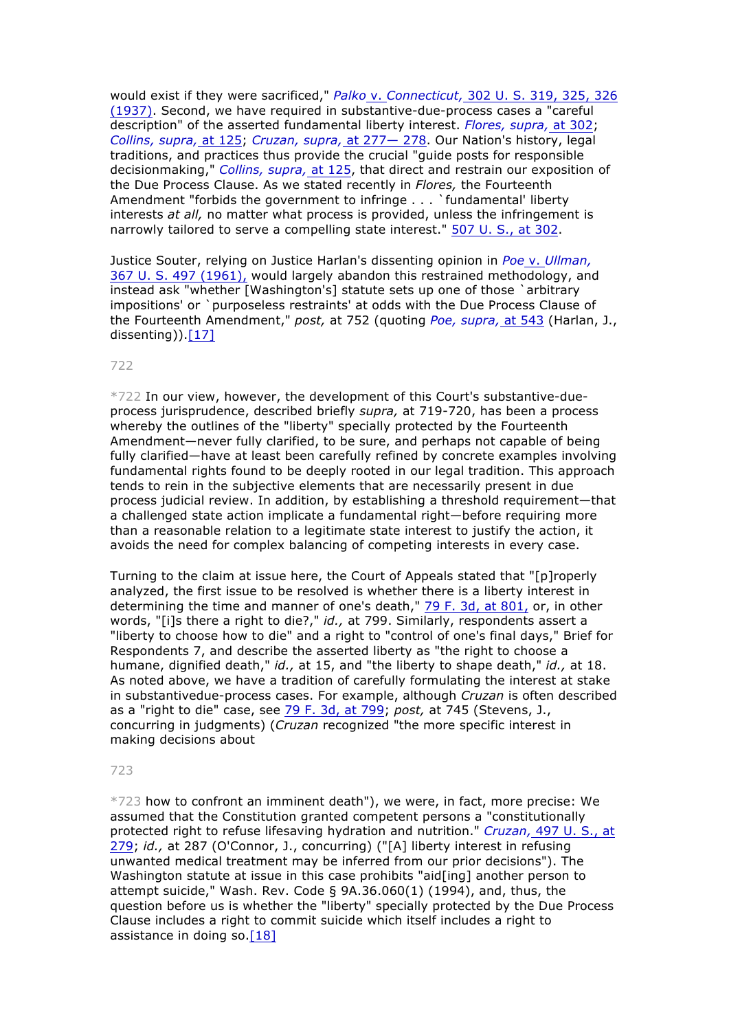would exist if they were sacrificed," *Palko* v. *Connecticut,* 302 U. S. 319, 325, 326 (1937). Second, we have required in substantive-due-process cases a "careful description" of the asserted fundamental liberty interest. *Flores, supra,* at 302; *Collins, supra,* at 125; *Cruzan, supra,* at 277— 278. Our Nation's history, legal traditions, and practices thus provide the crucial "guide posts for responsible decisionmaking," *Collins, supra,* at 125, that direct and restrain our exposition of the Due Process Clause. As we stated recently in *Flores,* the Fourteenth Amendment "forbids the government to infringe . . . `fundamental' liberty interests *at all,* no matter what process is provided, unless the infringement is narrowly tailored to serve a compelling state interest." 507 U. S., at 302.

Justice Souter, relying on Justice Harlan's dissenting opinion in *Poe* v. *Ullman,* 367 U. S. 497 (1961), would largely abandon this restrained methodology, and instead ask "whether [Washington's] statute sets up one of those `arbitrary impositions' or `purposeless restraints' at odds with the Due Process Clause of the Fourteenth Amendment," *post,* at 752 (quoting *Poe, supra,* at 543 (Harlan, J., dissenting)).[17]

*722 In our view, however, the development of this Court's substantive-due-process jurisprudence, described briefly *supra,* at 719-720, has been a process whereby the outlines of the "liberty" specially protected by the Fourteenth Amendment—never fully clarified, to be sure, and perhaps not capable of being fully clarified—have at least been carefully refined by concrete examples involving fundamental rights found to be deeply rooted in our legal tradition. This approach tends to rein in the subjective elements that are necessarily present in due process judicial review. In addition, by establishing a threshold requirement—that a challenged state action implicate a fundamental right—before requiring more than a reasonable relation to a legitimate state interest to justify the action, it avoids the need for complex balancing of competing interests in every case.

Turning to the claim at issue here, the Court of Appeals stated that "[p]roperly analyzed, the first issue to be resolved is whether there is a liberty interest in determining the time and manner of one's death," 79 F. 3d, at 801, or, in other words, "[i]s there a right to die?," *id.,* at 799. Similarly, respondents assert a "liberty to choose how to die" and a right to "control of one's final days," Brief for Respondents 7, and describe the asserted liberty as "the right to choose a humane, dignified death," *id.,* at 15, and "the liberty to shape death," *id.,* at 18. As noted above, we have a tradition of carefully formulating the interest at stake in substantivedue-process cases. For example, although *Cruzan* is often described as a "right to die" case, see 79 F. 3d, at 799; *post,* at 745 (Stevens, J., concurring in judgments) (*Cruzan* recognized "the more specific interest in making decisions about

*723 how to confront an imminent death"), we were, in fact, more precise: We assumed that the Constitution granted competent persons a "constitutionally protected right to refuse lifesaving hydration and nutrition." *Cruzan,* 497 U. S., at 279; *id.,* at 287 (O'Connor, J., concurring) ("[A] liberty interest in refusing unwanted medical treatment may be inferred from our prior decisions"). The Washington statute at issue in this case prohibits "aid[ing] another person to attempt suicide," Wash. Rev. Code § 9A.36.060(1) (1994), and, thus, the question before us is whether the "liberty" specially protected by the Due Process Clause includes a right to commit suicide which itself includes a right to assistance in doing so.[18]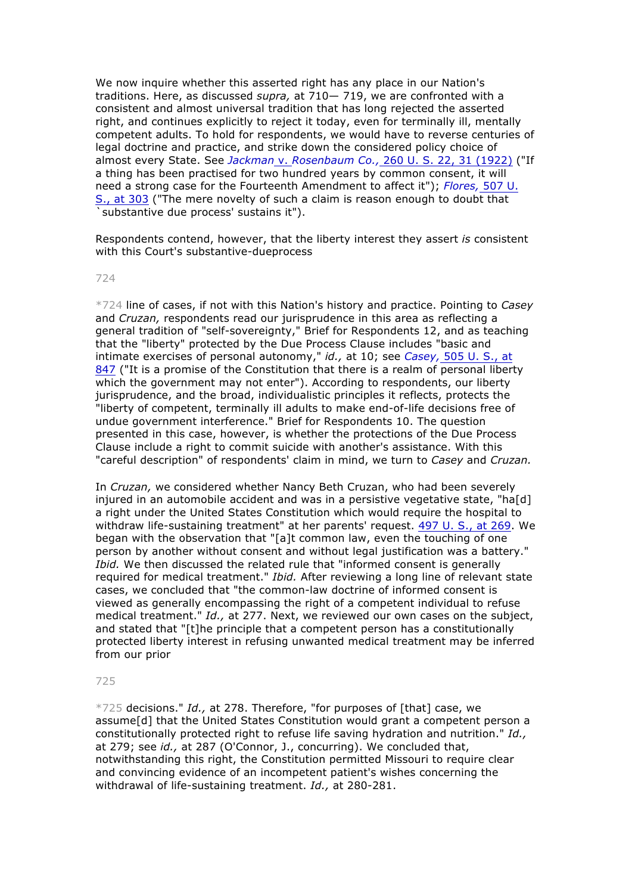We now inquire whether this asserted right has any place in our Nation's traditions. Here, as discussed *supra,* at 710— 719, we are confronted with a consistent and almost universal tradition that has long rejected the asserted right, and continues explicitly to reject it today, even for terminally ill, mentally competent adults. To hold for respondents, we would have to reverse centuries of legal doctrine and practice, and strike down the considered policy choice of almost every State. See *Jackman* v. *Rosenbaum Co.,* 260 U. S. 22, 31 (1922) ("If a thing has been practised for two hundred years by common consent, it will need a strong case for the Fourteenth Amendment to affect it"); *Flores,* 507 U. S., at 303 ("The mere novelty of such a claim is reason enough to doubt that `substantive due process' sustains it").

Respondents contend, however, that the liberty interest they assert *is* consistent with this Court's substantive-dueprocess

*724 line of cases, if not with this Nation's history and practice. Pointing to *Casey* and *Cruzan,* respondents read our jurisprudence in this area as reflecting a general tradition of "self-sovereignty," Brief for Respondents 12, and as teaching that the "liberty" protected by the Due Process Clause includes "basic and intimate exercises of personal autonomy," *id.,* at 10; see *Casey,* 505 U. S., at 847 ("It is a promise of the Constitution that there is a realm of personal liberty which the government may not enter"). According to respondents, our liberty jurisprudence, and the broad, individualistic principles it reflects, protects the "liberty of competent, terminally ill adults to make end-of-life decisions free of undue government interference." Brief for Respondents 10. The question presented in this case, however, is whether the protections of the Due Process Clause include a right to commit suicide with another's assistance. With this "careful description" of respondents' claim in mind, we turn to *Casey* and *Cruzan.*

In *Cruzan,* we considered whether Nancy Beth Cruzan, who had been severely injured in an automobile accident and was in a persistive vegetative state, "ha[d] a right under the United States Constitution which would require the hospital to withdraw life-sustaining treatment" at her parents' request. 497 U. S., at 269. We began with the observation that "[a]t common law, even the touching of one person by another without consent and without legal justification was a battery." *Ibid.* We then discussed the related rule that "informed consent is generally required for medical treatment." *Ibid.* After reviewing a long line of relevant state cases, we concluded that "the common-law doctrine of informed consent is viewed as generally encompassing the right of a competent individual to refuse medical treatment." *Id.,* at 277. Next, we reviewed our own cases on the subject, and stated that "[t]he principle that a competent person has a constitutionally protected liberty interest in refusing unwanted medical treatment may be inferred from our prior

*725 decisions." *Id.,* at 278. Therefore, "for purposes of [that] case, we assume[d] that the United States Constitution would grant a competent person a constitutionally protected right to refuse life saving hydration and nutrition." *Id.,* at 279; see *id.,* at 287 (O'Connor, J., concurring). We concluded that, notwithstanding this right, the Constitution permitted Missouri to require clear and convincing evidence of an incompetent patient's wishes concerning the withdrawal of life-sustaining treatment. *Id.,* at 280-281.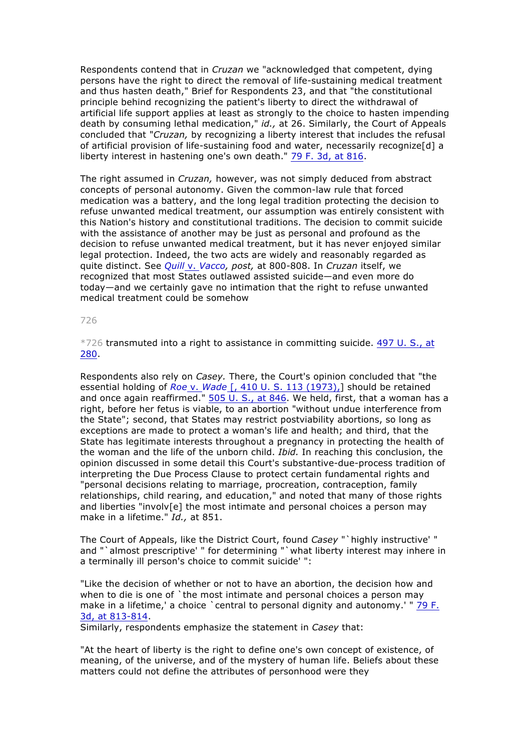Respondents contend that in *Cruzan* we "acknowledged that competent, dying persons have the right to direct the removal of life-sustaining medical treatment and thus hasten death," Brief for Respondents 23, and that "the constitutional principle behind recognizing the patient's liberty to direct the withdrawal of artificial life support applies at least as strongly to the choice to hasten impending death by consuming lethal medication," *id.,* at 26. Similarly, the Court of Appeals concluded that "*Cruzan,* by recognizing a liberty interest that includes the refusal of artificial provision of life-sustaining food and water, necessarily recognize[d] a liberty interest in hastening one's own death." 79 F. 3d, at 816.

The right assumed in *Cruzan,* however, was not simply deduced from abstract concepts of personal autonomy. Given the common-law rule that forced medication was a battery, and the long legal tradition protecting the decision to refuse unwanted medical treatment, our assumption was entirely consistent with this Nation's history and constitutional traditions. The decision to commit suicide with the assistance of another may be just as personal and profound as the decision to refuse unwanted medical treatment, but it has never enjoyed similar legal protection. Indeed, the two acts are widely and reasonably regarded as quite distinct. See *Quill* v. *Vacco, post,* at 800-808. In *Cruzan* itself, we recognized that most States outlawed assisted suicide—and even more do today—and we certainly gave no intimation that the right to refuse unwanted medical treatment could be somehow

*726 transmuted into a right to assistance in committing suicide. 497 U. S., at 280.

Respondents also rely on *Casey.* There, the Court's opinion concluded that "the essential holding of *Roe* v. *Wade* [, 410 U. S. 113 (1973),] should be retained and once again reaffirmed." 505 U. S., at 846. We held, first, that a woman has a right, before her fetus is viable, to an abortion "without undue interference from the State"; second, that States may restrict postviability abortions, so long as exceptions are made to protect a woman's life and health; and third, that the State has legitimate interests throughout a pregnancy in protecting the health of the woman and the life of the unborn child. *Ibid.* In reaching this conclusion, the opinion discussed in some detail this Court's substantive-due-process tradition of interpreting the Due Process Clause to protect certain fundamental rights and "personal decisions relating to marriage, procreation, contraception, family relationships, child rearing, and education," and noted that many of those rights and liberties "involv[e] the most intimate and personal choices a person may make in a lifetime." *Id.,* at 851.

The Court of Appeals, like the District Court, found *Casey* "`highly instructive' " and "`almost prescriptive' " for determining "`what liberty interest may inhere in a terminally ill person's choice to commit suicide' ":

"Like the decision of whether or not to have an abortion, the decision how and when to die is one of `the most intimate and personal choices a person may make in a lifetime,' a choice `central to personal dignity and autonomy.' " 79 F. 3d, at 813-814.

Similarly, respondents emphasize the statement in *Casey* that:

"At the heart of liberty is the right to define one's own concept of existence, of meaning, of the universe, and of the mystery of human life. Beliefs about these matters could not define the attributes of personhood were they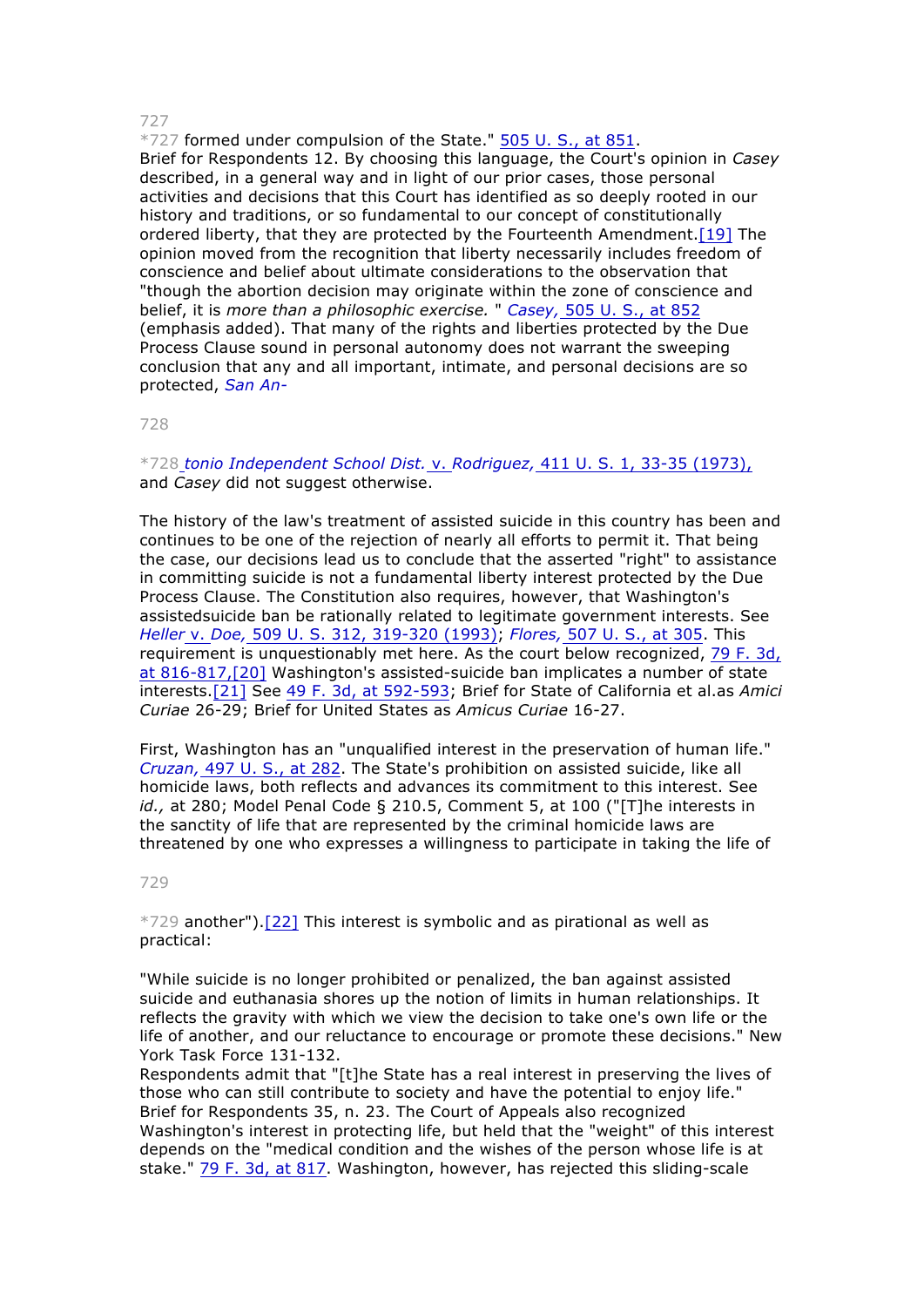*727 formed under compulsion of the State." 505 U. S., at 851. Brief for Respondents 12. By choosing this language, the Court's opinion in *Casey* described, in a general way and in light of our prior cases, those personal activities and decisions that this Court has identified as so deeply rooted in our history and traditions, or so fundamental to our concept of constitutionally ordered liberty, that they are protected by the Fourteenth Amendment.[19] The opinion moved from the recognition that liberty necessarily includes freedom of conscience and belief about ultimate considerations to the observation that "though the abortion decision may originate within the zone of conscience and belief, it is *more than a philosophic exercise.* " *Casey,* 505 U. S., at 852 (emphasis added). That many of the rights and liberties protected by the Due Process Clause sound in personal autonomy does not warrant the sweeping conclusion that any and all important, intimate, and personal decisions are so protected, *San An-*

*728 *tonio Independent School Dist.* v. *Rodriguez,* 411 U. S. 1, 33-35 (1973), and *Casey* did not suggest otherwise.

The history of the law's treatment of assisted suicide in this country has been and continues to be one of the rejection of nearly all efforts to permit it. That being the case, our decisions lead us to conclude that the asserted "right" to assistance in committing suicide is not a fundamental liberty interest protected by the Due Process Clause. The Constitution also requires, however, that Washington's assistedsuicide ban be rationally related to legitimate government interests. See *Heller* v. *Doe,* 509 U. S. 312, 319-320 (1993); *Flores,* 507 U. S., at 305. This requirement is unquestionably met here. As the court below recognized, 79 F. 3d, at 816-817,[20] Washington's assisted-suicide ban implicates a number of state interests.[21] See 49 F. 3d, at 592-593; Brief for State of California et al.as *Amici Curiae* 26-29; Brief for United States as *Amicus Curiae* 16-27.

First, Washington has an "unqualified interest in the preservation of human life." *Cruzan,* 497 U. S., at 282. The State's prohibition on assisted suicide, like all homicide laws, both reflects and advances its commitment to this interest. See *id.,* at 280; Model Penal Code § 210.5, Comment 5, at 100 ("[T]he interests in the sanctity of life that are represented by the criminal homicide laws are threatened by one who expresses a willingness to participate in taking the life of

*729 another").[22] This interest is symbolic and as pirational as well as practical:

"While suicide is no longer prohibited or penalized, the ban against assisted suicide and euthanasia shores up the notion of limits in human relationships. It reflects the gravity with which we view the decision to take one's own life or the life of another, and our reluctance to encourage or promote these decisions." New York Task Force 131-132.

Respondents admit that "[t]he State has a real interest in preserving the lives of those who can still contribute to society and have the potential to enjoy life." Brief for Respondents 35, n. 23. The Court of Appeals also recognized Washington's interest in protecting life, but held that the "weight" of this interest depends on the "medical condition and the wishes of the person whose life is at stake." 79 F. 3d, at 817. Washington, however, has rejected this sliding-scale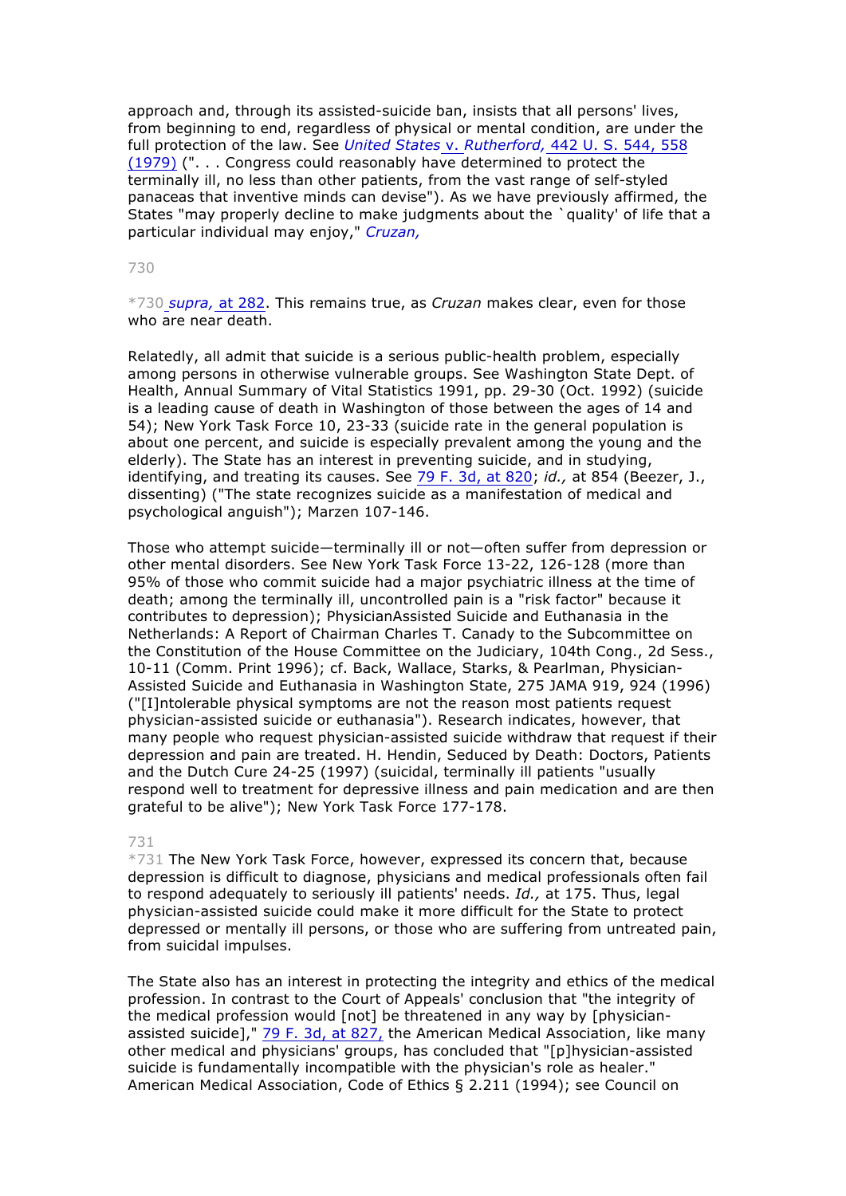approach and, through its assisted-suicide ban, insists that all persons' lives, from beginning to end, regardless of physical or mental condition, are under the full protection of the law. See *United States* v. *Rutherford,* 442 U. S. 544, 558 (1979) (". . . Congress could reasonably have determined to protect the terminally ill, no less than other patients, from the vast range of self-styled panaceas that inventive minds can devise"). As we have previously affirmed, the States "may properly decline to make judgments about the `quality' of life that a particular individual may enjoy," *Cruzan,*

*730 *supra,* at 282. This remains true, as *Cruzan* makes clear, even for those who are near death.

Relatedly, all admit that suicide is a serious public-health problem, especially among persons in otherwise vulnerable groups. See Washington State Dept. of Health, Annual Summary of Vital Statistics 1991, pp. 29-30 (Oct. 1992) (suicide is a leading cause of death in Washington of those between the ages of 14 and 54); New York Task Force 10, 23-33 (suicide rate in the general population is about one percent, and suicide is especially prevalent among the young and the elderly). The State has an interest in preventing suicide, and in studying, identifying, and treating its causes. See 79 F. 3d, at 820; *id.,* at 854 (Beezer, J., dissenting) ("The state recognizes suicide as a manifestation of medical and psychological anguish"); Marzen 107-146.

Those who attempt suicide—terminally ill or not—often suffer from depression or other mental disorders. See New York Task Force 13-22, 126-128 (more than 95% of those who commit suicide had a major psychiatric illness at the time of death; among the terminally ill, uncontrolled pain is a "risk factor" because it contributes to depression); PhysicianAssisted Suicide and Euthanasia in the Netherlands: A Report of Chairman Charles T. Canady to the Subcommittee on the Constitution of the House Committee on the Judiciary, 104th Cong., 2d Sess., 10-11 (Comm. Print 1996); cf. Back, Wallace, Starks, & Pearlman, Physician-Assisted Suicide and Euthanasia in Washington State, 275 JAMA 919, 924 (1996) ("[I]ntolerable physical symptoms are not the reason most patients request physician-assisted suicide or euthanasia"). Research indicates, however, that many people who request physician-assisted suicide withdraw that request if their depression and pain are treated. H. Hendin, Seduced by Death: Doctors, Patients and the Dutch Cure 24-25 (1997) (suicidal, terminally ill patients "usually respond well to treatment for depressive illness and pain medication and are then grateful to be alive"); New York Task Force 177-178.

*731 The New York Task Force, however, expressed its concern that, because depression is difficult to diagnose, physicians and medical professionals often fail to respond adequately to seriously ill patients' needs. *Id.,* at 175. Thus, legal physician-assisted suicide could make it more difficult for the State to protect depressed or mentally ill persons, or those who are suffering from untreated pain, from suicidal impulses.

The State also has an interest in protecting the integrity and ethics of the medical profession. In contrast to the Court of Appeals' conclusion that "the integrity of the medical profession would [not] be threatened in any way by [physician-assisted suicide]," 79 F. 3d, at 827, the American Medical Association, like many other medical and physicians' groups, has concluded that "[p]hysician-assisted suicide is fundamentally incompatible with the physician's role as healer." American Medical Association, Code of Ethics § 2.211 (1994); see Council on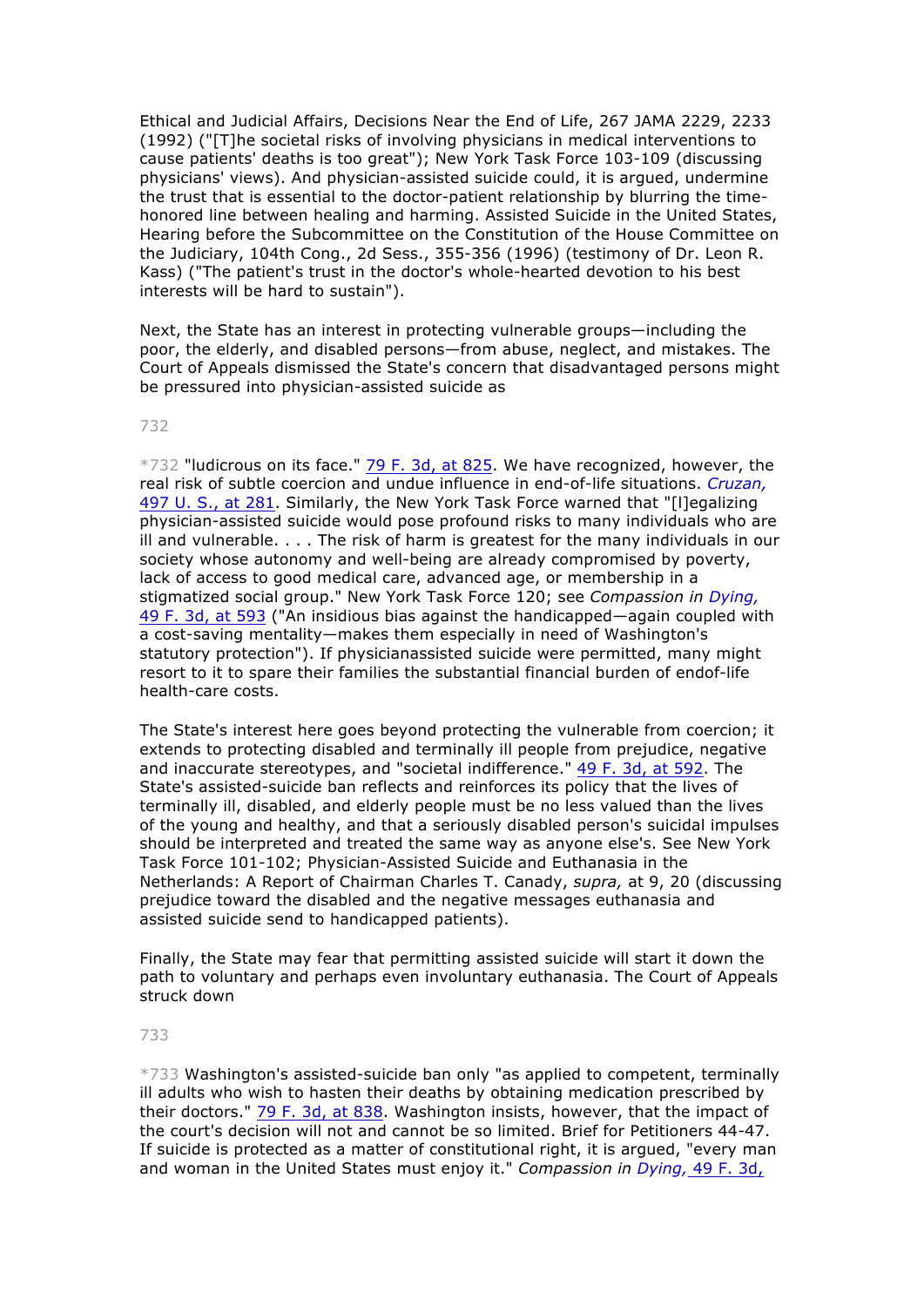Ethical and Judicial Affairs, Decisions Near the End of Life, 267 JAMA 2229, 2233 (1992) ("[T]he societal risks of involving physicians in medical interventions to cause patients' deaths is too great"); New York Task Force 103-109 (discussing physicians' views). And physician-assisted suicide could, it is argued, undermine the trust that is essential to the doctor-patient relationship by blurring the time-honored line between healing and harming. Assisted Suicide in the United States, Hearing before the Subcommittee on the Constitution of the House Committee on the Judiciary, 104th Cong., 2d Sess., 355-356 (1996) (testimony of Dr. Leon R. Kass) ("The patient's trust in the doctor's whole-hearted devotion to his best interests will be hard to sustain").

Next, the State has an interest in protecting vulnerable groups—including the poor, the elderly, and disabled persons—from abuse, neglect, and mistakes. The Court of Appeals dismissed the State's concern that disadvantaged persons might be pressured into physician-assisted suicide as

732

*732 "ludicrous on its face." 79 F. 3d, at 825. We have recognized, however, the real risk of subtle coercion and undue influence in end-of-life situations. *Cruzan,* 497 U. S., at 281. Similarly, the New York Task Force warned that "[l]egalizing physician-assisted suicide would pose profound risks to many individuals who are ill and vulnerable. . . . The risk of harm is greatest for the many individuals in our society whose autonomy and well-being are already compromised by poverty, lack of access to good medical care, advanced age, or membership in a stigmatized social group." New York Task Force 120; see *Compassion in Dying,* 49 F. 3d, at 593 ("An insidious bias against the handicapped—again coupled with a cost-saving mentality—makes them especially in need of Washington's statutory protection"). If physicianassisted suicide were permitted, many might resort to it to spare their families the substantial financial burden of endof-life health-care costs.

The State's interest here goes beyond protecting the vulnerable from coercion; it extends to protecting disabled and terminally ill people from prejudice, negative and inaccurate stereotypes, and "societal indifference." 49 F. 3d, at 592. The State's assisted-suicide ban reflects and reinforces its policy that the lives of terminally ill, disabled, and elderly people must be no less valued than the lives of the young and healthy, and that a seriously disabled person's suicidal impulses should be interpreted and treated the same way as anyone else's. See New York Task Force 101-102; Physician-Assisted Suicide and Euthanasia in the Netherlands: A Report of Chairman Charles T. Canady, *supra,* at 9, 20 (discussing prejudice toward the disabled and the negative messages euthanasia and assisted suicide send to handicapped patients).

Finally, the State may fear that permitting assisted suicide will start it down the path to voluntary and perhaps even involuntary euthanasia. The Court of Appeals struck down

733

*733 Washington's assisted-suicide ban only "as applied to competent, terminally ill adults who wish to hasten their deaths by obtaining medication prescribed by their doctors." 79 F. 3d, at 838. Washington insists, however, that the impact of the court's decision will not and cannot be so limited. Brief for Petitioners 44-47. If suicide is protected as a matter of constitutional right, it is argued, "every man and woman in the United States must enjoy it." *Compassion in Dying,* 49 F. 3d,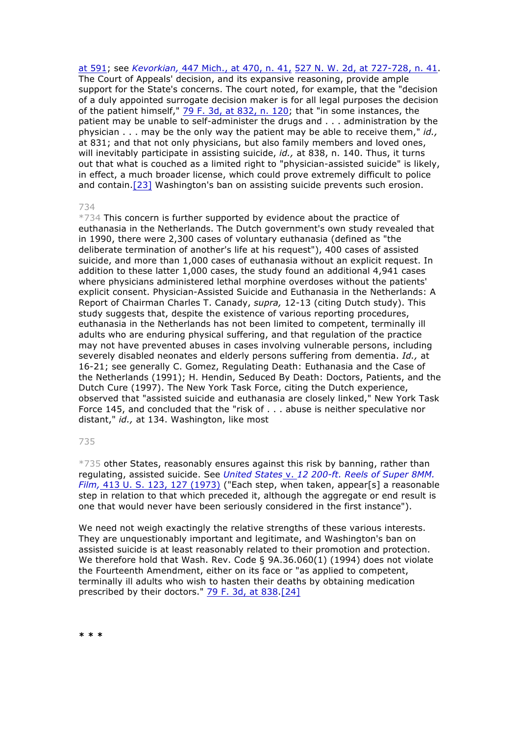at 591; see *Kevorkian,* 447 Mich., at 470, n. 41, 527 N. W. 2d, at 727-728, n. 41. The Court of Appeals' decision, and its expansive reasoning, provide ample support for the State's concerns. The court noted, for example, that the "decision of a duly appointed surrogate decision maker is for all legal purposes the decision of the patient himself," 79 F. 3d, at 832, n. 120; that "in some instances, the patient may be unable to self-administer the drugs and . . . administration by the physician . . . may be the only way the patient may be able to receive them," *id.,* at 831; and that not only physicians, but also family members and loved ones, will inevitably participate in assisting suicide, *id.,* at 838, n. 140. Thus, it turns out that what is couched as a limited right to "physician-assisted suicide" is likely, in effect, a much broader license, which could prove extremely difficult to police and contain.[23] Washington's ban on assisting suicide prevents such erosion.

734

*734 This concern is further supported by evidence about the practice of euthanasia in the Netherlands. The Dutch government's own study revealed that in 1990, there were 2,300 cases of voluntary euthanasia (defined as "the deliberate termination of another's life at his request"), 400 cases of assisted suicide, and more than 1,000 cases of euthanasia without an explicit request. In addition to these latter 1,000 cases, the study found an additional 4,941 cases where physicians administered lethal morphine overdoses without the patients' explicit consent. Physician-Assisted Suicide and Euthanasia in the Netherlands: A Report of Chairman Charles T. Canady, *supra,* 12-13 (citing Dutch study). This study suggests that, despite the existence of various reporting procedures, euthanasia in the Netherlands has not been limited to competent, terminally ill adults who are enduring physical suffering, and that regulation of the practice may not have prevented abuses in cases involving vulnerable persons, including severely disabled neonates and elderly persons suffering from dementia. *Id.,* at 16-21; see generally C. Gomez, Regulating Death: Euthanasia and the Case of the Netherlands (1991); H. Hendin, Seduced By Death: Doctors, Patients, and the Dutch Cure (1997). The New York Task Force, citing the Dutch experience, observed that "assisted suicide and euthanasia are closely linked," New York Task Force 145, and concluded that the "risk of . . . abuse is neither speculative nor distant," *id.,* at 134. Washington, like most

735

*735 other States, reasonably ensures against this risk by banning, rather than regulating, assisted suicide. See *United States* v. *12 200-ft. Reels of Super 8MM. Film,* 413 U. S. 123, 127 (1973) ("Each step, when taken, appear[s] a reasonable step in relation to that which preceded it, although the aggregate or end result is one that would never have been seriously considered in the first instance").

We need not weigh exactingly the relative strengths of these various interests. They are unquestionably important and legitimate, and Washington's ban on assisted suicide is at least reasonably related to their promotion and protection. We therefore hold that Wash. Rev. Code § 9A.36.060(1) (1994) does not violate the Fourteenth Amendment, either on its face or "as applied to competent, terminally ill adults who wish to hasten their deaths by obtaining medication prescribed by their doctors." 79 F. 3d, at 838.[24]

**\* \* \***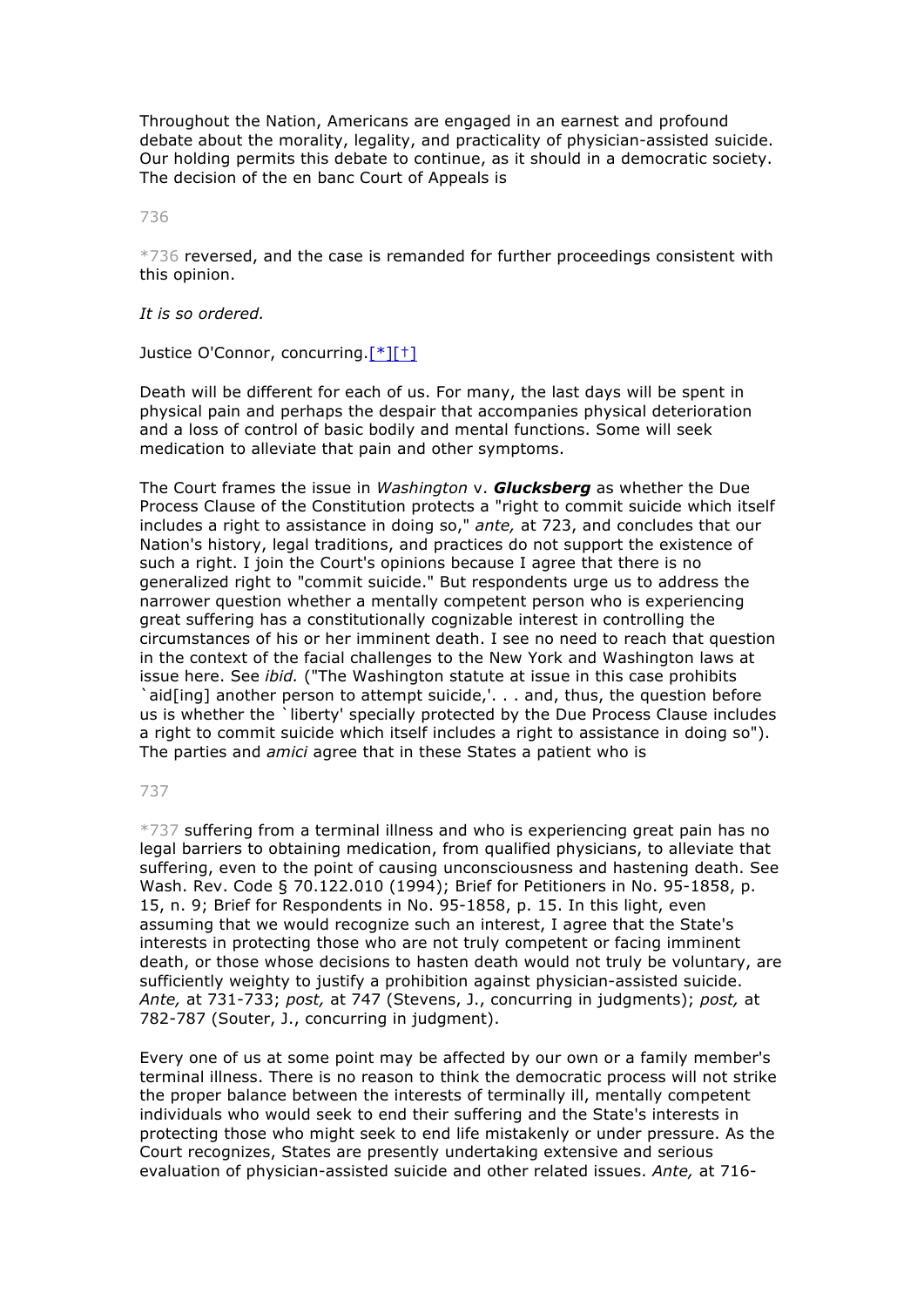Throughout the Nation, Americans are engaged in an earnest and profound debate about the morality, legality, and practicality of physician-assisted suicide. Our holding permits this debate to continue, as it should in a democratic society. The decision of the en banc Court of Appeals is

736

*736 reversed, and the case is remanded for further proceedings consistent with this opinion.

*It is so ordered.*

Justice O'Connor, concurring.[*][†]

Death will be different for each of us. For many, the last days will be spent in physical pain and perhaps the despair that accompanies physical deterioration and a loss of control of basic bodily and mental functions. Some will seek medication to alleviate that pain and other symptoms.

The Court frames the issue in *Washington* v. ***Glucksberg*** as whether the Due Process Clause of the Constitution protects a "right to commit suicide which itself includes a right to assistance in doing so," *ante,* at 723, and concludes that our Nation's history, legal traditions, and practices do not support the existence of such a right. I join the Court's opinions because I agree that there is no generalized right to "commit suicide." But respondents urge us to address the narrower question whether a mentally competent person who is experiencing great suffering has a constitutionally cognizable interest in controlling the circumstances of his or her imminent death. I see no need to reach that question in the context of the facial challenges to the New York and Washington laws at issue here. See *ibid.* ("The Washington statute at issue in this case prohibits `aid[ing] another person to attempt suicide,'. . . and, thus, the question before us is whether the `liberty' specially protected by the Due Process Clause includes a right to commit suicide which itself includes a right to assistance in doing so"). The parties and *amici* agree that in these States a patient who is

737

*737 suffering from a terminal illness and who is experiencing great pain has no legal barriers to obtaining medication, from qualified physicians, to alleviate that suffering, even to the point of causing unconsciousness and hastening death. See Wash. Rev. Code § 70.122.010 (1994); Brief for Petitioners in No. 95-1858, p. 15, n. 9; Brief for Respondents in No. 95-1858, p. 15. In this light, even assuming that we would recognize such an interest, I agree that the State's interests in protecting those who are not truly competent or facing imminent death, or those whose decisions to hasten death would not truly be voluntary, are sufficiently weighty to justify a prohibition against physician-assisted suicide. *Ante,* at 731-733; *post,* at 747 (Stevens, J., concurring in judgments); *post,* at 782-787 (Souter, J., concurring in judgment).

Every one of us at some point may be affected by our own or a family member's terminal illness. There is no reason to think the democratic process will not strike the proper balance between the interests of terminally ill, mentally competent individuals who would seek to end their suffering and the State's interests in protecting those who might seek to end life mistakenly or under pressure. As the Court recognizes, States are presently undertaking extensive and serious evaluation of physician-assisted suicide and other related issues. *Ante,* at 716-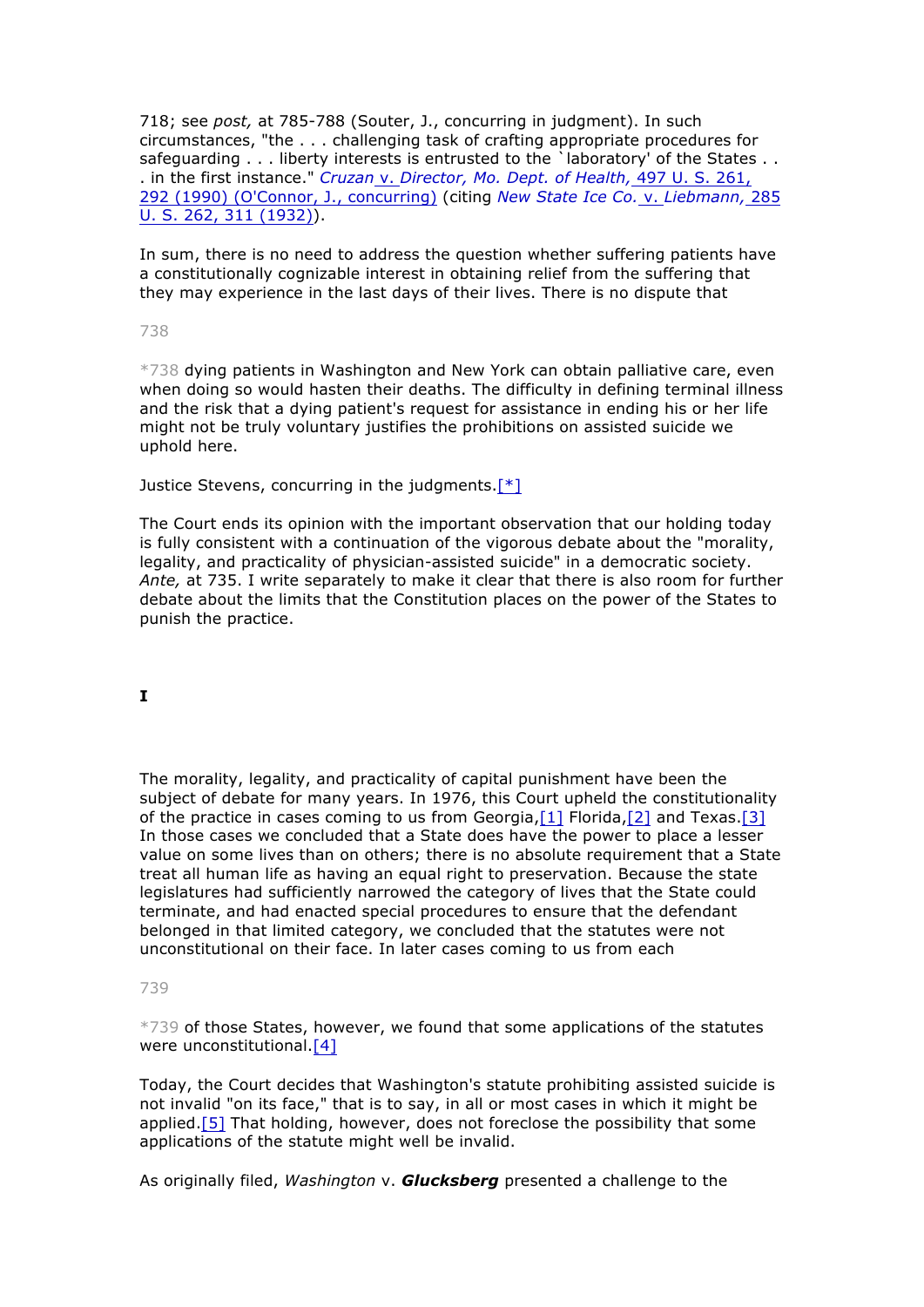718; see *post,* at 785-788 (Souter, J., concurring in judgment). In such circumstances, "the . . . challenging task of crafting appropriate procedures for safeguarding . . . liberty interests is entrusted to the `laboratory' of the States . . . in the first instance." *Cruzan* v. *Director, Mo. Dept. of Health,* 497 U. S. 261, 292 (1990) (O'Connor, J., concurring) (citing *New State Ice Co.* v. *Liebmann,* 285 U. S. 262, 311 (1932)).

In sum, there is no need to address the question whether suffering patients have a constitutionally cognizable interest in obtaining relief from the suffering that they may experience in the last days of their lives. There is no dispute that

*738 dying patients in Washington and New York can obtain palliative care, even when doing so would hasten their deaths. The difficulty in defining terminal illness and the risk that a dying patient's request for assistance in ending his or her life might not be truly voluntary justifies the prohibitions on assisted suicide we uphold here.

Justice Stevens, concurring in the judgments.[*]

The Court ends its opinion with the important observation that our holding today is fully consistent with a continuation of the vigorous debate about the "morality, legality, and practicality of physician-assisted suicide" in a democratic society. *Ante,* at 735. I write separately to make it clear that there is also room for further debate about the limits that the Constitution places on the power of the States to punish the practice.

**I**

The morality, legality, and practicality of capital punishment have been the subject of debate for many years. In 1976, this Court upheld the constitutionality of the practice in cases coming to us from Georgia,[1] Florida,[2] and Texas.[3] In those cases we concluded that a State does have the power to place a lesser value on some lives than on others; there is no absolute requirement that a State treat all human life as having an equal right to preservation. Because the state legislatures had sufficiently narrowed the category of lives that the State could terminate, and had enacted special procedures to ensure that the defendant belonged in that limited category, we concluded that the statutes were not unconstitutional on their face. In later cases coming to us from each

*739 of those States, however, we found that some applications of the statutes were unconstitutional.[4]

Today, the Court decides that Washington's statute prohibiting assisted suicide is not invalid "on its face," that is to say, in all or most cases in which it might be applied.[5] That holding, however, does not foreclose the possibility that some applications of the statute might well be invalid.

As originally filed, *Washington* v. ***Glucksberg*** presented a challenge to the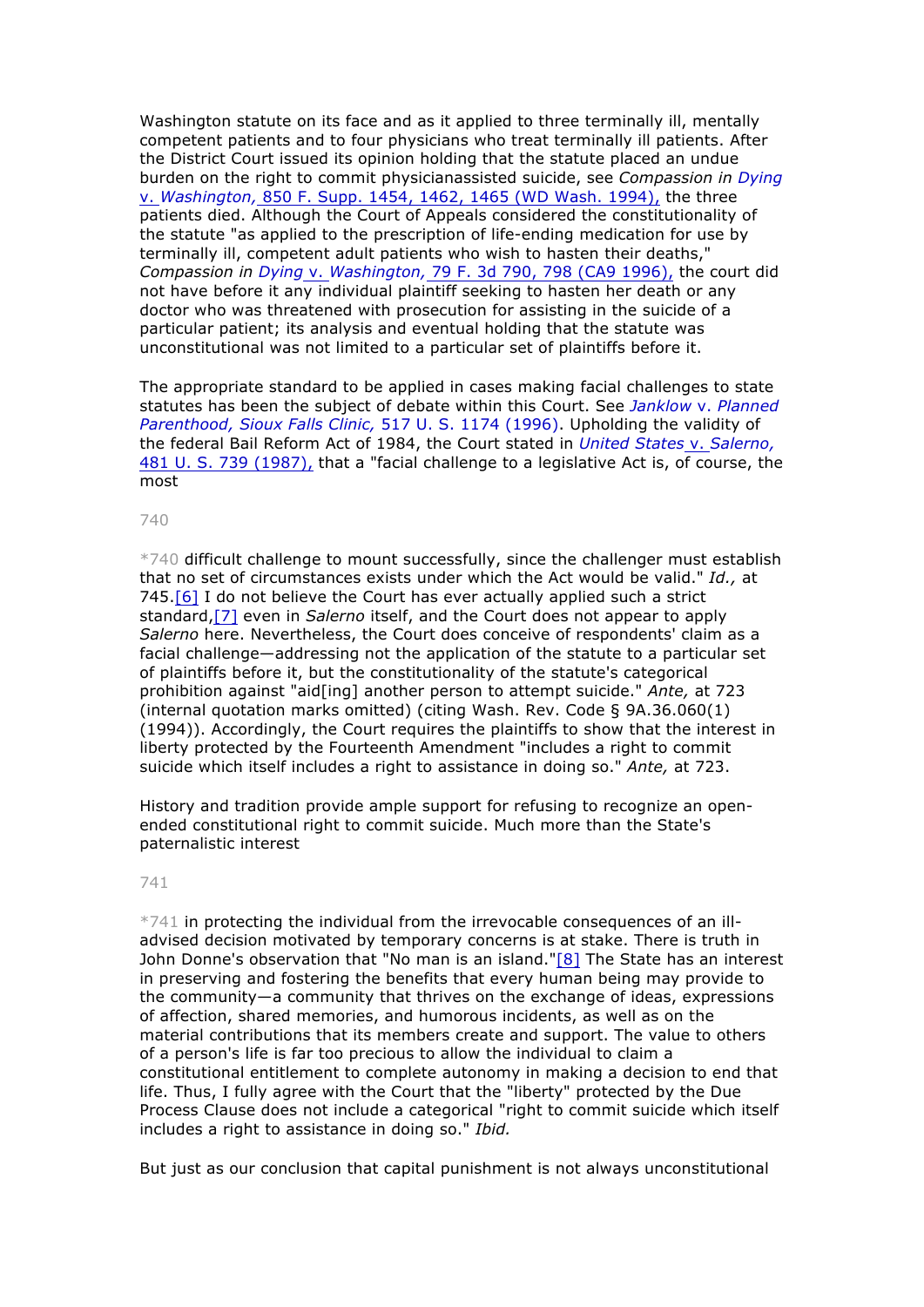Washington statute on its face and as it applied to three terminally ill, mentally competent patients and to four physicians who treat terminally ill patients. After the District Court issued its opinion holding that the statute placed an undue burden on the right to commit physicianassisted suicide, see *Compassion in Dying* v. *Washington,* 850 F. Supp. 1454, 1462, 1465 (WD Wash. 1994), the three patients died. Although the Court of Appeals considered the constitutionality of the statute "as applied to the prescription of life-ending medication for use by terminally ill, competent adult patients who wish to hasten their deaths," *Compassion in Dying* v. *Washington,* 79 F. 3d 790, 798 (CA9 1996), the court did not have before it any individual plaintiff seeking to hasten her death or any doctor who was threatened with prosecution for assisting in the suicide of a particular patient; its analysis and eventual holding that the statute was unconstitutional was not limited to a particular set of plaintiffs before it.

The appropriate standard to be applied in cases making facial challenges to state statutes has been the subject of debate within this Court. See *Janklow* v. *Planned Parenthood, Sioux Falls Clinic,* 517 U. S. 1174 (1996). Upholding the validity of the federal Bail Reform Act of 1984, the Court stated in *United States* v. *Salerno,* 481 U. S. 739 (1987), that a "facial challenge to a legislative Act is, of course, the most

*740 difficult challenge to mount successfully, since the challenger must establish that no set of circumstances exists under which the Act would be valid." *Id.,* at 745.[6] I do not believe the Court has ever actually applied such a strict standard,[7] even in *Salerno* itself, and the Court does not appear to apply *Salerno* here. Nevertheless, the Court does conceive of respondents' claim as a facial challenge—addressing not the application of the statute to a particular set of plaintiffs before it, but the constitutionality of the statute's categorical prohibition against "aid[ing] another person to attempt suicide." *Ante,* at 723 (internal quotation marks omitted) (citing Wash. Rev. Code § 9A.36.060(1) (1994)). Accordingly, the Court requires the plaintiffs to show that the interest in liberty protected by the Fourteenth Amendment "includes a right to commit suicide which itself includes a right to assistance in doing so." *Ante,* at 723.

History and tradition provide ample support for refusing to recognize an open-ended constitutional right to commit suicide. Much more than the State's paternalistic interest

*741 in protecting the individual from the irrevocable consequences of an ill-advised decision motivated by temporary concerns is at stake. There is truth in John Donne's observation that "No man is an island."[8] The State has an interest in preserving and fostering the benefits that every human being may provide to the community—a community that thrives on the exchange of ideas, expressions of affection, shared memories, and humorous incidents, as well as on the material contributions that its members create and support. The value to others of a person's life is far too precious to allow the individual to claim a constitutional entitlement to complete autonomy in making a decision to end that life. Thus, I fully agree with the Court that the "liberty" protected by the Due Process Clause does not include a categorical "right to commit suicide which itself includes a right to assistance in doing so." *Ibid.*

But just as our conclusion that capital punishment is not always unconstitutional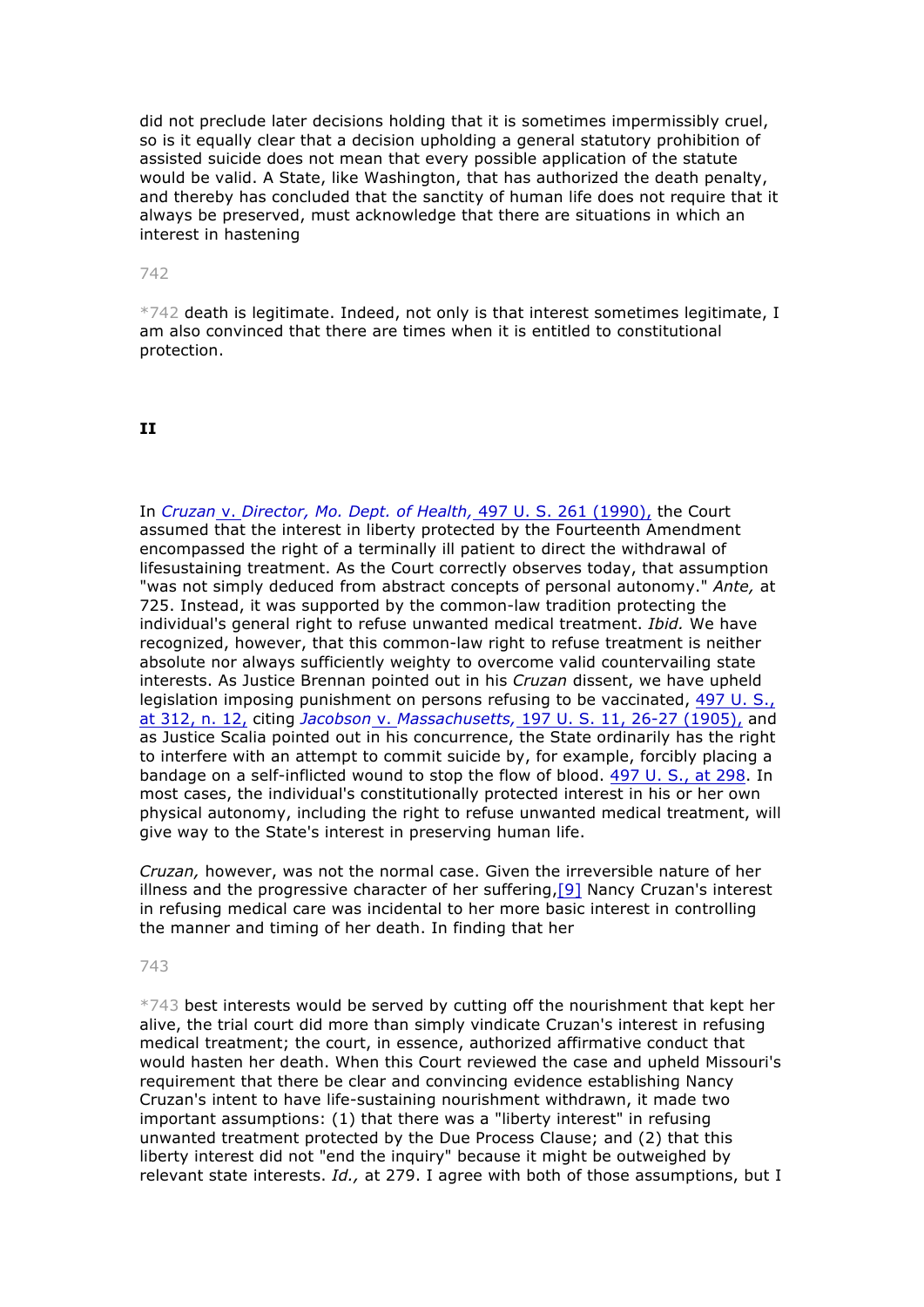did not preclude later decisions holding that it is sometimes impermissibly cruel, so is it equally clear that a decision upholding a general statutory prohibition of assisted suicide does not mean that every possible application of the statute would be valid. A State, like Washington, that has authorized the death penalty, and thereby has concluded that the sanctity of human life does not require that it always be preserved, must acknowledge that there are situations in which an interest in hastening

*742 death is legitimate. Indeed, not only is that interest sometimes legitimate, I am also convinced that there are times when it is entitled to constitutional protection.

## II

In *Cruzan* v. *Director, Mo. Dept. of Health,* 497 U. S. 261 (1990), the Court assumed that the interest in liberty protected by the Fourteenth Amendment encompassed the right of a terminally ill patient to direct the withdrawal of lifesustaining treatment. As the Court correctly observes today, that assumption "was not simply deduced from abstract concepts of personal autonomy." *Ante,* at 725. Instead, it was supported by the common-law tradition protecting the individual's general right to refuse unwanted medical treatment. *Ibid.* We have recognized, however, that this common-law right to refuse treatment is neither absolute nor always sufficiently weighty to overcome valid countervailing state interests. As Justice Brennan pointed out in his *Cruzan* dissent, we have upheld legislation imposing punishment on persons refusing to be vaccinated, 497 U. S., at 312, n. 12, citing *Jacobson* v. *Massachusetts,* 197 U. S. 11, 26-27 (1905), and as Justice Scalia pointed out in his concurrence, the State ordinarily has the right to interfere with an attempt to commit suicide by, for example, forcibly placing a bandage on a self-inflicted wound to stop the flow of blood. 497 U. S., at 298. In most cases, the individual's constitutionally protected interest in his or her own physical autonomy, including the right to refuse unwanted medical treatment, will give way to the State's interest in preserving human life.

*Cruzan,* however, was not the normal case. Given the irreversible nature of her illness and the progressive character of her suffering,[9] Nancy Cruzan's interest in refusing medical care was incidental to her more basic interest in controlling the manner and timing of her death. In finding that her

*743 best interests would be served by cutting off the nourishment that kept her alive, the trial court did more than simply vindicate Cruzan's interest in refusing medical treatment; the court, in essence, authorized affirmative conduct that would hasten her death. When this Court reviewed the case and upheld Missouri's requirement that there be clear and convincing evidence establishing Nancy Cruzan's intent to have life-sustaining nourishment withdrawn, it made two important assumptions: (1) that there was a "liberty interest" in refusing unwanted treatment protected by the Due Process Clause; and (2) that this liberty interest did not "end the inquiry" because it might be outweighed by relevant state interests. *Id.,* at 279. I agree with both of those assumptions, but I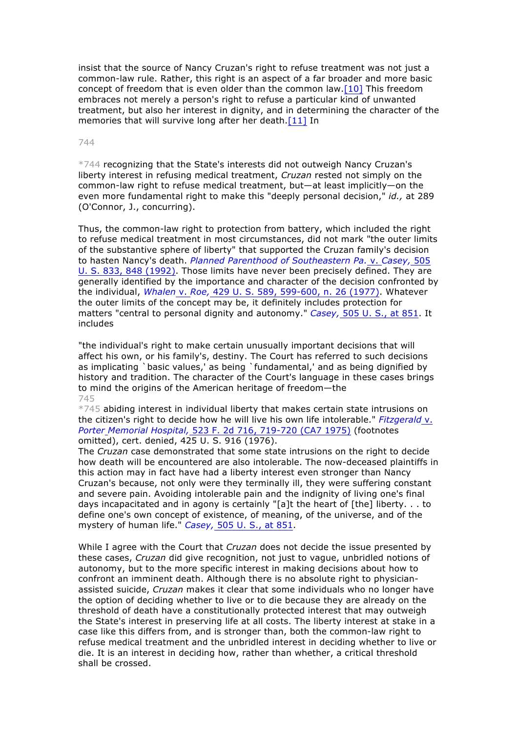insist that the source of Nancy Cruzan's right to refuse treatment was not just a common-law rule. Rather, this right is an aspect of a far broader and more basic concept of freedom that is even older than the common law.[10] This freedom embraces not merely a person's right to refuse a particular kind of unwanted treatment, but also her interest in dignity, and in determining the character of the memories that will survive long after her death.[11] In

744

*744 recognizing that the State's interests did not outweigh Nancy Cruzan's liberty interest in refusing medical treatment, *Cruzan* rested not simply on the common-law right to refuse medical treatment, but—at least implicitly—on the even more fundamental right to make this "deeply personal decision," *id.,* at 289 (O'Connor, J., concurring).

Thus, the common-law right to protection from battery, which included the right to refuse medical treatment in most circumstances, did not mark "the outer limits of the substantive sphere of liberty" that supported the Cruzan family's decision to hasten Nancy's death. *Planned Parenthood of Southeastern Pa.* v. *Casey,* 505 U. S. 833, 848 (1992). Those limits have never been precisely defined. They are generally identified by the importance and character of the decision confronted by the individual, *Whalen* v. *Roe,* 429 U. S. 589, 599-600, n. 26 (1977). Whatever the outer limits of the concept may be, it definitely includes protection for matters "central to personal dignity and autonomy." *Casey,* 505 U. S., at 851. It includes

"the individual's right to make certain unusually important decisions that will affect his own, or his family's, destiny. The Court has referred to such decisions as implicating `basic values,' as being `fundamental,' and as being dignified by history and tradition. The character of the Court's language in these cases brings to mind the origins of the American heritage of freedom—the

745

*745 abiding interest in individual liberty that makes certain state intrusions on the citizen's right to decide how he will live his own life intolerable." *Fitzgerald* v. *Porter Memorial Hospital,* 523 F. 2d 716, 719-720 (CA7 1975) (footnotes omitted), cert. denied, 425 U. S. 916 (1976).

The *Cruzan* case demonstrated that some state intrusions on the right to decide how death will be encountered are also intolerable. The now-deceased plaintiffs in this action may in fact have had a liberty interest even stronger than Nancy Cruzan's because, not only were they terminally ill, they were suffering constant and severe pain. Avoiding intolerable pain and the indignity of living one's final days incapacitated and in agony is certainly "[a]t the heart of [the] liberty. . . to define one's own concept of existence, of meaning, of the universe, and of the mystery of human life." *Casey,* 505 U. S., at 851.

While I agree with the Court that *Cruzan* does not decide the issue presented by these cases, *Cruzan* did give recognition, not just to vague, unbridled notions of autonomy, but to the more specific interest in making decisions about how to confront an imminent death. Although there is no absolute right to physician-assisted suicide, *Cruzan* makes it clear that some individuals who no longer have the option of deciding whether to live or to die because they are already on the threshold of death have a constitutionally protected interest that may outweigh the State's interest in preserving life at all costs. The liberty interest at stake in a case like this differs from, and is stronger than, both the common-law right to refuse medical treatment and the unbridled interest in deciding whether to live or die. It is an interest in deciding how, rather than whether, a critical threshold shall be crossed.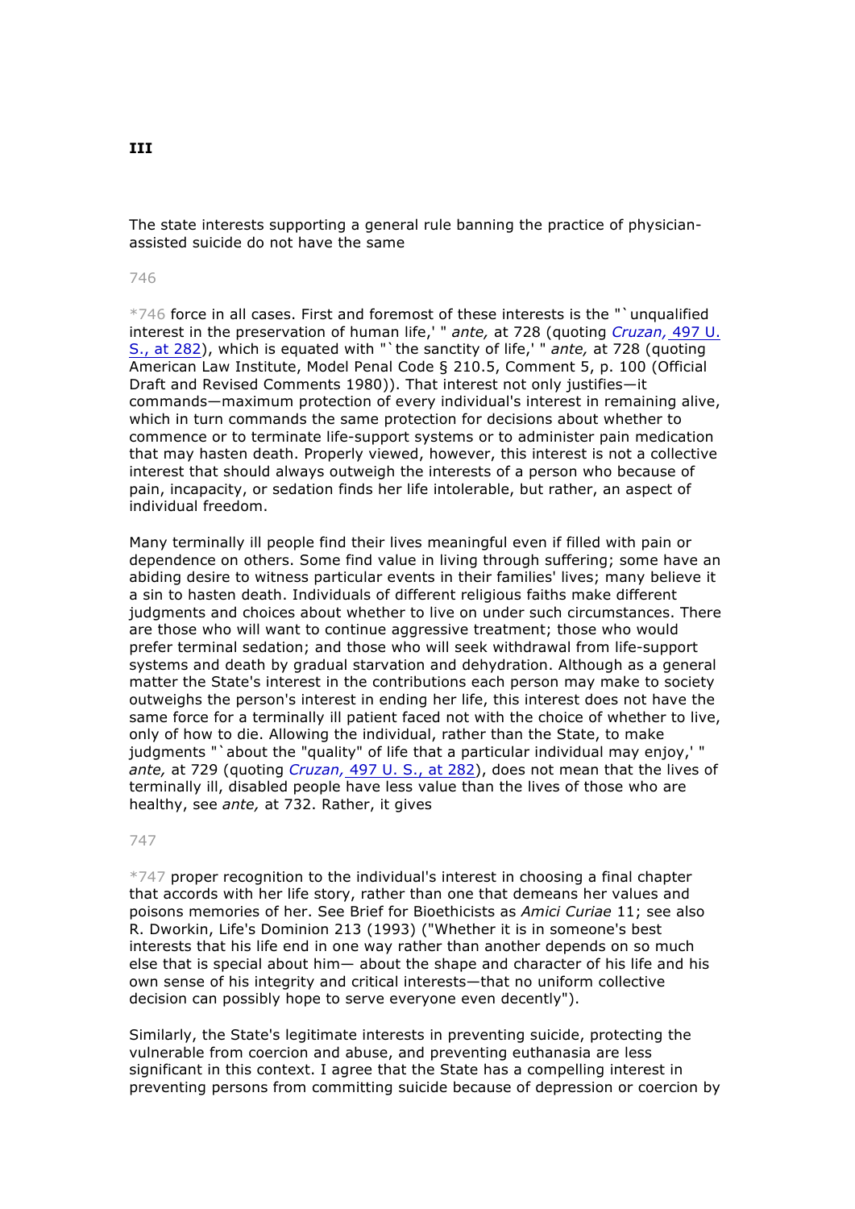**III**

The state interests supporting a general rule banning the practice of physician-assisted suicide do not have the same

746

*746 force in all cases. First and foremost of these interests is the "`unqualified interest in the preservation of human life,' " *ante,* at 728 (quoting *Cruzan,* 497 U. S., at 282), which is equated with "`the sanctity of life,' " *ante,* at 728 (quoting American Law Institute, Model Penal Code § 210.5, Comment 5, p. 100 (Official Draft and Revised Comments 1980)). That interest not only justifies—it commands—maximum protection of every individual's interest in remaining alive, which in turn commands the same protection for decisions about whether to commence or to terminate life-support systems or to administer pain medication that may hasten death. Properly viewed, however, this interest is not a collective interest that should always outweigh the interests of a person who because of pain, incapacity, or sedation finds her life intolerable, but rather, an aspect of individual freedom.

Many terminally ill people find their lives meaningful even if filled with pain or dependence on others. Some find value in living through suffering; some have an abiding desire to witness particular events in their families' lives; many believe it a sin to hasten death. Individuals of different religious faiths make different judgments and choices about whether to live on under such circumstances. There are those who will want to continue aggressive treatment; those who would prefer terminal sedation; and those who will seek withdrawal from life-support systems and death by gradual starvation and dehydration. Although as a general matter the State's interest in the contributions each person may make to society outweighs the person's interest in ending her life, this interest does not have the same force for a terminally ill patient faced not with the choice of whether to live, only of how to die. Allowing the individual, rather than the State, to make judgments "`about the "quality" of life that a particular individual may enjoy,' " *ante,* at 729 (quoting *Cruzan,* 497 U. S., at 282), does not mean that the lives of terminally ill, disabled people have less value than the lives of those who are healthy, see *ante,* at 732. Rather, it gives

747

*747 proper recognition to the individual's interest in choosing a final chapter that accords with her life story, rather than one that demeans her values and poisons memories of her. See Brief for Bioethicists as *Amici Curiae* 11; see also R. Dworkin, Life's Dominion 213 (1993) ("Whether it is in someone's best interests that his life end in one way rather than another depends on so much else that is special about him— about the shape and character of his life and his own sense of his integrity and critical interests—that no uniform collective decision can possibly hope to serve everyone even decently").

Similarly, the State's legitimate interests in preventing suicide, protecting the vulnerable from coercion and abuse, and preventing euthanasia are less significant in this context. I agree that the State has a compelling interest in preventing persons from committing suicide because of depression or coercion by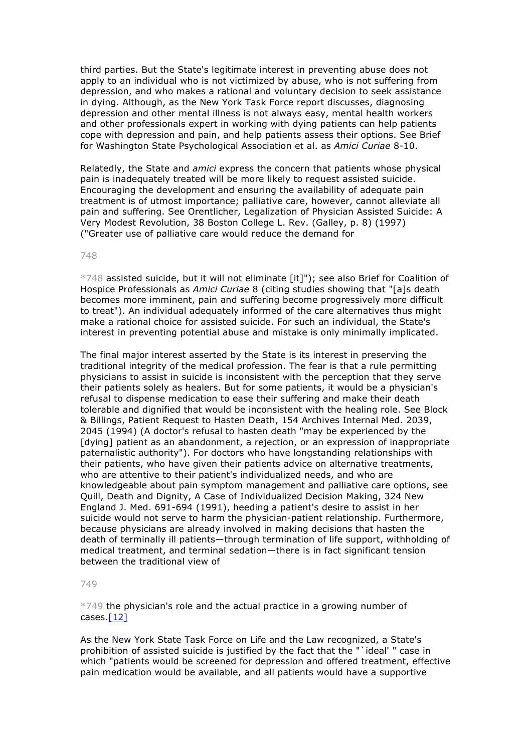third parties. But the State's legitimate interest in preventing abuse does not apply to an individual who is not victimized by abuse, who is not suffering from depression, and who makes a rational and voluntary decision to seek assistance in dying. Although, as the New York Task Force report discusses, diagnosing depression and other mental illness is not always easy, mental health workers and other professionals expert in working with dying patients can help patients cope with depression and pain, and help patients assess their options. See Brief for Washington State Psychological Association et al. as *Amici Curiae* 8-10.

Relatedly, the State and *amici* express the concern that patients whose physical pain is inadequately treated will be more likely to request assisted suicide. Encouraging the development and ensuring the availability of adequate pain treatment is of utmost importance; palliative care, however, cannot alleviate all pain and suffering. See Orentlicher, Legalization of Physician Assisted Suicide: A Very Modest Revolution, 38 Boston College L. Rev. (Galley, p. 8) (1997) ("Greater use of palliative care would reduce the demand for

748

*748 assisted suicide, but it will not eliminate [it]"); see also Brief for Coalition of Hospice Professionals as *Amici Curiae* 8 (citing studies showing that "[a]s death becomes more imminent, pain and suffering become progressively more difficult to treat"). An individual adequately informed of the care alternatives thus might make a rational choice for assisted suicide. For such an individual, the State's interest in preventing potential abuse and mistake is only minimally implicated.

The final major interest asserted by the State is its interest in preserving the traditional integrity of the medical profession. The fear is that a rule permitting physicians to assist in suicide is inconsistent with the perception that they serve their patients solely as healers. But for some patients, it would be a physician's refusal to dispense medication to ease their suffering and make their death tolerable and dignified that would be inconsistent with the healing role. See Block & Billings, Patient Request to Hasten Death, 154 Archives Internal Med. 2039, 2045 (1994) (A doctor's refusal to hasten death "may be experienced by the [dying] patient as an abandonment, a rejection, or an expression of inappropriate paternalistic authority"). For doctors who have longstanding relationships with their patients, who have given their patients advice on alternative treatments, who are attentive to their patient's individualized needs, and who are knowledgeable about pain symptom management and palliative care options, see Quill, Death and Dignity, A Case of Individualized Decision Making, 324 New England J. Med. 691-694 (1991), heeding a patient's desire to assist in her suicide would not serve to harm the physician-patient relationship. Furthermore, because physicians are already involved in making decisions that hasten the death of terminally ill patients—through termination of life support, withholding of medical treatment, and terminal sedation—there is in fact significant tension between the traditional view of

749

*749 the physician's role and the actual practice in a growing number of cases.[12]

As the New York State Task Force on Life and the Law recognized, a State's prohibition of assisted suicide is justified by the fact that the "`ideal' " case in which "patients would be screened for depression and offered treatment, effective pain medication would be available, and all patients would have a supportive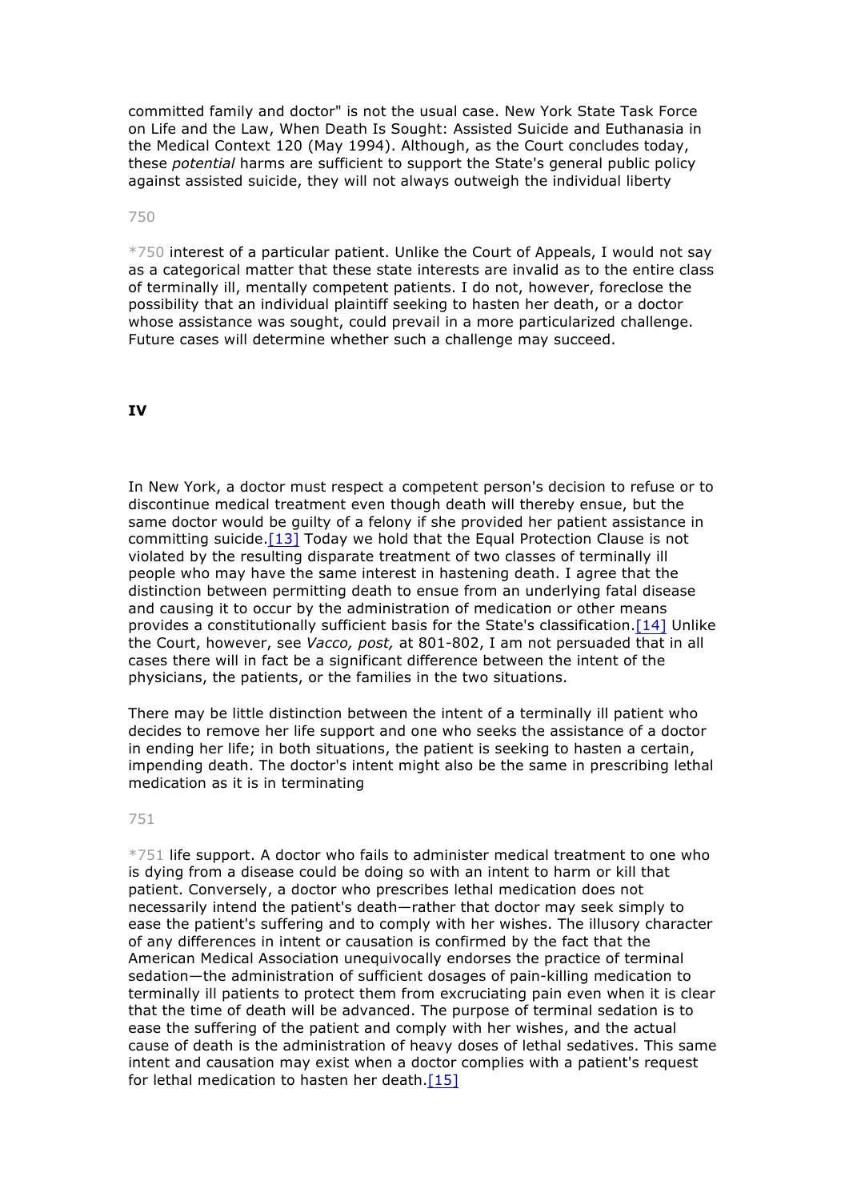committed family and doctor" is not the usual case. New York State Task Force on Life and the Law, When Death Is Sought: Assisted Suicide and Euthanasia in the Medical Context 120 (May 1994). Although, as the Court concludes today, these *potential* harms are sufficient to support the State's general public policy against assisted suicide, they will not always outweigh the individual liberty

*750 interest of a particular patient. Unlike the Court of Appeals, I would not say as a categorical matter that these state interests are invalid as to the entire class of terminally ill, mentally competent patients. I do not, however, foreclose the possibility that an individual plaintiff seeking to hasten her death, or a doctor whose assistance was sought, could prevail in a more particularized challenge. Future cases will determine whether such a challenge may succeed.

## IV

In New York, a doctor must respect a competent person's decision to refuse or to discontinue medical treatment even though death will thereby ensue, but the same doctor would be guilty of a felony if she provided her patient assistance in committing suicide.[13] Today we hold that the Equal Protection Clause is not violated by the resulting disparate treatment of two classes of terminally ill people who may have the same interest in hastening death. I agree that the distinction between permitting death to ensue from an underlying fatal disease and causing it to occur by the administration of medication or other means provides a constitutionally sufficient basis for the State's classification.[14] Unlike the Court, however, see *Vacco, post,* at 801-802, I am not persuaded that in all cases there will in fact be a significant difference between the intent of the physicians, the patients, or the families in the two situations.

There may be little distinction between the intent of a terminally ill patient who decides to remove her life support and one who seeks the assistance of a doctor in ending her life; in both situations, the patient is seeking to hasten a certain, impending death. The doctor's intent might also be the same in prescribing lethal medication as it is in terminating

*751 life support. A doctor who fails to administer medical treatment to one who is dying from a disease could be doing so with an intent to harm or kill that patient. Conversely, a doctor who prescribes lethal medication does not necessarily intend the patient's death—rather that doctor may seek simply to ease the patient's suffering and to comply with her wishes. The illusory character of any differences in intent or causation is confirmed by the fact that the American Medical Association unequivocally endorses the practice of terminal sedation—the administration of sufficient dosages of pain-killing medication to terminally ill patients to protect them from excruciating pain even when it is clear that the time of death will be advanced. The purpose of terminal sedation is to ease the suffering of the patient and comply with her wishes, and the actual cause of death is the administration of heavy doses of lethal sedatives. This same intent and causation may exist when a doctor complies with a patient's request for lethal medication to hasten her death.[15]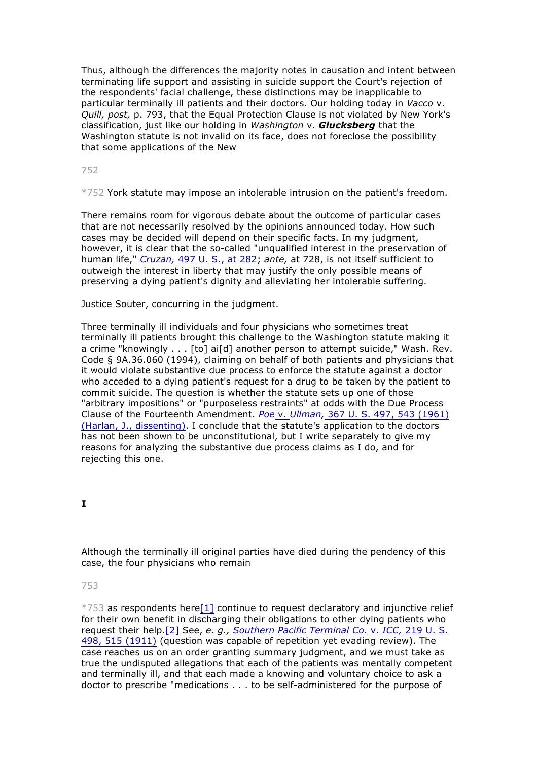Thus, although the differences the majority notes in causation and intent between terminating life support and assisting in suicide support the Court's rejection of the respondents' facial challenge, these distinctions may be inapplicable to particular terminally ill patients and their doctors. Our holding today in *Vacco* v. *Quill, post,* p. 793, that the Equal Protection Clause is not violated by New York's classification, just like our holding in *Washington* v. ***Glucksberg*** that the Washington statute is not invalid on its face, does not foreclose the possibility that some applications of the New

752

*752 York statute may impose an intolerable intrusion on the patient's freedom.

There remains room for vigorous debate about the outcome of particular cases that are not necessarily resolved by the opinions announced today. How such cases may be decided will depend on their specific facts. In my judgment, however, it is clear that the so-called "unqualified interest in the preservation of human life," *Cruzan,* 497 U. S., at 282; *ante,* at 728, is not itself sufficient to outweigh the interest in liberty that may justify the only possible means of preserving a dying patient's dignity and alleviating her intolerable suffering.

Justice Souter, concurring in the judgment.

Three terminally ill individuals and four physicians who sometimes treat terminally ill patients brought this challenge to the Washington statute making it a crime "knowingly . . . [to] ai[d] another person to attempt suicide," Wash. Rev. Code § 9A.36.060 (1994), claiming on behalf of both patients and physicians that it would violate substantive due process to enforce the statute against a doctor who acceded to a dying patient's request for a drug to be taken by the patient to commit suicide. The question is whether the statute sets up one of those "arbitrary impositions" or "purposeless restraints" at odds with the Due Process Clause of the Fourteenth Amendment. *Poe* v. *Ullman,* 367 U. S. 497, 543 (1961) (Harlan, J., dissenting). I conclude that the statute's application to the doctors has not been shown to be unconstitutional, but I write separately to give my reasons for analyzing the substantive due process claims as I do, and for rejecting this one.

## I

Although the terminally ill original parties have died during the pendency of this case, the four physicians who remain

753

*753 as respondents here[1] continue to request declaratory and injunctive relief for their own benefit in discharging their obligations to other dying patients who request their help.[2] See, *e. g., Southern Pacific Terminal Co.* v. *ICC,* 219 U. S. 498, 515 (1911) (question was capable of repetition yet evading review). The case reaches us on an order granting summary judgment, and we must take as true the undisputed allegations that each of the patients was mentally competent and terminally ill, and that each made a knowing and voluntary choice to ask a doctor to prescribe "medications . . . to be self-administered for the purpose of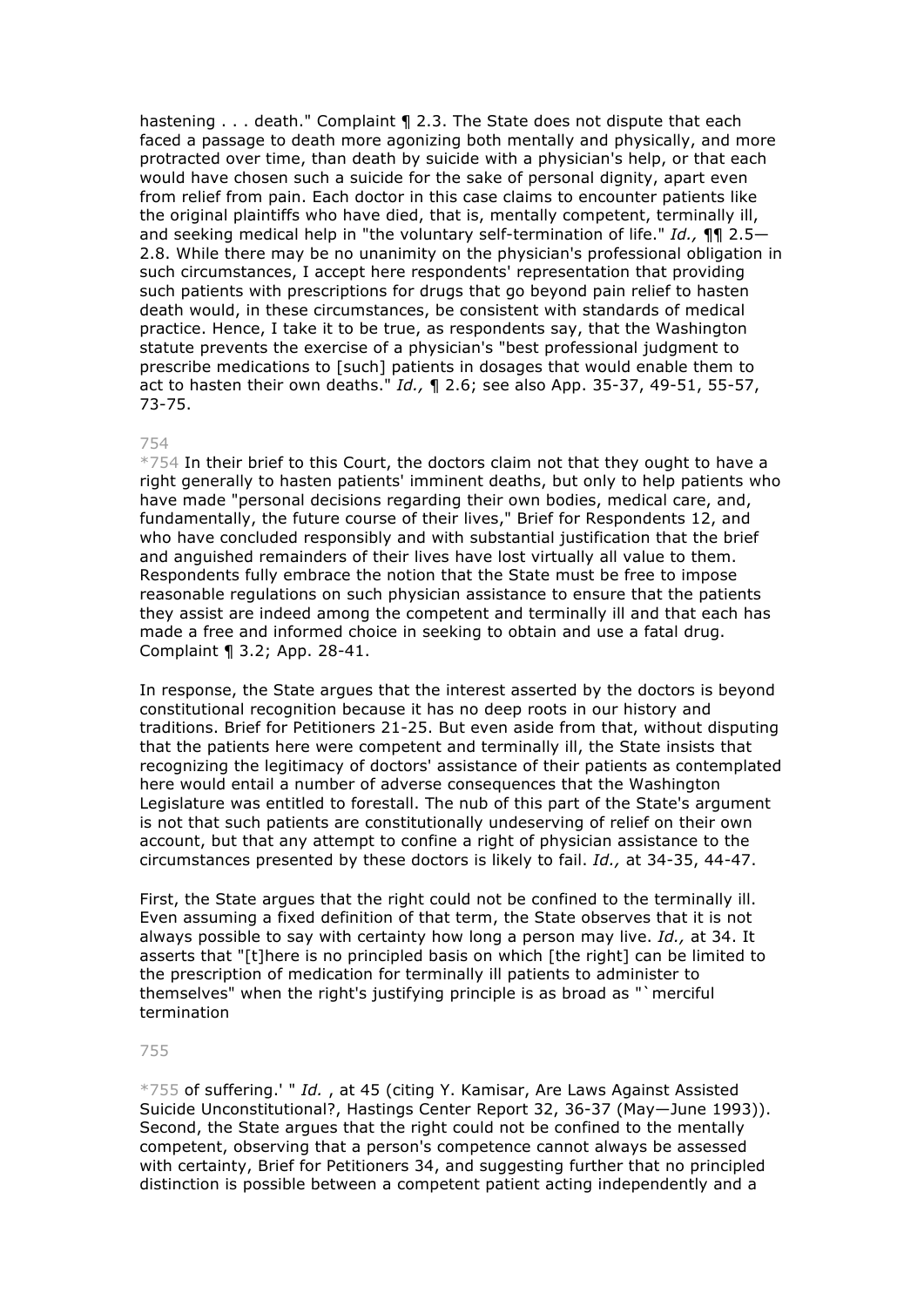hastening . . . death." Complaint ¶ 2.3. The State does not dispute that each faced a passage to death more agonizing both mentally and physically, and more protracted over time, than death by suicide with a physician's help, or that each would have chosen such a suicide for the sake of personal dignity, apart even from relief from pain. Each doctor in this case claims to encounter patients like the original plaintiffs who have died, that is, mentally competent, terminally ill, and seeking medical help in "the voluntary self-termination of life." *Id.,* ¶¶ 2.5—2.8. While there may be no unanimity on the physician's professional obligation in such circumstances, I accept here respondents' representation that providing such patients with prescriptions for drugs that go beyond pain relief to hasten death would, in these circumstances, be consistent with standards of medical practice. Hence, I take it to be true, as respondents say, that the Washington statute prevents the exercise of a physician's "best professional judgment to prescribe medications to [such] patients in dosages that would enable them to act to hasten their own deaths." *Id.,* ¶ 2.6; see also App. 35-37, 49-51, 55-57, 73-75.

754

*754 In their brief to this Court, the doctors claim not that they ought to have a right generally to hasten patients' imminent deaths, but only to help patients who have made "personal decisions regarding their own bodies, medical care, and, fundamentally, the future course of their lives," Brief for Respondents 12, and who have concluded responsibly and with substantial justification that the brief and anguished remainders of their lives have lost virtually all value to them. Respondents fully embrace the notion that the State must be free to impose reasonable regulations on such physician assistance to ensure that the patients they assist are indeed among the competent and terminally ill and that each has made a free and informed choice in seeking to obtain and use a fatal drug. Complaint ¶ 3.2; App. 28-41.

In response, the State argues that the interest asserted by the doctors is beyond constitutional recognition because it has no deep roots in our history and traditions. Brief for Petitioners 21-25. But even aside from that, without disputing that the patients here were competent and terminally ill, the State insists that recognizing the legitimacy of doctors' assistance of their patients as contemplated here would entail a number of adverse consequences that the Washington Legislature was entitled to forestall. The nub of this part of the State's argument is not that such patients are constitutionally undeserving of relief on their own account, but that any attempt to confine a right of physician assistance to the circumstances presented by these doctors is likely to fail. *Id.,* at 34-35, 44-47.

First, the State argues that the right could not be confined to the terminally ill. Even assuming a fixed definition of that term, the State observes that it is not always possible to say with certainty how long a person may live. *Id.,* at 34. It asserts that "[t]here is no principled basis on which [the right] can be limited to the prescription of medication for terminally ill patients to administer to themselves" when the right's justifying principle is as broad as "`merciful termination

755

*755 of suffering.' " *Id.* , at 45 (citing Y. Kamisar, Are Laws Against Assisted Suicide Unconstitutional?, Hastings Center Report 32, 36-37 (May—June 1993)). Second, the State argues that the right could not be confined to the mentally competent, observing that a person's competence cannot always be assessed with certainty, Brief for Petitioners 34, and suggesting further that no principled distinction is possible between a competent patient acting independently and a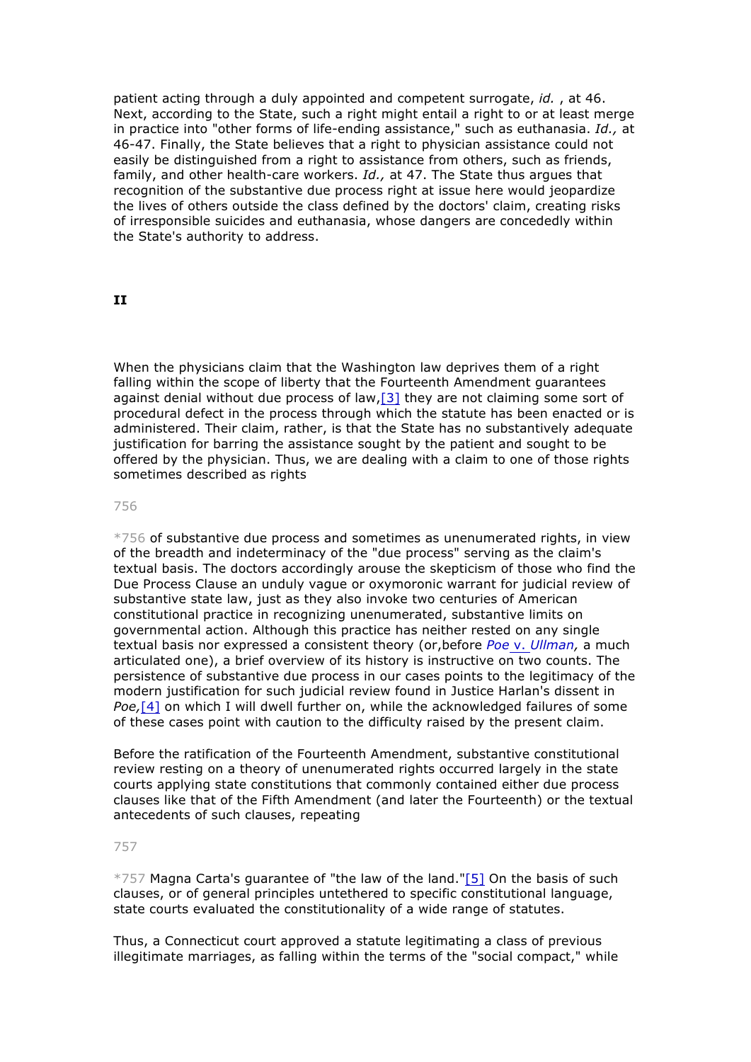patient acting through a duly appointed and competent surrogate, *id.* , at 46. Next, according to the State, such a right might entail a right to or at least merge in practice into "other forms of life-ending assistance," such as euthanasia. *Id.,* at 46-47. Finally, the State believes that a right to physician assistance could not easily be distinguished from a right to assistance from others, such as friends, family, and other health-care workers. *Id.,* at 47. The State thus argues that recognition of the substantive due process right at issue here would jeopardize the lives of others outside the class defined by the doctors' claim, creating risks of irresponsible suicides and euthanasia, whose dangers are concededly within the State's authority to address.

## II

When the physicians claim that the Washington law deprives them of a right falling within the scope of liberty that the Fourteenth Amendment guarantees against denial without due process of law,[3] they are not claiming some sort of procedural defect in the process through which the statute has been enacted or is administered. Their claim, rather, is that the State has no substantively adequate justification for barring the assistance sought by the patient and sought to be offered by the physician. Thus, we are dealing with a claim to one of those rights sometimes described as rights

756

*756 of substantive due process and sometimes as unenumerated rights, in view of the breadth and indeterminacy of the "due process" serving as the claim's textual basis. The doctors accordingly arouse the skepticism of those who find the Due Process Clause an unduly vague or oxymoronic warrant for judicial review of substantive state law, just as they also invoke two centuries of American constitutional practice in recognizing unenumerated, substantive limits on governmental action. Although this practice has neither rested on any single textual basis nor expressed a consistent theory (or,before *Poe* v. *Ullman,* a much articulated one), a brief overview of its history is instructive on two counts. The persistence of substantive due process in our cases points to the legitimacy of the modern justification for such judicial review found in Justice Harlan's dissent in *Poe,*[4] on which I will dwell further on, while the acknowledged failures of some of these cases point with caution to the difficulty raised by the present claim.

Before the ratification of the Fourteenth Amendment, substantive constitutional review resting on a theory of unenumerated rights occurred largely in the state courts applying state constitutions that commonly contained either due process clauses like that of the Fifth Amendment (and later the Fourteenth) or the textual antecedents of such clauses, repeating

757

*757 Magna Carta's guarantee of "the law of the land."[5] On the basis of such clauses, or of general principles untethered to specific constitutional language, state courts evaluated the constitutionality of a wide range of statutes.

Thus, a Connecticut court approved a statute legitimating a class of previous illegitimate marriages, as falling within the terms of the "social compact," while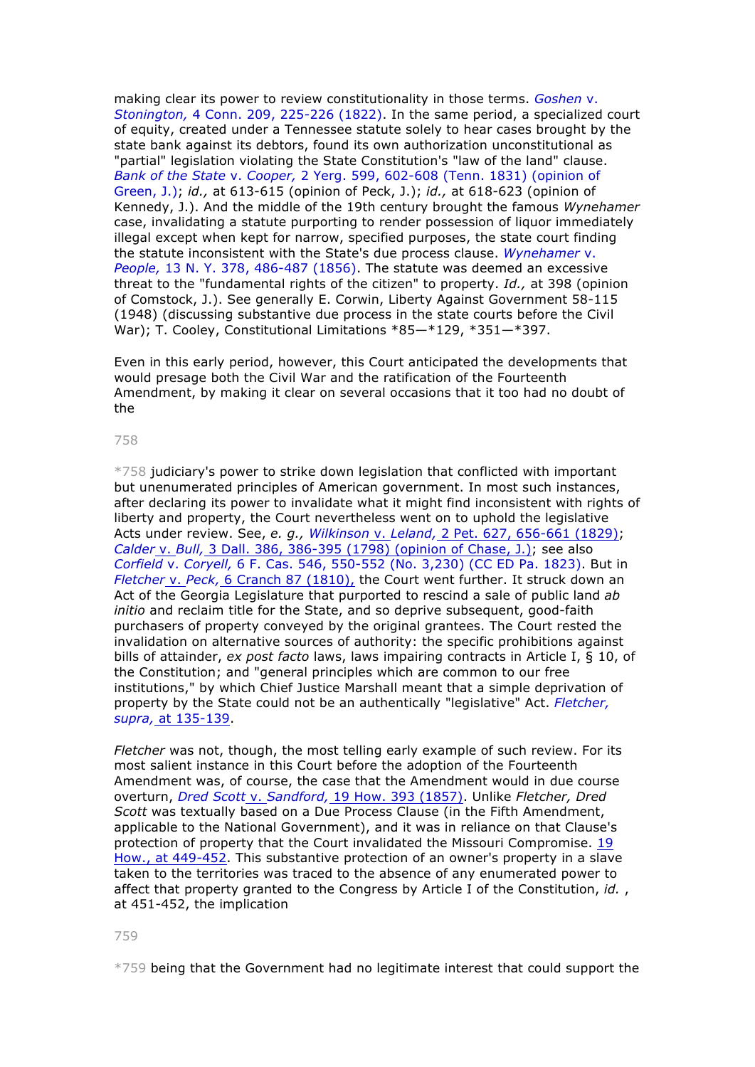making clear its power to review constitutionality in those terms. *Goshen* v. *Stonington,* 4 Conn. 209, 225-226 (1822). In the same period, a specialized court of equity, created under a Tennessee statute solely to hear cases brought by the state bank against its debtors, found its own authorization unconstitutional as "partial" legislation violating the State Constitution's "law of the land" clause. *Bank of the State* v. *Cooper,* 2 Yerg. 599, 602-608 (Tenn. 1831) (opinion of Green, J.); *id.,* at 613-615 (opinion of Peck, J.); *id.,* at 618-623 (opinion of Kennedy, J.). And the middle of the 19th century brought the famous *Wynehamer* case, invalidating a statute purporting to render possession of liquor immediately illegal except when kept for narrow, specified purposes, the state court finding the statute inconsistent with the State's due process clause. *Wynehamer* v. *People,* 13 N. Y. 378, 486-487 (1856). The statute was deemed an excessive threat to the "fundamental rights of the citizen" to property. *Id.,* at 398 (opinion of Comstock, J.). See generally E. Corwin, Liberty Against Government 58-115 (1948) (discussing substantive due process in the state courts before the Civil War); T. Cooley, Constitutional Limitations *85—*129, *351—*397.

Even in this early period, however, this Court anticipated the developments that would presage both the Civil War and the ratification of the Fourteenth Amendment, by making it clear on several occasions that it too had no doubt of the

*758 judiciary's power to strike down legislation that conflicted with important but unenumerated principles of American government. In most such instances, after declaring its power to invalidate what it might find inconsistent with rights of liberty and property, the Court nevertheless went on to uphold the legislative Acts under review. See, *e. g., Wilkinson* v. *Leland,* 2 Pet. 627, 656-661 (1829); *Calder* v. *Bull,* 3 Dall. 386, 386-395 (1798) (opinion of Chase, J.); see also *Corfield* v. *Coryell,* 6 F. Cas. 546, 550-552 (No. 3,230) (CC ED Pa. 1823). But in *Fletcher* v. *Peck,* 6 Cranch 87 (1810), the Court went further. It struck down an Act of the Georgia Legislature that purported to rescind a sale of public land *ab initio* and reclaim title for the State, and so deprive subsequent, good-faith purchasers of property conveyed by the original grantees. The Court rested the invalidation on alternative sources of authority: the specific prohibitions against bills of attainder, *ex post facto* laws, laws impairing contracts in Article I, § 10, of the Constitution; and "general principles which are common to our free institutions," by which Chief Justice Marshall meant that a simple deprivation of property by the State could not be an authentically "legislative" Act. *Fletcher, supra,* at 135-139.

*Fletcher* was not, though, the most telling early example of such review. For its most salient instance in this Court before the adoption of the Fourteenth Amendment was, of course, the case that the Amendment would in due course overturn, *Dred Scott* v. *Sandford,* 19 How. 393 (1857). Unlike *Fletcher, Dred Scott* was textually based on a Due Process Clause (in the Fifth Amendment, applicable to the National Government), and it was in reliance on that Clause's protection of property that the Court invalidated the Missouri Compromise. 19 How., at 449-452. This substantive protection of an owner's property in a slave taken to the territories was traced to the absence of any enumerated power to affect that property granted to the Congress by Article I of the Constitution, *id.* , at 451-452, the implication

*759 being that the Government had no legitimate interest that could support the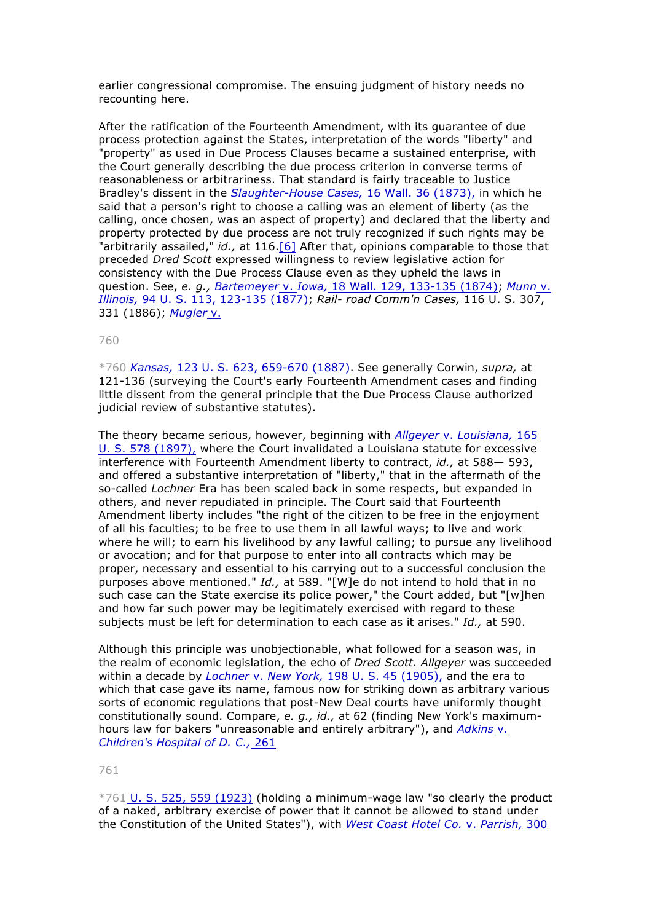earlier congressional compromise. The ensuing judgment of history needs no recounting here.

After the ratification of the Fourteenth Amendment, with its guarantee of due process protection against the States, interpretation of the words "liberty" and "property" as used in Due Process Clauses became a sustained enterprise, with the Court generally describing the due process criterion in converse terms of reasonableness or arbitrariness. That standard is fairly traceable to Justice Bradley's dissent in the *Slaughter-House Cases,* 16 Wall. 36 (1873), in which he said that a person's right to choose a calling was an element of liberty (as the calling, once chosen, was an aspect of property) and declared that the liberty and property protected by due process are not truly recognized if such rights may be "arbitrarily assailed," *id.,* at 116.[6] After that, opinions comparable to those that preceded *Dred Scott* expressed willingness to review legislative action for consistency with the Due Process Clause even as they upheld the laws in question. See, *e. g., Bartemeyer* v. *Iowa,* 18 Wall. 129, 133-135 (1874); *Munn* v. *Illinois,* 94 U. S. 113, 123-135 (1877); *Rail- road Comm'n Cases,* 116 U. S. 307, 331 (1886); *Mugler* v.

*760 *Kansas,* 123 U. S. 623, 659-670 (1887). See generally Corwin, *supra,* at 121-136 (surveying the Court's early Fourteenth Amendment cases and finding little dissent from the general principle that the Due Process Clause authorized judicial review of substantive statutes).

The theory became serious, however, beginning with *Allgeyer* v. *Louisiana,* 165 U. S. 578 (1897), where the Court invalidated a Louisiana statute for excessive interference with Fourteenth Amendment liberty to contract, *id.,* at 588— 593, and offered a substantive interpretation of "liberty," that in the aftermath of the so-called *Lochner* Era has been scaled back in some respects, but expanded in others, and never repudiated in principle. The Court said that Fourteenth Amendment liberty includes "the right of the citizen to be free in the enjoyment of all his faculties; to be free to use them in all lawful ways; to live and work where he will; to earn his livelihood by any lawful calling; to pursue any livelihood or avocation; and for that purpose to enter into all contracts which may be proper, necessary and essential to his carrying out to a successful conclusion the purposes above mentioned." *Id.,* at 589. "[W]e do not intend to hold that in no such case can the State exercise its police power," the Court added, but "[w]hen and how far such power may be legitimately exercised with regard to these subjects must be left for determination to each case as it arises." *Id.,* at 590.

Although this principle was unobjectionable, what followed for a season was, in the realm of economic legislation, the echo of *Dred Scott. Allgeyer* was succeeded within a decade by *Lochner* v. *New York,* 198 U. S. 45 (1905), and the era to which that case gave its name, famous now for striking down as arbitrary various sorts of economic regulations that post-New Deal courts have uniformly thought constitutionally sound. Compare, *e. g., id.,* at 62 (finding New York's maximum-hours law for bakers "unreasonable and entirely arbitrary"), and *Adkins* v. *Children's Hospital of D. C.,* 261

*761 U. S. 525, 559 (1923) (holding a minimum-wage law "so clearly the product of a naked, arbitrary exercise of power that it cannot be allowed to stand under the Constitution of the United States"), with *West Coast Hotel Co.* v. *Parrish,* 300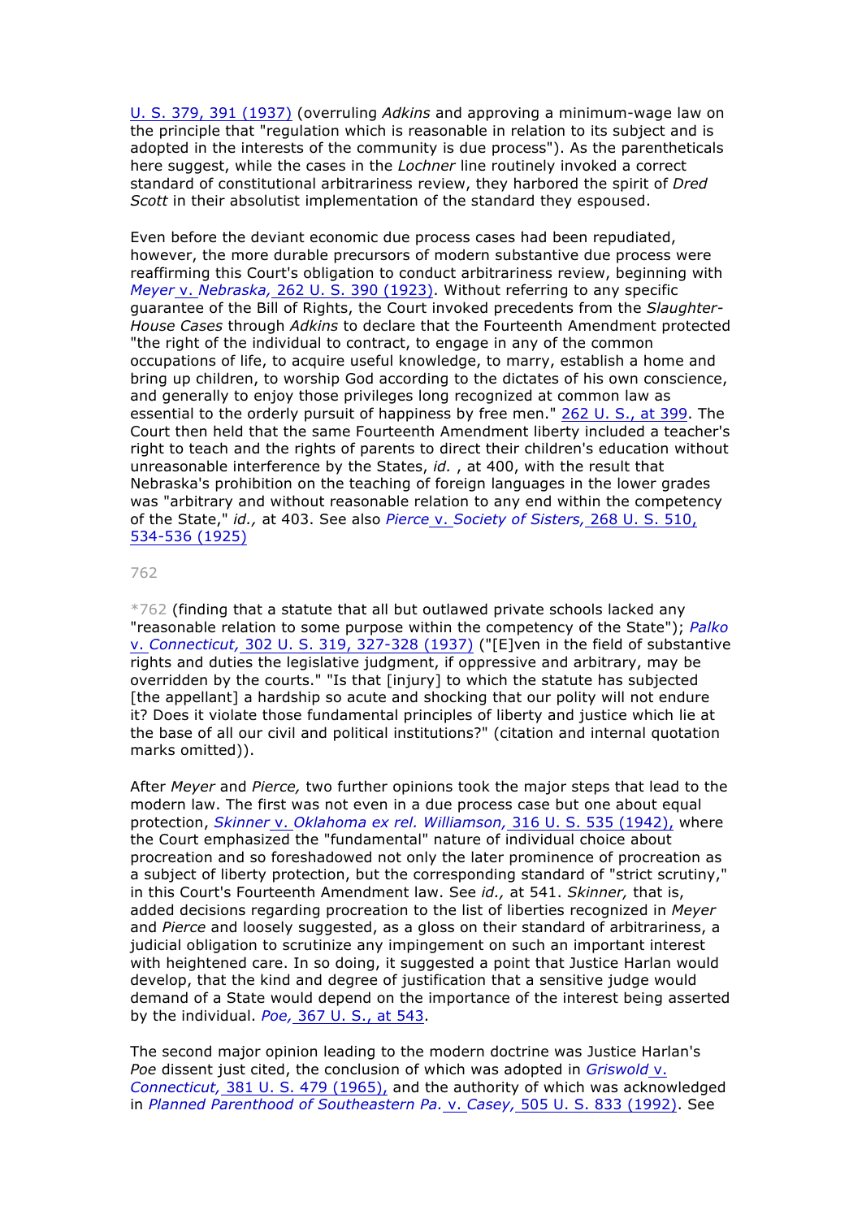U. S. 379, 391 (1937) (overruling *Adkins* and approving a minimum-wage law on the principle that "regulation which is reasonable in relation to its subject and is adopted in the interests of the community is due process"). As the parentheticals here suggest, while the cases in the *Lochner* line routinely invoked a correct standard of constitutional arbitrariness review, they harbored the spirit of *Dred Scott* in their absolutist implementation of the standard they espoused.

Even before the deviant economic due process cases had been repudiated, however, the more durable precursors of modern substantive due process were reaffirming this Court's obligation to conduct arbitrariness review, beginning with *Meyer* v. *Nebraska,* 262 U. S. 390 (1923). Without referring to any specific guarantee of the Bill of Rights, the Court invoked precedents from the *Slaughter-House Cases* through *Adkins* to declare that the Fourteenth Amendment protected "the right of the individual to contract, to engage in any of the common occupations of life, to acquire useful knowledge, to marry, establish a home and bring up children, to worship God according to the dictates of his own conscience, and generally to enjoy those privileges long recognized at common law as essential to the orderly pursuit of happiness by free men." 262 U. S., at 399. The Court then held that the same Fourteenth Amendment liberty included a teacher's right to teach and the rights of parents to direct their children's education without unreasonable interference by the States, *id.* , at 400, with the result that Nebraska's prohibition on the teaching of foreign languages in the lower grades was "arbitrary and without reasonable relation to any end within the competency of the State," *id.,* at 403. See also *Pierce* v. *Society of Sisters,* 268 U. S. 510, 534-536 (1925)

*762 (finding that a statute that all but outlawed private schools lacked any "reasonable relation to some purpose within the competency of the State"); *Palko* v. *Connecticut,* 302 U. S. 319, 327-328 (1937) ("[E]ven in the field of substantive rights and duties the legislative judgment, if oppressive and arbitrary, may be overridden by the courts." "Is that [injury] to which the statute has subjected [the appellant] a hardship so acute and shocking that our polity will not endure it? Does it violate those fundamental principles of liberty and justice which lie at the base of all our civil and political institutions?" (citation and internal quotation marks omitted)).

After *Meyer* and *Pierce,* two further opinions took the major steps that lead to the modern law. The first was not even in a due process case but one about equal protection, *Skinner* v. *Oklahoma ex rel. Williamson,* 316 U. S. 535 (1942), where the Court emphasized the "fundamental" nature of individual choice about procreation and so foreshadowed not only the later prominence of procreation as a subject of liberty protection, but the corresponding standard of "strict scrutiny," in this Court's Fourteenth Amendment law. See *id.,* at 541. *Skinner,* that is, added decisions regarding procreation to the list of liberties recognized in *Meyer* and *Pierce* and loosely suggested, as a gloss on their standard of arbitrariness, a judicial obligation to scrutinize any impingement on such an important interest with heightened care. In so doing, it suggested a point that Justice Harlan would develop, that the kind and degree of justification that a sensitive judge would demand of a State would depend on the importance of the interest being asserted by the individual. *Poe,* 367 U. S., at 543.

The second major opinion leading to the modern doctrine was Justice Harlan's *Poe* dissent just cited, the conclusion of which was adopted in *Griswold* v. *Connecticut,* 381 U. S. 479 (1965), and the authority of which was acknowledged in *Planned Parenthood of Southeastern Pa.* v. *Casey,* 505 U. S. 833 (1992). See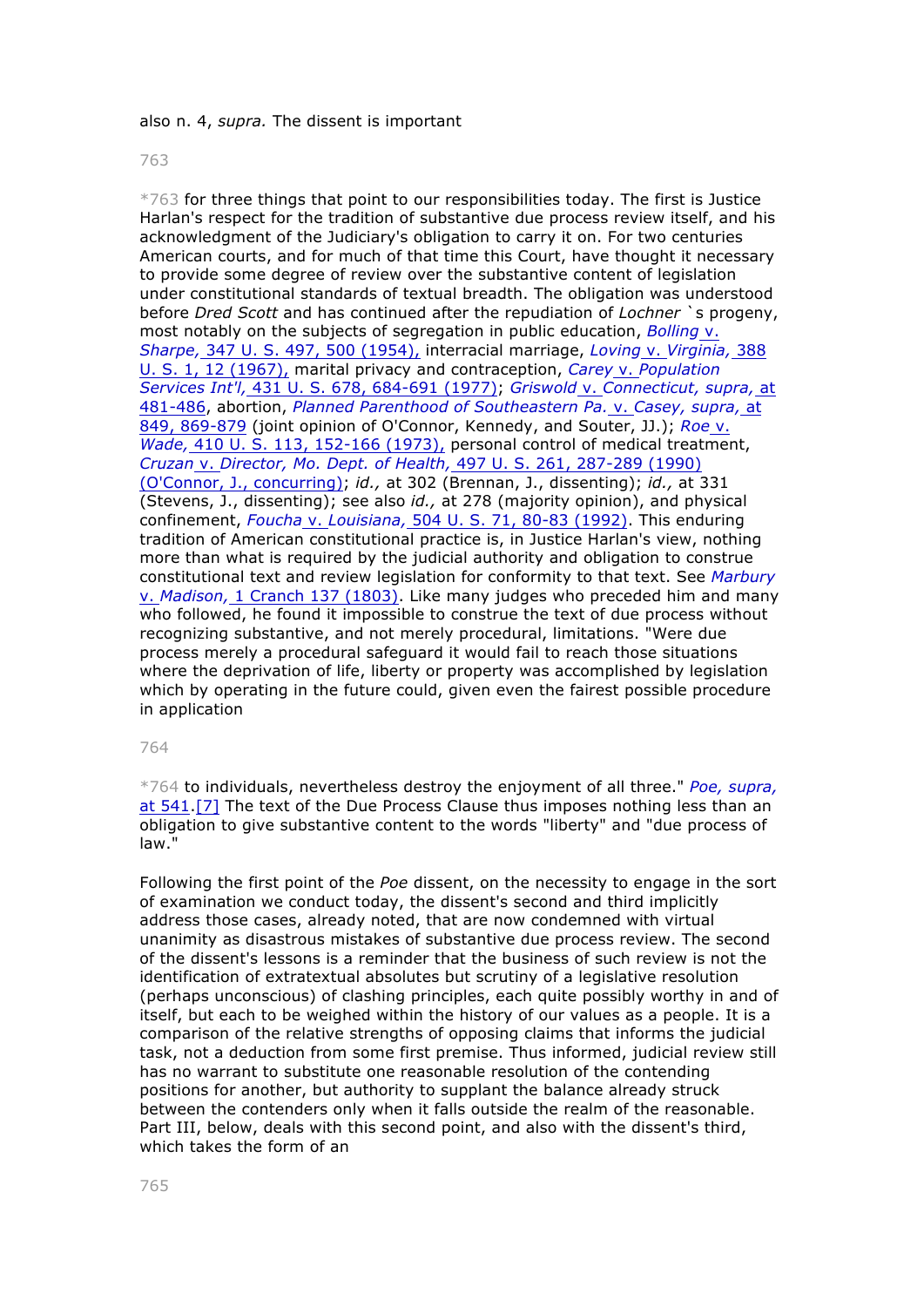also n. 4, *supra.* The dissent is important

*763 for three things that point to our responsibilities today. The first is Justice Harlan's respect for the tradition of substantive due process review itself, and his acknowledgment of the Judiciary's obligation to carry it on. For two centuries American courts, and for much of that time this Court, have thought it necessary to provide some degree of review over the substantive content of legislation under constitutional standards of textual breadth. The obligation was understood before *Dred Scott* and has continued after the repudiation of *Lochner* `s progeny, most notably on the subjects of segregation in public education, *Bolling* v. *Sharpe,* 347 U. S. 497, 500 (1954), interracial marriage, *Loving* v. *Virginia,* 388 U. S. 1, 12 (1967), marital privacy and contraception, *Carey* v. *Population Services Int'l,* 431 U. S. 678, 684-691 (1977); *Griswold* v. *Connecticut, supra,* at 481-486, abortion, *Planned Parenthood of Southeastern Pa.* v. *Casey, supra,* at 849, 869-879 (joint opinion of O'Connor, Kennedy, and Souter, JJ.); *Roe* v. *Wade,* 410 U. S. 113, 152-166 (1973), personal control of medical treatment, *Cruzan* v. *Director, Mo. Dept. of Health,* 497 U. S. 261, 287-289 (1990) (O'Connor, J., concurring); *id.,* at 302 (Brennan, J., dissenting); *id.,* at 331 (Stevens, J., dissenting); see also *id.,* at 278 (majority opinion), and physical confinement, *Foucha* v. *Louisiana,* 504 U. S. 71, 80-83 (1992). This enduring tradition of American constitutional practice is, in Justice Harlan's view, nothing more than what is required by the judicial authority and obligation to construe constitutional text and review legislation for conformity to that text. See *Marbury* v. *Madison,* 1 Cranch 137 (1803). Like many judges who preceded him and many who followed, he found it impossible to construe the text of due process without recognizing substantive, and not merely procedural, limitations. "Were due process merely a procedural safeguard it would fail to reach those situations where the deprivation of life, liberty or property was accomplished by legislation which by operating in the future could, given even the fairest possible procedure in application

*764 to individuals, nevertheless destroy the enjoyment of all three." *Poe, supra,* at 541.[7] The text of the Due Process Clause thus imposes nothing less than an obligation to give substantive content to the words "liberty" and "due process of law."

Following the first point of the *Poe* dissent, on the necessity to engage in the sort of examination we conduct today, the dissent's second and third implicitly address those cases, already noted, that are now condemned with virtual unanimity as disastrous mistakes of substantive due process review. The second of the dissent's lessons is a reminder that the business of such review is not the identification of extratextual absolutes but scrutiny of a legislative resolution (perhaps unconscious) of clashing principles, each quite possibly worthy in and of itself, but each to be weighed within the history of our values as a people. It is a comparison of the relative strengths of opposing claims that informs the judicial task, not a deduction from some first premise. Thus informed, judicial review still has no warrant to substitute one reasonable resolution of the contending positions for another, but authority to supplant the balance already struck between the contenders only when it falls outside the realm of the reasonable. Part III, below, deals with this second point, and also with the dissent's third, which takes the form of an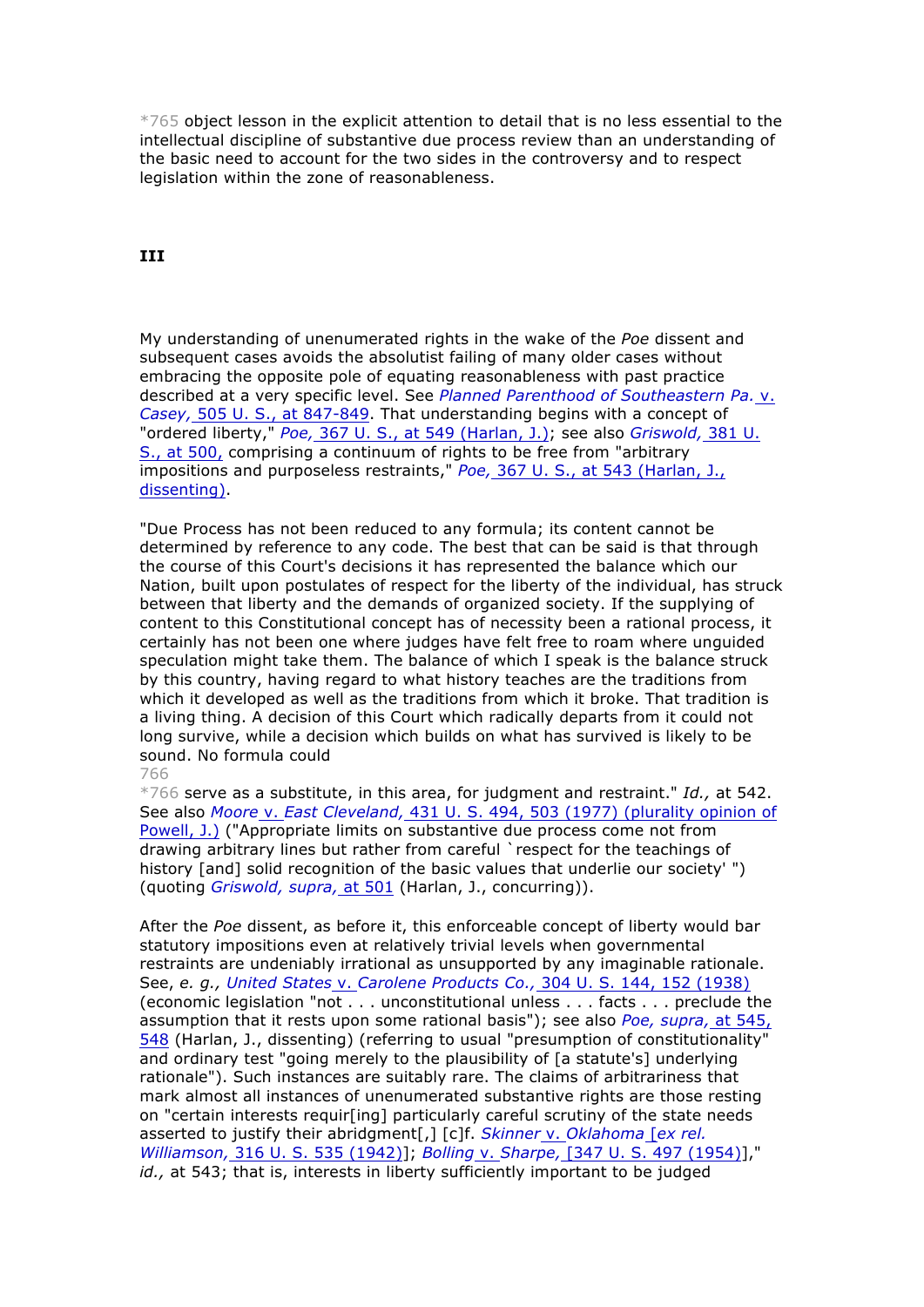*765 object lesson in the explicit attention to detail that is no less essential to the intellectual discipline of substantive due process review than an understanding of the basic need to account for the two sides in the controversy and to respect legislation within the zone of reasonableness.

### III

My understanding of unenumerated rights in the wake of the *Poe* dissent and subsequent cases avoids the absolutist failing of many older cases without embracing the opposite pole of equating reasonableness with past practice described at a very specific level. See *Planned Parenthood of Southeastern Pa.* v. *Casey,* 505 U. S., at 847-849. That understanding begins with a concept of "ordered liberty," *Poe,* 367 U. S., at 549 (Harlan, J.); see also *Griswold,* 381 U. S., at 500, comprising a continuum of rights to be free from "arbitrary impositions and purposeless restraints," *Poe,* 367 U. S., at 543 (Harlan, J., dissenting).

"Due Process has not been reduced to any formula; its content cannot be determined by reference to any code. The best that can be said is that through the course of this Court's decisions it has represented the balance which our Nation, built upon postulates of respect for the liberty of the individual, has struck between that liberty and the demands of organized society. If the supplying of content to this Constitutional concept has of necessity been a rational process, it certainly has not been one where judges have felt free to roam where unguided speculation might take them. The balance of which I speak is the balance struck by this country, having regard to what history teaches are the traditions from which it developed as well as the traditions from which it broke. That tradition is a living thing. A decision of this Court which radically departs from it could not long survive, while a decision which builds on what has survived is likely to be sound. No formula could

*766 serve as a substitute, in this area, for judgment and restraint." *Id.,* at 542. See also *Moore* v. *East Cleveland,* 431 U. S. 494, 503 (1977) (plurality opinion of Powell, J.) ("Appropriate limits on substantive due process come not from drawing arbitrary lines but rather from careful `respect for the teachings of history [and] solid recognition of the basic values that underlie our society' ") (quoting *Griswold, supra,* at 501 (Harlan, J., concurring)).

After the *Poe* dissent, as before it, this enforceable concept of liberty would bar statutory impositions even at relatively trivial levels when governmental restraints are undeniably irrational as unsupported by any imaginable rationale. See, *e. g., United States* v. *Carolene Products Co.,* 304 U. S. 144, 152 (1938) (economic legislation "not . . . unconstitutional unless . . . facts . . . preclude the assumption that it rests upon some rational basis"); see also *Poe, supra,* at 545, 548 (Harlan, J., dissenting) (referring to usual "presumption of constitutionality" and ordinary test "going merely to the plausibility of [a statute's] underlying rationale"). Such instances are suitably rare. The claims of arbitrariness that mark almost all instances of unenumerated substantive rights are those resting on "certain interests requir[ing] particularly careful scrutiny of the state needs asserted to justify their abridgment[,] [c]f. *Skinner* v. *Oklahoma [ex rel. Williamson,* 316 U. S. 535 (1942)]; *Bolling* v. *Sharpe,* [347 U. S. 497 (1954)]," *id.,* at 543; that is, interests in liberty sufficiently important to be judged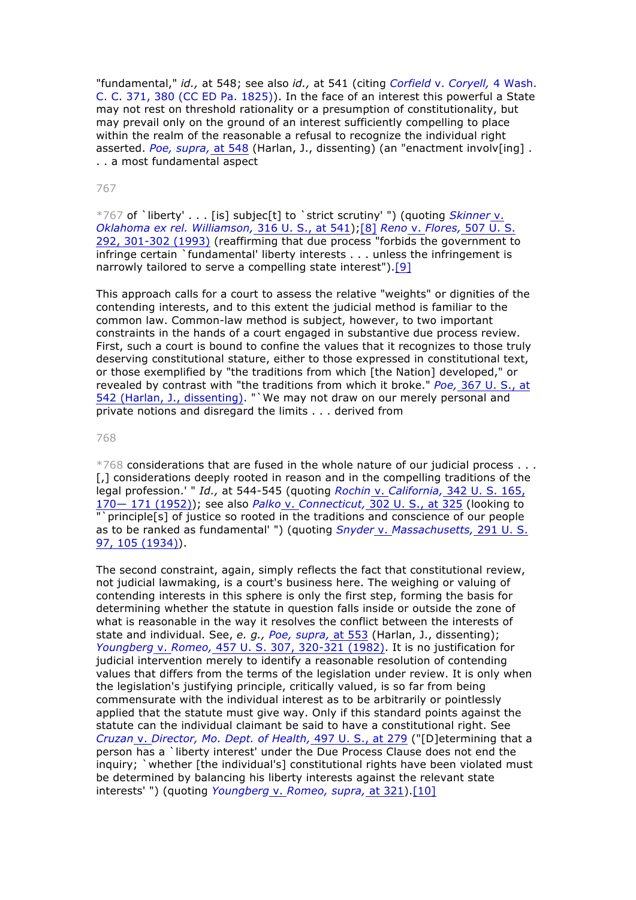"fundamental," *id.,* at 548; see also *id.,* at 541 (citing *Corfield* v. *Coryell,* 4 Wash. C. C. 371, 380 (CC ED Pa. 1825)). In the face of an interest this powerful a State may not rest on threshold rationality or a presumption of constitutionality, but may prevail only on the ground of an interest sufficiently compelling to place within the realm of the reasonable a refusal to recognize the individual right asserted. *Poe, supra,* at 548 (Harlan, J., dissenting) (an "enactment involv[ing] . . . a most fundamental aspect

*767 of `liberty' . . . [is] subjec[t] to `strict scrutiny' ") (quoting *Skinner* v. *Oklahoma ex rel. Williamson,* 316 U. S., at 541);[8] *Reno* v. *Flores,* 507 U. S. 292, 301-302 (1993) (reaffirming that due process "forbids the government to infringe certain `fundamental' liberty interests . . . unless the infringement is narrowly tailored to serve a compelling state interest").[9]

This approach calls for a court to assess the relative "weights" or dignities of the contending interests, and to this extent the judicial method is familiar to the common law. Common-law method is subject, however, to two important constraints in the hands of a court engaged in substantive due process review. First, such a court is bound to confine the values that it recognizes to those truly deserving constitutional stature, either to those expressed in constitutional text, or those exemplified by "the traditions from which [the Nation] developed," or revealed by contrast with "the traditions from which it broke." *Poe,* 367 U. S., at 542 (Harlan, J., dissenting). "`We may not draw on our merely personal and private notions and disregard the limits . . . derived from

*768 considerations that are fused in the whole nature of our judicial process . . . [,] considerations deeply rooted in reason and in the compelling traditions of the legal profession.' " *Id.,* at 544-545 (quoting *Rochin* v. *California,* 342 U. S. 165, 170— 171 (1952)); see also *Palko* v. *Connecticut,* 302 U. S., at 325 (looking to "`principle[s] of justice so rooted in the traditions and conscience of our people as to be ranked as fundamental' ") (quoting *Snyder* v. *Massachusetts,* 291 U. S. 97, 105 (1934)).

The second constraint, again, simply reflects the fact that constitutional review, not judicial lawmaking, is a court's business here. The weighing or valuing of contending interests in this sphere is only the first step, forming the basis for determining whether the statute in question falls inside or outside the zone of what is reasonable in the way it resolves the conflict between the interests of state and individual. See, *e. g., Poe, supra,* at 553 (Harlan, J., dissenting); *Youngberg* v. *Romeo,* 457 U. S. 307, 320-321 (1982). It is no justification for judicial intervention merely to identify a reasonable resolution of contending values that differs from the terms of the legislation under review. It is only when the legislation's justifying principle, critically valued, is so far from being commensurate with the individual interest as to be arbitrarily or pointlessly applied that the statute must give way. Only if this standard points against the statute can the individual claimant be said to have a constitutional right. See *Cruzan* v. *Director, Mo. Dept. of Health,* 497 U. S., at 279 ("[D]etermining that a person has a `liberty interest' under the Due Process Clause does not end the inquiry; `whether [the individual's] constitutional rights have been violated must be determined by balancing his liberty interests against the relevant state interests' ") (quoting *Youngberg* v. *Romeo, supra,* at 321).[10]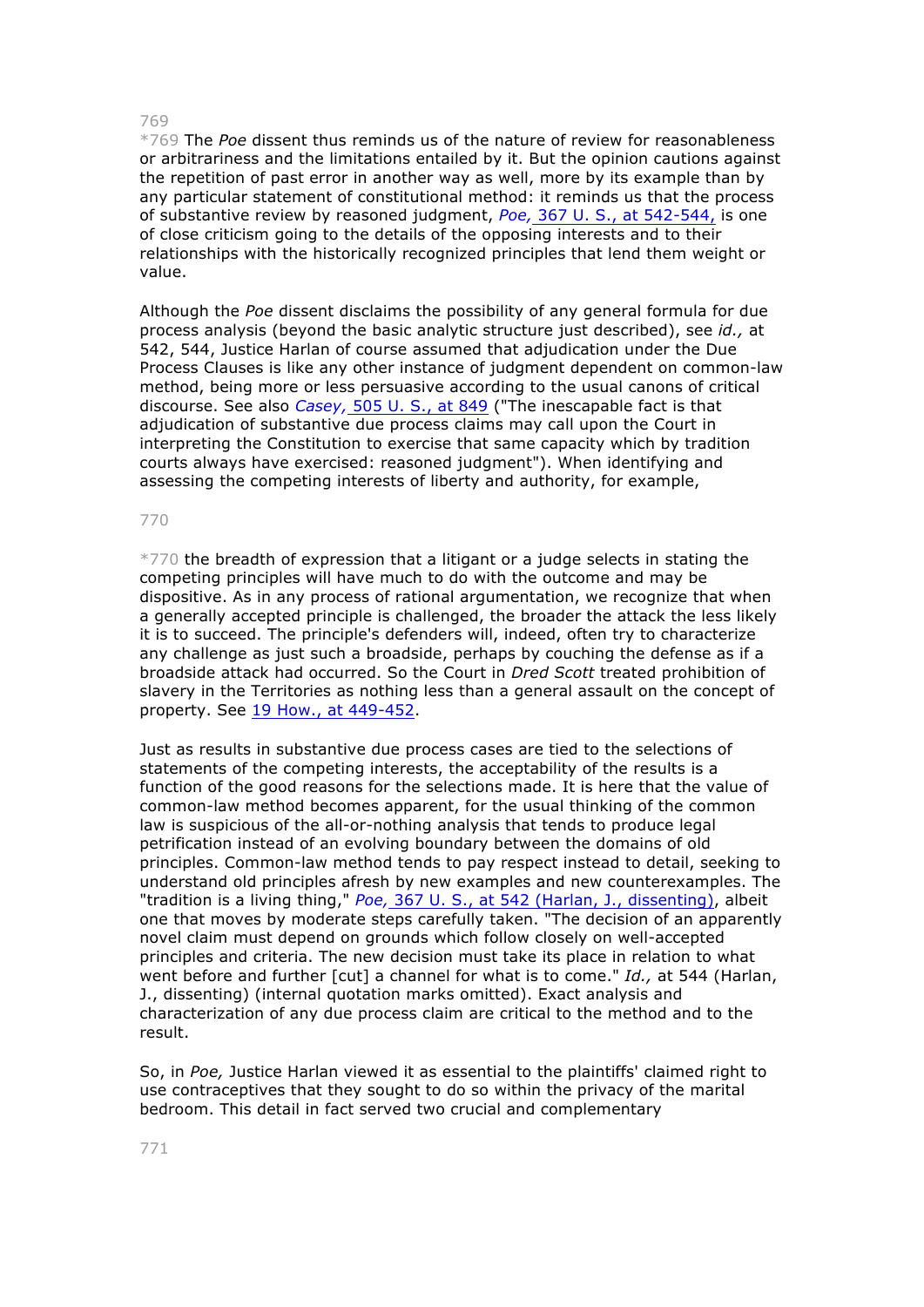*769 The *Poe* dissent thus reminds us of the nature of review for reasonableness or arbitrariness and the limitations entailed by it. But the opinion cautions against the repetition of past error in another way as well, more by its example than by any particular statement of constitutional method: it reminds us that the process of substantive review by reasoned judgment, *Poe,* 367 U. S., at 542-544, is one of close criticism going to the details of the opposing interests and to their relationships with the historically recognized principles that lend them weight or value.

Although the *Poe* dissent disclaims the possibility of any general formula for due process analysis (beyond the basic analytic structure just described), see *id.,* at 542, 544, Justice Harlan of course assumed that adjudication under the Due Process Clauses is like any other instance of judgment dependent on common-law method, being more or less persuasive according to the usual canons of critical discourse. See also *Casey,* 505 U. S., at 849 ("The inescapable fact is that adjudication of substantive due process claims may call upon the Court in interpreting the Constitution to exercise that same capacity which by tradition courts always have exercised: reasoned judgment"). When identifying and assessing the competing interests of liberty and authority, for example,

*770 the breadth of expression that a litigant or a judge selects in stating the competing principles will have much to do with the outcome and may be dispositive. As in any process of rational argumentation, we recognize that when a generally accepted principle is challenged, the broader the attack the less likely it is to succeed. The principle's defenders will, indeed, often try to characterize any challenge as just such a broadside, perhaps by couching the defense as if a broadside attack had occurred. So the Court in *Dred Scott* treated prohibition of slavery in the Territories as nothing less than a general assault on the concept of property. See 19 How., at 449-452.

Just as results in substantive due process cases are tied to the selections of statements of the competing interests, the acceptability of the results is a function of the good reasons for the selections made. It is here that the value of common-law method becomes apparent, for the usual thinking of the common law is suspicious of the all-or-nothing analysis that tends to produce legal petrification instead of an evolving boundary between the domains of old principles. Common-law method tends to pay respect instead to detail, seeking to understand old principles afresh by new examples and new counterexamples. The "tradition is a living thing," *Poe,* 367 U. S., at 542 (Harlan, J., dissenting), albeit one that moves by moderate steps carefully taken. "The decision of an apparently novel claim must depend on grounds which follow closely on well-accepted principles and criteria. The new decision must take its place in relation to what went before and further [cut] a channel for what is to come." *Id.,* at 544 (Harlan, J., dissenting) (internal quotation marks omitted). Exact analysis and characterization of any due process claim are critical to the method and to the result.

So, in *Poe,* Justice Harlan viewed it as essential to the plaintiffs' claimed right to use contraceptives that they sought to do so within the privacy of the marital bedroom. This detail in fact served two crucial and complementary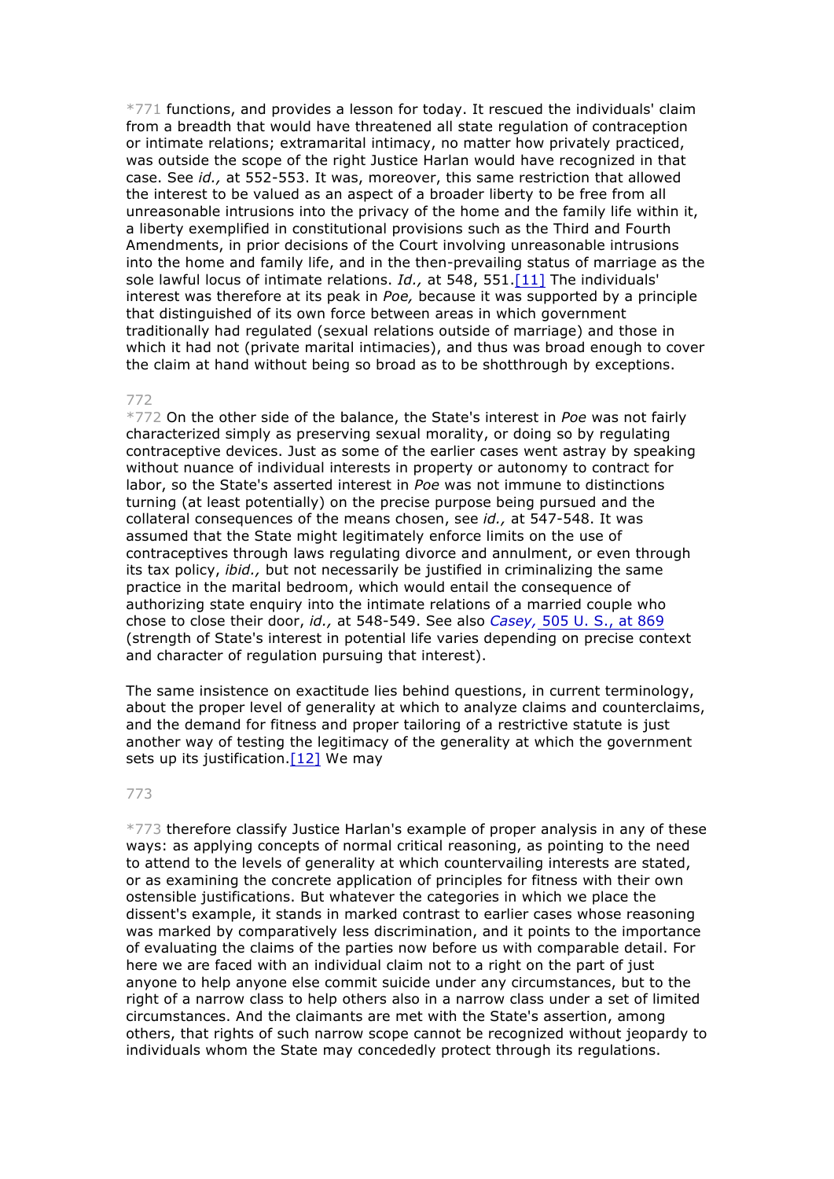*771 functions, and provides a lesson for today. It rescued the individuals' claim from a breadth that would have threatened all state regulation of contraception or intimate relations; extramarital intimacy, no matter how privately practiced, was outside the scope of the right Justice Harlan would have recognized in that case. See *id.,* at 552-553. It was, moreover, this same restriction that allowed the interest to be valued as an aspect of a broader liberty to be free from all unreasonable intrusions into the privacy of the home and the family life within it, a liberty exemplified in constitutional provisions such as the Third and Fourth Amendments, in prior decisions of the Court involving unreasonable intrusions into the home and family life, and in the then-prevailing status of marriage as the sole lawful locus of intimate relations. *Id.,* at 548, 551.[11] The individuals' interest was therefore at its peak in *Poe,* because it was supported by a principle that distinguished of its own force between areas in which government traditionally had regulated (sexual relations outside of marriage) and those in which it had not (private marital intimacies), and thus was broad enough to cover the claim at hand without being so broad as to be shotthrough by exceptions.

772

*772 On the other side of the balance, the State's interest in *Poe* was not fairly characterized simply as preserving sexual morality, or doing so by regulating contraceptive devices. Just as some of the earlier cases went astray by speaking without nuance of individual interests in property or autonomy to contract for labor, so the State's asserted interest in *Poe* was not immune to distinctions turning (at least potentially) on the precise purpose being pursued and the collateral consequences of the means chosen, see *id.,* at 547-548. It was assumed that the State might legitimately enforce limits on the use of contraceptives through laws regulating divorce and annulment, or even through its tax policy, *ibid.,* but not necessarily be justified in criminalizing the same practice in the marital bedroom, which would entail the consequence of authorizing state enquiry into the intimate relations of a married couple who chose to close their door, *id.,* at 548-549. See also *Casey,* 505 U. S., at 869 (strength of State's interest in potential life varies depending on precise context and character of regulation pursuing that interest).

The same insistence on exactitude lies behind questions, in current terminology, about the proper level of generality at which to analyze claims and counterclaims, and the demand for fitness and proper tailoring of a restrictive statute is just another way of testing the legitimacy of the generality at which the government sets up its justification.[12] We may

773

*773 therefore classify Justice Harlan's example of proper analysis in any of these ways: as applying concepts of normal critical reasoning, as pointing to the need to attend to the levels of generality at which countervailing interests are stated, or as examining the concrete application of principles for fitness with their own ostensible justifications. But whatever the categories in which we place the dissent's example, it stands in marked contrast to earlier cases whose reasoning was marked by comparatively less discrimination, and it points to the importance of evaluating the claims of the parties now before us with comparable detail. For here we are faced with an individual claim not to a right on the part of just anyone to help anyone else commit suicide under any circumstances, but to the right of a narrow class to help others also in a narrow class under a set of limited circumstances. And the claimants are met with the State's assertion, among others, that rights of such narrow scope cannot be recognized without jeopardy to individuals whom the State may concededly protect through its regulations.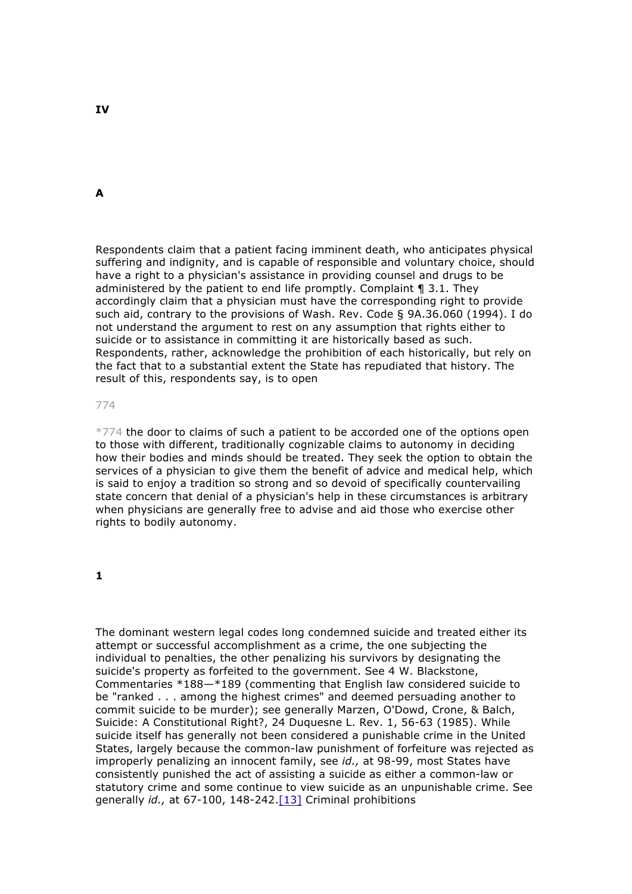## IV

### A

Respondents claim that a patient facing imminent death, who anticipates physical suffering and indignity, and is capable of responsible and voluntary choice, should have a right to a physician's assistance in providing counsel and drugs to be administered by the patient to end life promptly. Complaint ¶ 3.1. They accordingly claim that a physician must have the corresponding right to provide such aid, contrary to the provisions of Wash. Rev. Code § 9A.36.060 (1994). I do not understand the argument to rest on any assumption that rights either to suicide or to assistance in committing it are historically based as such. Respondents, rather, acknowledge the prohibition of each historically, but rely on the fact that to a substantial extent the State has repudiated that history. The result of this, respondents say, is to open

774

*774 the door to claims of such a patient to be accorded one of the options open to those with different, traditionally cognizable claims to autonomy in deciding how their bodies and minds should be treated. They seek the option to obtain the services of a physician to give them the benefit of advice and medical help, which is said to enjoy a tradition so strong and so devoid of specifically countervailing state concern that denial of a physician's help in these circumstances is arbitrary when physicians are generally free to advise and aid those who exercise other rights to bodily autonomy.

#### 1

The dominant western legal codes long condemned suicide and treated either its attempt or successful accomplishment as a crime, the one subjecting the individual to penalties, the other penalizing his survivors by designating the suicide's property as forfeited to the government. See 4 W. Blackstone, Commentaries *188—*189 (commenting that English law considered suicide to be "ranked . . . among the highest crimes" and deemed persuading another to commit suicide to be murder); see generally Marzen, O'Dowd, Crone, & Balch, Suicide: A Constitutional Right?, 24 Duquesne L. Rev. 1, 56-63 (1985). While suicide itself has generally not been considered a punishable crime in the United States, largely because the common-law punishment of forfeiture was rejected as improperly penalizing an innocent family, see *id.,* at 98-99, most States have consistently punished the act of assisting a suicide as either a common-law or statutory crime and some continue to view suicide as an unpunishable crime. See generally *id.,* at 67-100, 148-242.[13] Criminal prohibitions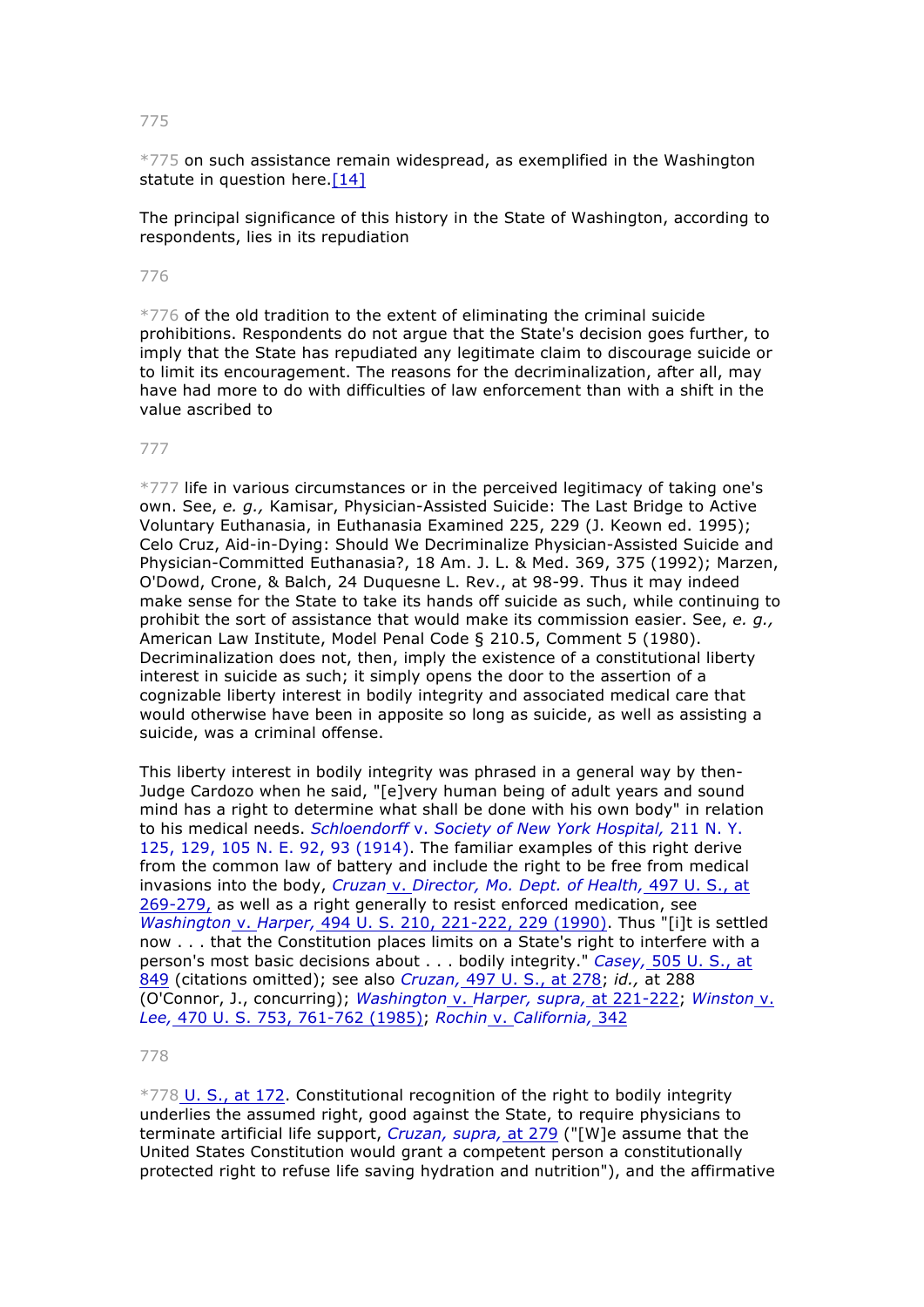*775 on such assistance remain widespread, as exemplified in the Washington statute in question here.[14]

The principal significance of this history in the State of Washington, according to respondents, lies in its repudiation

*776 of the old tradition to the extent of eliminating the criminal suicide prohibitions. Respondents do not argue that the State's decision goes further, to imply that the State has repudiated any legitimate claim to discourage suicide or to limit its encouragement. The reasons for the decriminalization, after all, may have had more to do with difficulties of law enforcement than with a shift in the value ascribed to

*777 life in various circumstances or in the perceived legitimacy of taking one's own. See, *e. g.,* Kamisar, Physician-Assisted Suicide: The Last Bridge to Active Voluntary Euthanasia, in Euthanasia Examined 225, 229 (J. Keown ed. 1995); Celo Cruz, Aid-in-Dying: Should We Decriminalize Physician-Assisted Suicide and Physician-Committed Euthanasia?, 18 Am. J. L. & Med. 369, 375 (1992); Marzen, O'Dowd, Crone, & Balch, 24 Duquesne L. Rev., at 98-99. Thus it may indeed make sense for the State to take its hands off suicide as such, while continuing to prohibit the sort of assistance that would make its commission easier. See, *e. g.,* American Law Institute, Model Penal Code § 210.5, Comment 5 (1980). Decriminalization does not, then, imply the existence of a constitutional liberty interest in suicide as such; it simply opens the door to the assertion of a cognizable liberty interest in bodily integrity and associated medical care that would otherwise have been in apposite so long as suicide, as well as assisting a suicide, was a criminal offense.

This liberty interest in bodily integrity was phrased in a general way by then-Judge Cardozo when he said, "[e]very human being of adult years and sound mind has a right to determine what shall be done with his own body" in relation to his medical needs. *Schloendorff* v. *Society of New York Hospital,* 211 N. Y. 125, 129, 105 N. E. 92, 93 (1914). The familiar examples of this right derive from the common law of battery and include the right to be free from medical invasions into the body, *Cruzan* v. *Director, Mo. Dept. of Health,* 497 U. S., at 269-279, as well as a right generally to resist enforced medication, see *Washington* v. *Harper,* 494 U. S. 210, 221-222, 229 (1990). Thus "[i]t is settled now . . . that the Constitution places limits on a State's right to interfere with a person's most basic decisions about . . . bodily integrity." *Casey,* 505 U. S., at 849 (citations omitted); see also *Cruzan,* 497 U. S., at 278; *id.,* at 288 (O'Connor, J., concurring); *Washington* v. *Harper, supra,* at 221-222; *Winston* v. *Lee,* 470 U. S. 753, 761-762 (1985); *Rochin* v. *California,* 342

*778 U. S., at 172. Constitutional recognition of the right to bodily integrity underlies the assumed right, good against the State, to require physicians to terminate artificial life support, *Cruzan, supra,* at 279 ("[W]e assume that the United States Constitution would grant a competent person a constitutionally protected right to refuse life saving hydration and nutrition"), and the affirmative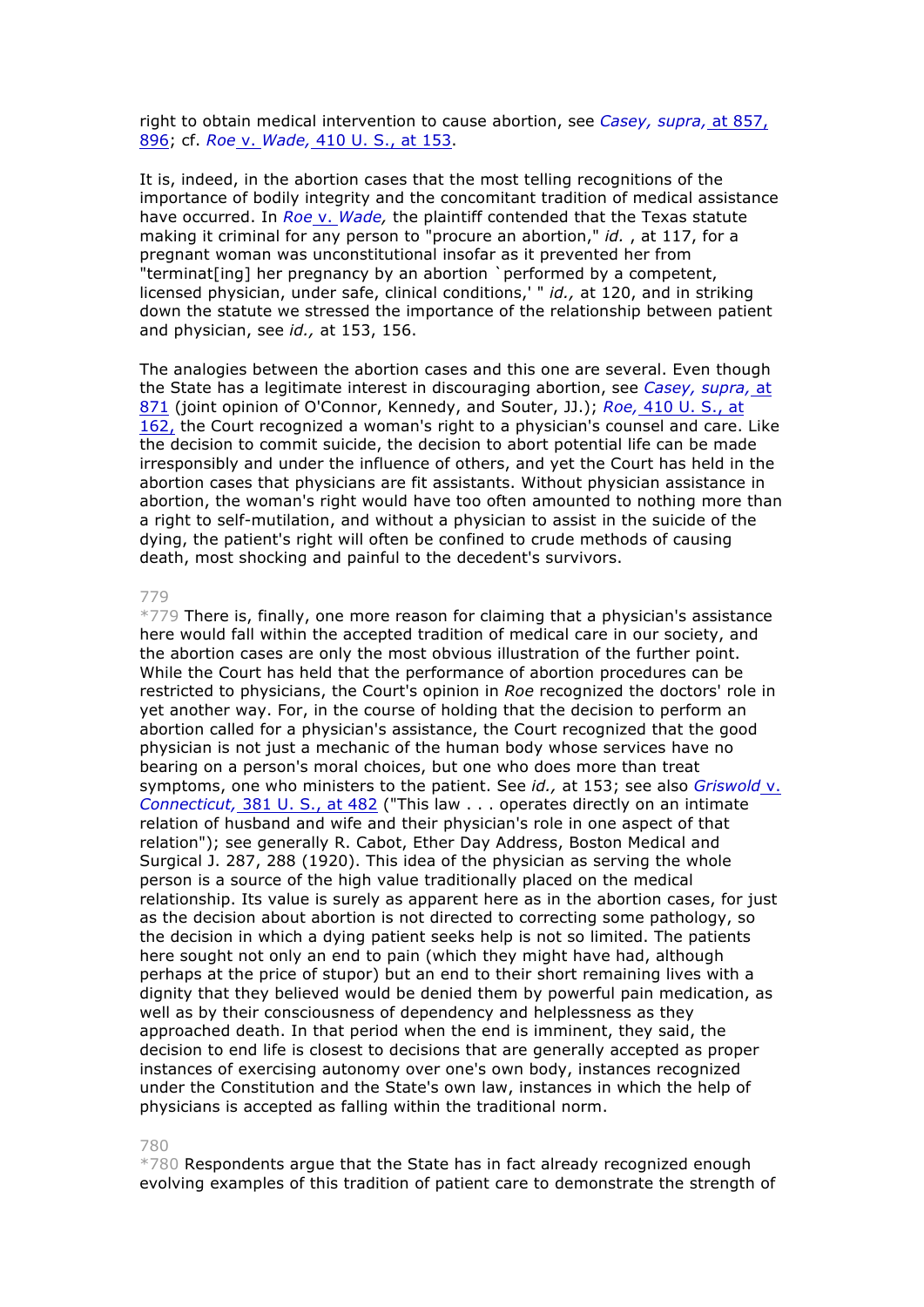right to obtain medical intervention to cause abortion, see *Casey, supra,* at 857, 896; cf. *Roe* v. *Wade,* 410 U. S., at 153.

It is, indeed, in the abortion cases that the most telling recognitions of the importance of bodily integrity and the concomitant tradition of medical assistance have occurred. In *Roe* v. *Wade,* the plaintiff contended that the Texas statute making it criminal for any person to "procure an abortion," *id.* , at 117, for a pregnant woman was unconstitutional insofar as it prevented her from "terminat[ing] her pregnancy by an abortion `performed by a competent, licensed physician, under safe, clinical conditions,' " *id.,* at 120, and in striking down the statute we stressed the importance of the relationship between patient and physician, see *id.,* at 153, 156.

The analogies between the abortion cases and this one are several. Even though the State has a legitimate interest in discouraging abortion, see *Casey, supra,* at 871 (joint opinion of O'Connor, Kennedy, and Souter, JJ.); *Roe,* 410 U. S., at 162, the Court recognized a woman's right to a physician's counsel and care. Like the decision to commit suicide, the decision to abort potential life can be made irresponsibly and under the influence of others, and yet the Court has held in the abortion cases that physicians are fit assistants. Without physician assistance in abortion, the woman's right would have too often amounted to nothing more than a right to self-mutilation, and without a physician to assist in the suicide of the dying, the patient's right will often be confined to crude methods of causing death, most shocking and painful to the decedent's survivors.

779

*779 There is, finally, one more reason for claiming that a physician's assistance here would fall within the accepted tradition of medical care in our society, and the abortion cases are only the most obvious illustration of the further point. While the Court has held that the performance of abortion procedures can be restricted to physicians, the Court's opinion in *Roe* recognized the doctors' role in yet another way. For, in the course of holding that the decision to perform an abortion called for a physician's assistance, the Court recognized that the good physician is not just a mechanic of the human body whose services have no bearing on a person's moral choices, but one who does more than treat symptoms, one who ministers to the patient. See *id.,* at 153; see also *Griswold* v. *Connecticut,* 381 U. S., at 482 ("This law . . . operates directly on an intimate relation of husband and wife and their physician's role in one aspect of that relation"); see generally R. Cabot, Ether Day Address, Boston Medical and Surgical J. 287, 288 (1920). This idea of the physician as serving the whole person is a source of the high value traditionally placed on the medical relationship. Its value is surely as apparent here as in the abortion cases, for just as the decision about abortion is not directed to correcting some pathology, so the decision in which a dying patient seeks help is not so limited. The patients here sought not only an end to pain (which they might have had, although perhaps at the price of stupor) but an end to their short remaining lives with a dignity that they believed would be denied them by powerful pain medication, as well as by their consciousness of dependency and helplessness as they approached death. In that period when the end is imminent, they said, the decision to end life is closest to decisions that are generally accepted as proper instances of exercising autonomy over one's own body, instances recognized under the Constitution and the State's own law, instances in which the help of physicians is accepted as falling within the traditional norm.

780

*780 Respondents argue that the State has in fact already recognized enough evolving examples of this tradition of patient care to demonstrate the strength of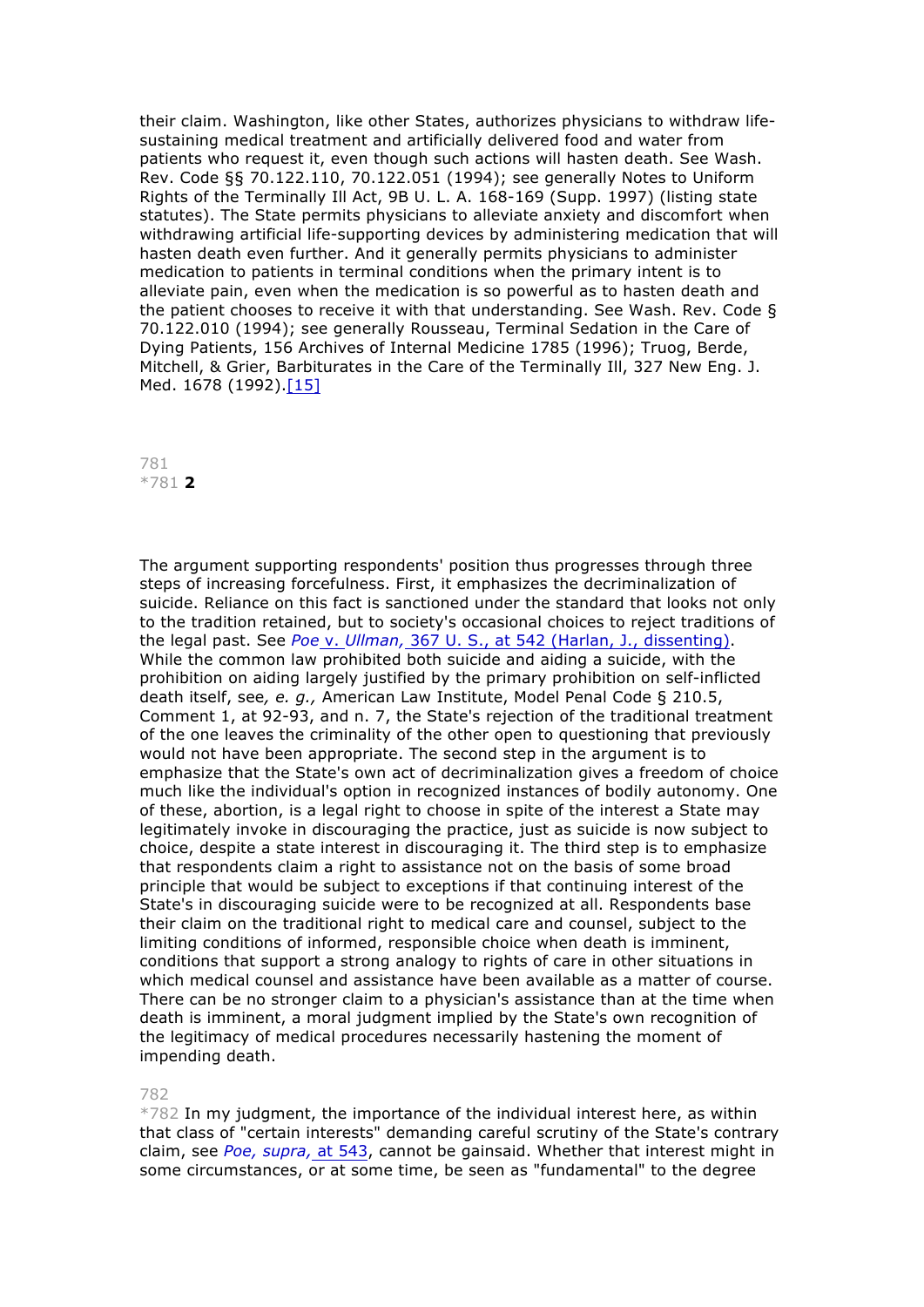their claim. Washington, like other States, authorizes physicians to withdraw life-sustaining medical treatment and artificially delivered food and water from patients who request it, even though such actions will hasten death. See Wash. Rev. Code §§ 70.122.110, 70.122.051 (1994); see generally Notes to Uniform Rights of the Terminally Ill Act, 9B U. L. A. 168-169 (Supp. 1997) (listing state statutes). The State permits physicians to alleviate anxiety and discomfort when withdrawing artificial life-supporting devices by administering medication that will hasten death even further. And it generally permits physicians to administer medication to patients in terminal conditions when the primary intent is to alleviate pain, even when the medication is so powerful as to hasten death and the patient chooses to receive it with that understanding. See Wash. Rev. Code § 70.122.010 (1994); see generally Rousseau, Terminal Sedation in the Care of Dying Patients, 156 Archives of Internal Medicine 1785 (1996); Truog, Berde, Mitchell, & Grier, Barbiturates in the Care of the Terminally Ill, 327 New Eng. J. Med. 1678 (1992).[15]

781
*781 **2**

The argument supporting respondents' position thus progresses through three steps of increasing forcefulness. First, it emphasizes the decriminalization of suicide. Reliance on this fact is sanctioned under the standard that looks not only to the tradition retained, but to society's occasional choices to reject traditions of the legal past. See *Poe* v. *Ullman,* 367 U. S., at 542 (Harlan, J., dissenting). While the common law prohibited both suicide and aiding a suicide, with the prohibition on aiding largely justified by the primary prohibition on self-inflicted death itself, see*, e. g.,* American Law Institute, Model Penal Code § 210.5, Comment 1, at 92-93, and n. 7, the State's rejection of the traditional treatment of the one leaves the criminality of the other open to questioning that previously would not have been appropriate. The second step in the argument is to emphasize that the State's own act of decriminalization gives a freedom of choice much like the individual's option in recognized instances of bodily autonomy. One of these, abortion, is a legal right to choose in spite of the interest a State may legitimately invoke in discouraging the practice, just as suicide is now subject to choice, despite a state interest in discouraging it. The third step is to emphasize that respondents claim a right to assistance not on the basis of some broad principle that would be subject to exceptions if that continuing interest of the State's in discouraging suicide were to be recognized at all. Respondents base their claim on the traditional right to medical care and counsel, subject to the limiting conditions of informed, responsible choice when death is imminent, conditions that support a strong analogy to rights of care in other situations in which medical counsel and assistance have been available as a matter of course. There can be no stronger claim to a physician's assistance than at the time when death is imminent, a moral judgment implied by the State's own recognition of the legitimacy of medical procedures necessarily hastening the moment of impending death.

782
*782 In my judgment, the importance of the individual interest here, as within that class of "certain interests" demanding careful scrutiny of the State's contrary claim, see *Poe, supra,* at 543, cannot be gainsaid. Whether that interest might in some circumstances, or at some time, be seen as "fundamental" to the degree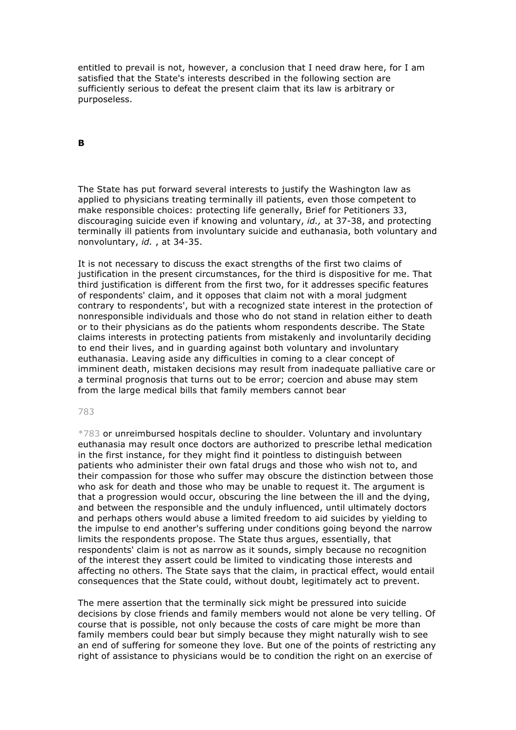entitled to prevail is not, however, a conclusion that I need draw here, for I am satisfied that the State's interests described in the following section are sufficiently serious to defeat the present claim that its law is arbitrary or purposeless.

**B**

The State has put forward several interests to justify the Washington law as applied to physicians treating terminally ill patients, even those competent to make responsible choices: protecting life generally, Brief for Petitioners 33, discouraging suicide even if knowing and voluntary, *id.,* at 37-38, and protecting terminally ill patients from involuntary suicide and euthanasia, both voluntary and nonvoluntary, *id.* , at 34-35.

It is not necessary to discuss the exact strengths of the first two claims of justification in the present circumstances, for the third is dispositive for me. That third justification is different from the first two, for it addresses specific features of respondents' claim, and it opposes that claim not with a moral judgment contrary to respondents', but with a recognized state interest in the protection of nonresponsible individuals and those who do not stand in relation either to death or to their physicians as do the patients whom respondents describe. The State claims interests in protecting patients from mistakenly and involuntarily deciding to end their lives, and in guarding against both voluntary and involuntary euthanasia. Leaving aside any difficulties in coming to a clear concept of imminent death, mistaken decisions may result from inadequate palliative care or a terminal prognosis that turns out to be error; coercion and abuse may stem from the large medical bills that family members cannot bear

783

*783 or unreimbursed hospitals decline to shoulder. Voluntary and involuntary euthanasia may result once doctors are authorized to prescribe lethal medication in the first instance, for they might find it pointless to distinguish between patients who administer their own fatal drugs and those who wish not to, and their compassion for those who suffer may obscure the distinction between those who ask for death and those who may be unable to request it. The argument is that a progression would occur, obscuring the line between the ill and the dying, and between the responsible and the unduly influenced, until ultimately doctors and perhaps others would abuse a limited freedom to aid suicides by yielding to the impulse to end another's suffering under conditions going beyond the narrow limits the respondents propose. The State thus argues, essentially, that respondents' claim is not as narrow as it sounds, simply because no recognition of the interest they assert could be limited to vindicating those interests and affecting no others. The State says that the claim, in practical effect, would entail consequences that the State could, without doubt, legitimately act to prevent.

The mere assertion that the terminally sick might be pressured into suicide decisions by close friends and family members would not alone be very telling. Of course that is possible, not only because the costs of care might be more than family members could bear but simply because they might naturally wish to see an end of suffering for someone they love. But one of the points of restricting any right of assistance to physicians would be to condition the right on an exercise of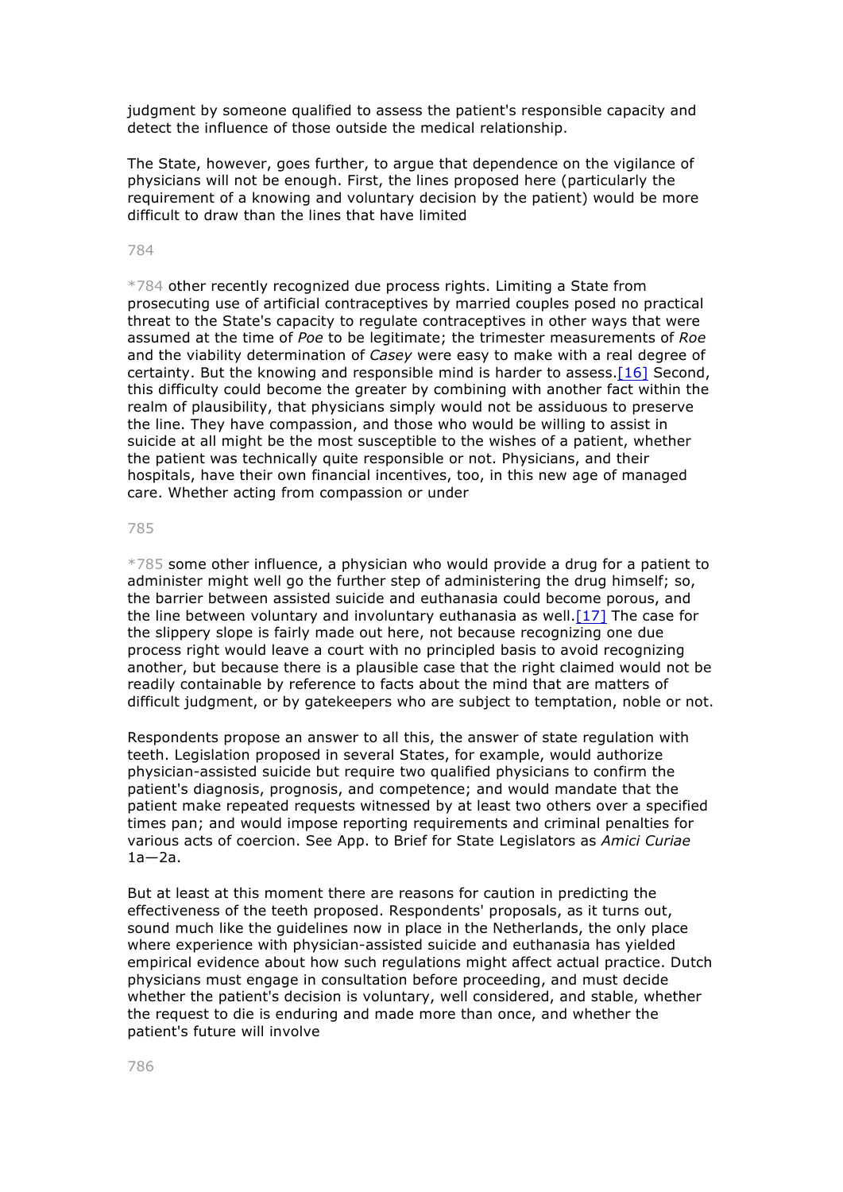judgment by someone qualified to assess the patient's responsible capacity and detect the influence of those outside the medical relationship.

The State, however, goes further, to argue that dependence on the vigilance of physicians will not be enough. First, the lines proposed here (particularly the requirement of a knowing and voluntary decision by the patient) would be more difficult to draw than the lines that have limited

*784 other recently recognized due process rights. Limiting a State from prosecuting use of artificial contraceptives by married couples posed no practical threat to the State's capacity to regulate contraceptives in other ways that were assumed at the time of *Poe* to be legitimate; the trimester measurements of *Roe* and the viability determination of *Casey* were easy to make with a real degree of certainty. But the knowing and responsible mind is harder to assess.[16] Second, this difficulty could become the greater by combining with another fact within the realm of plausibility, that physicians simply would not be assiduous to preserve the line. They have compassion, and those who would be willing to assist in suicide at all might be the most susceptible to the wishes of a patient, whether the patient was technically quite responsible or not. Physicians, and their hospitals, have their own financial incentives, too, in this new age of managed care. Whether acting from compassion or under

*785 some other influence, a physician who would provide a drug for a patient to administer might well go the further step of administering the drug himself; so, the barrier between assisted suicide and euthanasia could become porous, and the line between voluntary and involuntary euthanasia as well.[17] The case for the slippery slope is fairly made out here, not because recognizing one due process right would leave a court with no principled basis to avoid recognizing another, but because there is a plausible case that the right claimed would not be readily containable by reference to facts about the mind that are matters of difficult judgment, or by gatekeepers who are subject to temptation, noble or not.

Respondents propose an answer to all this, the answer of state regulation with teeth. Legislation proposed in several States, for example, would authorize physician-assisted suicide but require two qualified physicians to confirm the patient's diagnosis, prognosis, and competence; and would mandate that the patient make repeated requests witnessed by at least two others over a specified times pan; and would impose reporting requirements and criminal penalties for various acts of coercion. See App. to Brief for State Legislators as *Amici Curiae* 1a—2a.

But at least at this moment there are reasons for caution in predicting the effectiveness of the teeth proposed. Respondents' proposals, as it turns out, sound much like the guidelines now in place in the Netherlands, the only place where experience with physician-assisted suicide and euthanasia has yielded empirical evidence about how such regulations might affect actual practice. Dutch physicians must engage in consultation before proceeding, and must decide whether the patient's decision is voluntary, well considered, and stable, whether the request to die is enduring and made more than once, and whether the patient's future will involve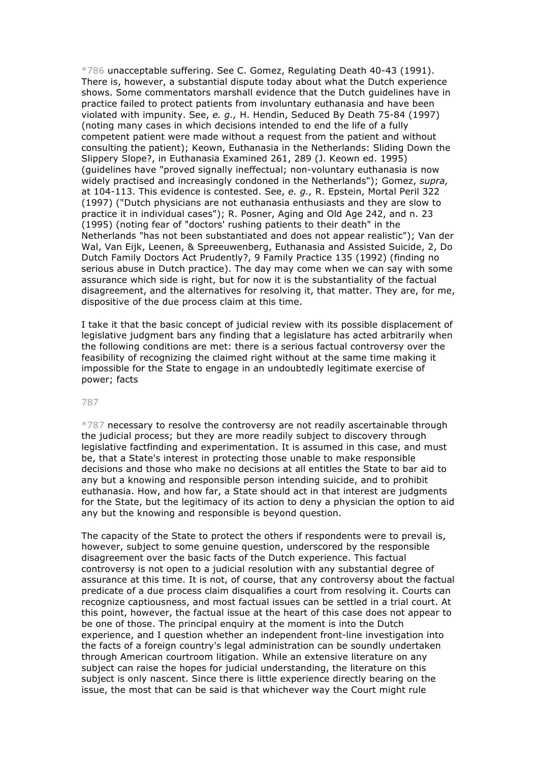*786 unacceptable suffering. See C. Gomez, Regulating Death 40-43 (1991). There is, however, a substantial dispute today about what the Dutch experience shows. Some commentators marshall evidence that the Dutch guidelines have in practice failed to protect patients from involuntary euthanasia and have been violated with impunity. See, *e. g.,* H. Hendin, Seduced By Death 75-84 (1997) (noting many cases in which decisions intended to end the life of a fully competent patient were made without a request from the patient and without consulting the patient); Keown, Euthanasia in the Netherlands: Sliding Down the Slippery Slope?, in Euthanasia Examined 261, 289 (J. Keown ed. 1995) (guidelines have "proved signally ineffectual; non-voluntary euthanasia is now widely practised and increasingly condoned in the Netherlands"); Gomez, *supra,* at 104-113. This evidence is contested. See, *e. g.,* R. Epstein, Mortal Peril 322 (1997) ("Dutch physicians are not euthanasia enthusiasts and they are slow to practice it in individual cases"); R. Posner, Aging and Old Age 242, and n. 23 (1995) (noting fear of "doctors' rushing patients to their death" in the Netherlands "has not been substantiated and does not appear realistic"); Van der Wal, Van Eijk, Leenen, & Spreeuwenberg, Euthanasia and Assisted Suicide, 2, Do Dutch Family Doctors Act Prudently?, 9 Family Practice 135 (1992) (finding no serious abuse in Dutch practice). The day may come when we can say with some assurance which side is right, but for now it is the substantiality of the factual disagreement, and the alternatives for resolving it, that matter. They are, for me, dispositive of the due process claim at this time.

I take it that the basic concept of judicial review with its possible displacement of legislative judgment bars any finding that a legislature has acted arbitrarily when the following conditions are met: there is a serious factual controversy over the feasibility of recognizing the claimed right without at the same time making it impossible for the State to engage in an undoubtedly legitimate exercise of power; facts

*787 necessary to resolve the controversy are not readily ascertainable through the judicial process; but they are more readily subject to discovery through legislative factfinding and experimentation. It is assumed in this case, and must be, that a State's interest in protecting those unable to make responsible decisions and those who make no decisions at all entitles the State to bar aid to any but a knowing and responsible person intending suicide, and to prohibit euthanasia. How, and how far, a State should act in that interest are judgments for the State, but the legitimacy of its action to deny a physician the option to aid any but the knowing and responsible is beyond question.

The capacity of the State to protect the others if respondents were to prevail is, however, subject to some genuine question, underscored by the responsible disagreement over the basic facts of the Dutch experience. This factual controversy is not open to a judicial resolution with any substantial degree of assurance at this time. It is not, of course, that any controversy about the factual predicate of a due process claim disqualifies a court from resolving it. Courts can recognize captiousness, and most factual issues can be settled in a trial court. At this point, however, the factual issue at the heart of this case does not appear to be one of those. The principal enquiry at the moment is into the Dutch experience, and I question whether an independent front-line investigation into the facts of a foreign country's legal administration can be soundly undertaken through American courtroom litigation. While an extensive literature on any subject can raise the hopes for judicial understanding, the literature on this subject is only nascent. Since there is little experience directly bearing on the issue, the most that can be said is that whichever way the Court might rule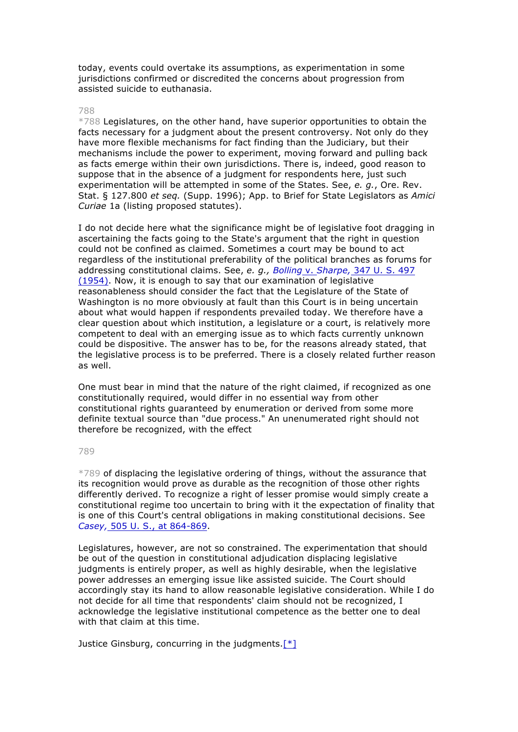today, events could overtake its assumptions, as experimentation in some jurisdictions confirmed or discredited the concerns about progression from assisted suicide to euthanasia.

788

*788 Legislatures, on the other hand, have superior opportunities to obtain the facts necessary for a judgment about the present controversy. Not only do they have more flexible mechanisms for fact finding than the Judiciary, but their mechanisms include the power to experiment, moving forward and pulling back as facts emerge within their own jurisdictions. There is, indeed, good reason to suppose that in the absence of a judgment for respondents here, just such experimentation will be attempted in some of the States. See, *e. g.*, Ore. Rev. Stat. § 127.800 *et seq.* (Supp. 1996); App. to Brief for State Legislators as *Amici Curiae* 1a (listing proposed statutes).

I do not decide here what the significance might be of legislative foot dragging in ascertaining the facts going to the State's argument that the right in question could not be confined as claimed. Sometimes a court may be bound to act regardless of the institutional preferability of the political branches as forums for addressing constitutional claims. See, *e. g., Bolling* v. *Sharpe,* 347 U. S. 497 (1954). Now, it is enough to say that our examination of legislative reasonableness should consider the fact that the Legislature of the State of Washington is no more obviously at fault than this Court is in being uncertain about what would happen if respondents prevailed today. We therefore have a clear question about which institution, a legislature or a court, is relatively more competent to deal with an emerging issue as to which facts currently unknown could be dispositive. The answer has to be, for the reasons already stated, that the legislative process is to be preferred. There is a closely related further reason as well.

One must bear in mind that the nature of the right claimed, if recognized as one constitutionally required, would differ in no essential way from other constitutional rights guaranteed by enumeration or derived from some more definite textual source than "due process." An unenumerated right should not therefore be recognized, with the effect

789

*789 of displacing the legislative ordering of things, without the assurance that its recognition would prove as durable as the recognition of those other rights differently derived. To recognize a right of lesser promise would simply create a constitutional regime too uncertain to bring with it the expectation of finality that is one of this Court's central obligations in making constitutional decisions. See *Casey,* 505 U. S., at 864-869.

Legislatures, however, are not so constrained. The experimentation that should be out of the question in constitutional adjudication displacing legislative judgments is entirely proper, as well as highly desirable, when the legislative power addresses an emerging issue like assisted suicide. The Court should accordingly stay its hand to allow reasonable legislative consideration. While I do not decide for all time that respondents' claim should not be recognized, I acknowledge the legislative institutional competence as the better one to deal with that claim at this time.

Justice Ginsburg, concurring in the judgments.[*]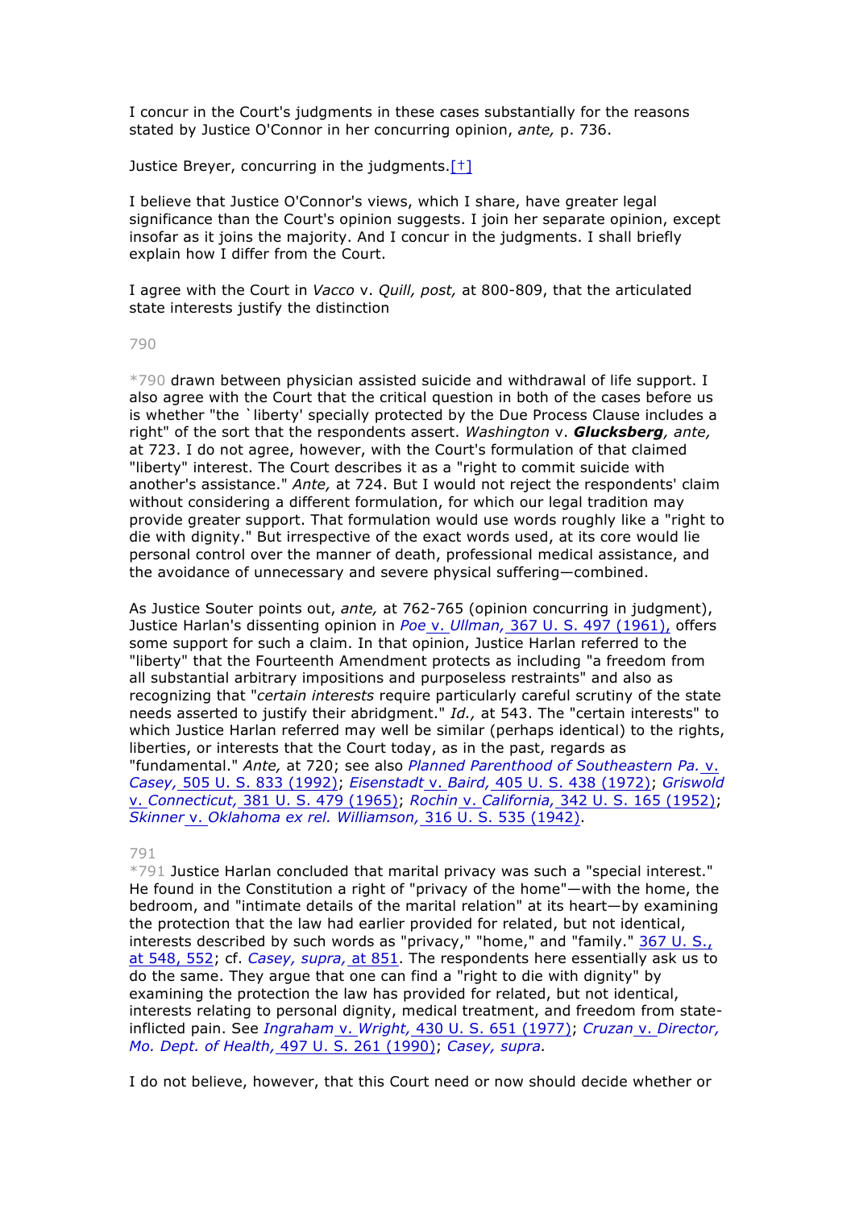I concur in the Court's judgments in these cases substantially for the reasons stated by Justice O'Connor in her concurring opinion, *ante,* p. 736.

Justice Breyer, concurring in the judgments.[†]

I believe that Justice O'Connor's views, which I share, have greater legal significance than the Court's opinion suggests. I join her separate opinion, except insofar as it joins the majority. And I concur in the judgments. I shall briefly explain how I differ from the Court.

I agree with the Court in *Vacco* v. *Quill, post,* at 800-809, that the articulated state interests justify the distinction

790

*790 drawn between physician assisted suicide and withdrawal of life support. I also agree with the Court that the critical question in both of the cases before us is whether "the `liberty' specially protected by the Due Process Clause includes a right" of the sort that the respondents assert. *Washington* v. ***Glucksberg**, ante,* at 723. I do not agree, however, with the Court's formulation of that claimed "liberty" interest. The Court describes it as a "right to commit suicide with another's assistance." *Ante,* at 724. But I would not reject the respondents' claim without considering a different formulation, for which our legal tradition may provide greater support. That formulation would use words roughly like a "right to die with dignity." But irrespective of the exact words used, at its core would lie personal control over the manner of death, professional medical assistance, and the avoidance of unnecessary and severe physical suffering—combined.

As Justice Souter points out, *ante,* at 762-765 (opinion concurring in judgment), Justice Harlan's dissenting opinion in *Poe* v. *Ullman,* 367 U. S. 497 (1961), offers some support for such a claim. In that opinion, Justice Harlan referred to the "liberty" that the Fourteenth Amendment protects as including "a freedom from all substantial arbitrary impositions and purposeless restraints" and also as recognizing that "*certain interests* require particularly careful scrutiny of the state needs asserted to justify their abridgment." *Id.,* at 543. The "certain interests" to which Justice Harlan referred may well be similar (perhaps identical) to the rights, liberties, or interests that the Court today, as in the past, regards as "fundamental." *Ante,* at 720; see also *Planned Parenthood of Southeastern Pa.* v. *Casey,* 505 U. S. 833 (1992); *Eisenstadt* v. *Baird,* 405 U. S. 438 (1972); *Griswold* v. *Connecticut,* 381 U. S. 479 (1965); *Rochin* v. *California,* 342 U. S. 165 (1952); *Skinner* v. *Oklahoma ex rel. Williamson,* 316 U. S. 535 (1942).

791

*791 Justice Harlan concluded that marital privacy was such a "special interest." He found in the Constitution a right of "privacy of the home"—with the home, the bedroom, and "intimate details of the marital relation" at its heart—by examining the protection that the law had earlier provided for related, but not identical, interests described by such words as "privacy," "home," and "family." 367 U. S., at 548, 552; cf. *Casey, supra,* at 851. The respondents here essentially ask us to do the same. They argue that one can find a "right to die with dignity" by examining the protection the law has provided for related, but not identical, interests relating to personal dignity, medical treatment, and freedom from state-inflicted pain. See *Ingraham* v. *Wright,* 430 U. S. 651 (1977); *Cruzan* v. *Director, Mo. Dept. of Health,* 497 U. S. 261 (1990); *Casey, supra.*

I do not believe, however, that this Court need or now should decide whether or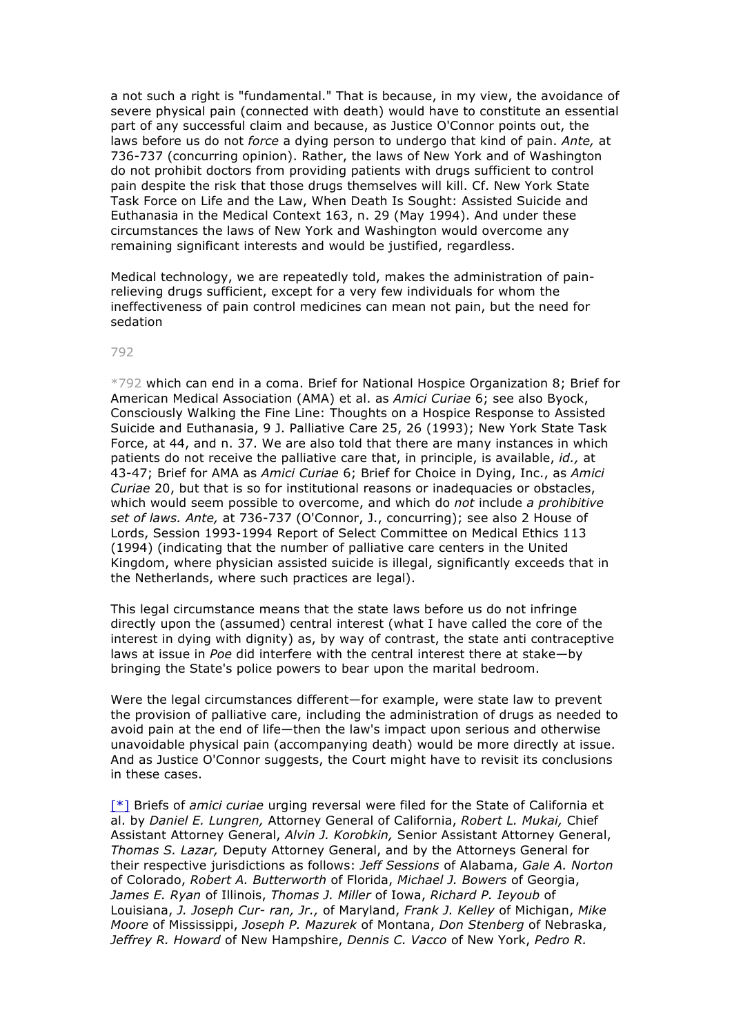a not such a right is "fundamental." That is because, in my view, the avoidance of severe physical pain (connected with death) would have to constitute an essential part of any successful claim and because, as Justice O'Connor points out, the laws before us do not *force* a dying person to undergo that kind of pain. *Ante,* at 736-737 (concurring opinion). Rather, the laws of New York and of Washington do not prohibit doctors from providing patients with drugs sufficient to control pain despite the risk that those drugs themselves will kill. Cf. New York State Task Force on Life and the Law, When Death Is Sought: Assisted Suicide and Euthanasia in the Medical Context 163, n. 29 (May 1994). And under these circumstances the laws of New York and Washington would overcome any remaining significant interests and would be justified, regardless.

Medical technology, we are repeatedly told, makes the administration of pain-relieving drugs sufficient, except for a very few individuals for whom the ineffectiveness of pain control medicines can mean not pain, but the need for sedation

792

*792 which can end in a coma. Brief for National Hospice Organization 8; Brief for American Medical Association (AMA) et al. as *Amici Curiae* 6; see also Byock, Consciously Walking the Fine Line: Thoughts on a Hospice Response to Assisted Suicide and Euthanasia, 9 J. Palliative Care 25, 26 (1993); New York State Task Force, at 44, and n. 37. We are also told that there are many instances in which patients do not receive the palliative care that, in principle, is available, *id.,* at 43-47; Brief for AMA as *Amici Curiae* 6; Brief for Choice in Dying, Inc., as *Amici Curiae* 20, but that is so for institutional reasons or inadequacies or obstacles, which would seem possible to overcome, and which do *not* include *a prohibitive set of laws. Ante,* at 736-737 (O'Connor, J., concurring); see also 2 House of Lords, Session 1993-1994 Report of Select Committee on Medical Ethics 113 (1994) (indicating that the number of palliative care centers in the United Kingdom, where physician assisted suicide is illegal, significantly exceeds that in the Netherlands, where such practices are legal).

This legal circumstance means that the state laws before us do not infringe directly upon the (assumed) central interest (what I have called the core of the interest in dying with dignity) as, by way of contrast, the state anti contraceptive laws at issue in *Poe* did interfere with the central interest there at stake—by bringing the State's police powers to bear upon the marital bedroom.

Were the legal circumstances different—for example, were state law to prevent the provision of palliative care, including the administration of drugs as needed to avoid pain at the end of life—then the law's impact upon serious and otherwise unavoidable physical pain (accompanying death) would be more directly at issue. And as Justice O'Connor suggests, the Court might have to revisit its conclusions in these cases.

[*] Briefs of *amici curiae* urging reversal were filed for the State of California et al. by *Daniel E. Lungren,* Attorney General of California, *Robert L. Mukai,* Chief Assistant Attorney General, *Alvin J. Korobkin,* Senior Assistant Attorney General, *Thomas S. Lazar,* Deputy Attorney General, and by the Attorneys General for their respective jurisdictions as follows: *Jeff Sessions* of Alabama, *Gale A. Norton* of Colorado, *Robert A. Butterworth* of Florida, *Michael J. Bowers* of Georgia, *James E. Ryan* of Illinois, *Thomas J. Miller* of Iowa, *Richard P. Ieyoub* of Louisiana, *J. Joseph Cur- ran, Jr.,* of Maryland, *Frank J. Kelley* of Michigan, *Mike Moore* of Mississippi, *Joseph P. Mazurek* of Montana, *Don Stenberg* of Nebraska, *Jeffrey R. Howard* of New Hampshire, *Dennis C. Vacco* of New York, *Pedro R.*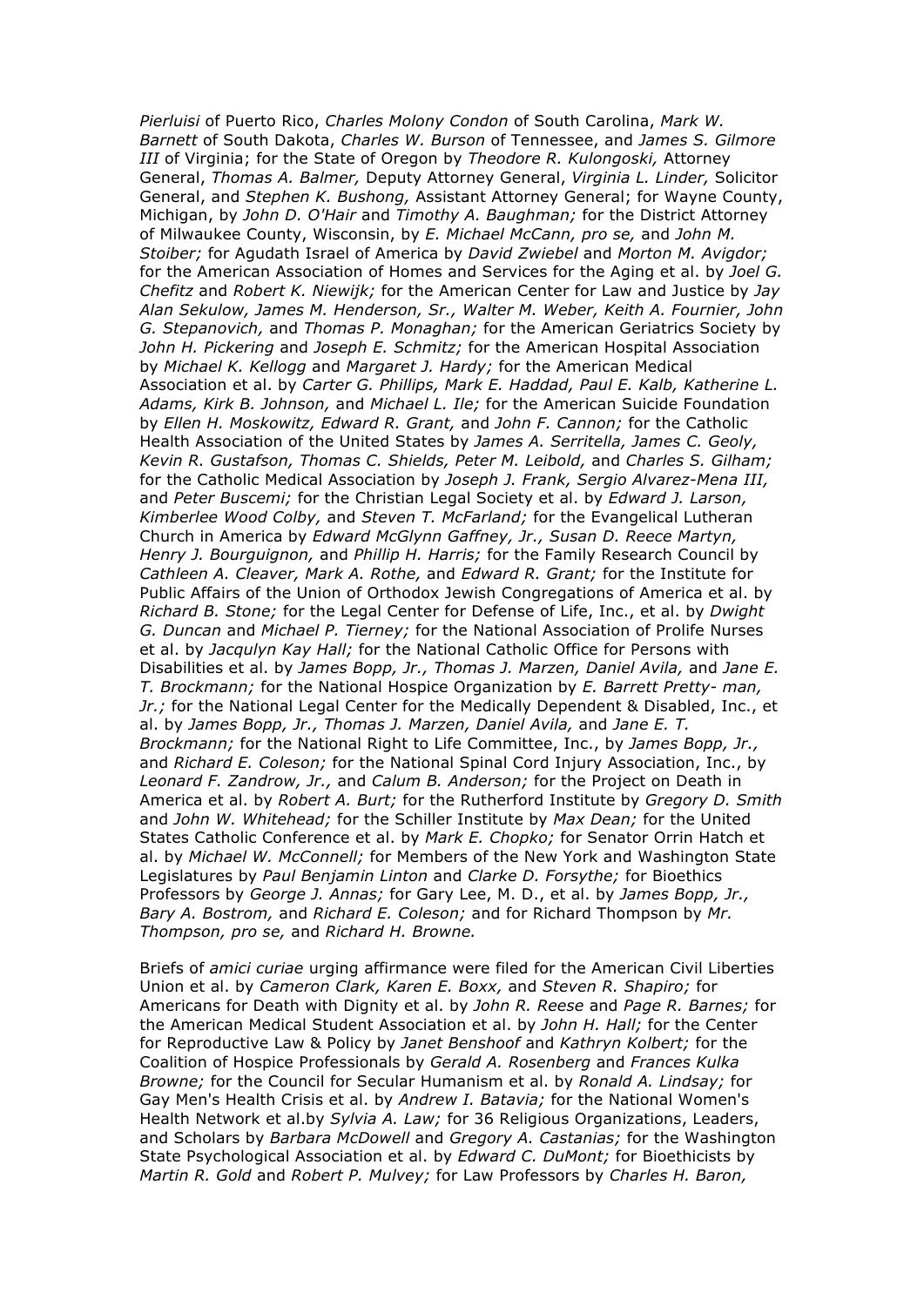*Pierluisi* of Puerto Rico, *Charles Molony Condon* of South Carolina, *Mark W. Barnett* of South Dakota, *Charles W. Burson* of Tennessee, and *James S. Gilmore III* of Virginia; for the State of Oregon by *Theodore R. Kulongoski,* Attorney General, *Thomas A. Balmer,* Deputy Attorney General, *Virginia L. Linder,* Solicitor General, and *Stephen K. Bushong,* Assistant Attorney General; for Wayne County, Michigan, by *John D. O'Hair* and *Timothy A. Baughman;* for the District Attorney of Milwaukee County, Wisconsin, by *E. Michael McCann, pro se,* and *John M. Stoiber;* for Agudath Israel of America by *David Zwiebel* and *Morton M. Avigdor;* for the American Association of Homes and Services for the Aging et al. by *Joel G. Chefitz* and *Robert K. Niewijk;* for the American Center for Law and Justice by *Jay Alan Sekulow, James M. Henderson, Sr., Walter M. Weber, Keith A. Fournier, John G. Stepanovich,* and *Thomas P. Monaghan;* for the American Geriatrics Society by *John H. Pickering* and *Joseph E. Schmitz;* for the American Hospital Association by *Michael K. Kellogg* and *Margaret J. Hardy;* for the American Medical Association et al. by *Carter G. Phillips, Mark E. Haddad, Paul E. Kalb, Katherine L. Adams, Kirk B. Johnson,* and *Michael L. Ile;* for the American Suicide Foundation by *Ellen H. Moskowitz, Edward R. Grant,* and *John F. Cannon;* for the Catholic Health Association of the United States by *James A. Serritella, James C. Geoly, Kevin R. Gustafson, Thomas C. Shields, Peter M. Leibold,* and *Charles S. Gilham;* for the Catholic Medical Association by *Joseph J. Frank, Sergio Alvarez-Mena III,* and *Peter Buscemi;* for the Christian Legal Society et al. by *Edward J. Larson, Kimberlee Wood Colby,* and *Steven T. McFarland;* for the Evangelical Lutheran Church in America by *Edward McGlynn Gaffney, Jr., Susan D. Reece Martyn, Henry J. Bourguignon,* and *Phillip H. Harris;* for the Family Research Council by *Cathleen A. Cleaver, Mark A. Rothe,* and *Edward R. Grant;* for the Institute for Public Affairs of the Union of Orthodox Jewish Congregations of America et al. by *Richard B. Stone;* for the Legal Center for Defense of Life, Inc., et al. by *Dwight G. Duncan* and *Michael P. Tierney;* for the National Association of Prolife Nurses et al. by *Jacqulyn Kay Hall;* for the National Catholic Office for Persons with Disabilities et al. by *James Bopp, Jr., Thomas J. Marzen, Daniel Avila,* and *Jane E. T. Brockmann;* for the National Hospice Organization by *E. Barrett Pretty- man, Jr.;* for the National Legal Center for the Medically Dependent & Disabled, Inc., et al. by *James Bopp, Jr., Thomas J. Marzen, Daniel Avila,* and *Jane E. T. Brockmann;* for the National Right to Life Committee, Inc., by *James Bopp, Jr.,* and *Richard E. Coleson;* for the National Spinal Cord Injury Association, Inc., by *Leonard F. Zandrow, Jr.,* and *Calum B. Anderson;* for the Project on Death in America et al. by *Robert A. Burt;* for the Rutherford Institute by *Gregory D. Smith* and *John W. Whitehead;* for the Schiller Institute by *Max Dean;* for the United States Catholic Conference et al. by *Mark E. Chopko;* for Senator Orrin Hatch et al. by *Michael W. McConnell;* for Members of the New York and Washington State Legislatures by *Paul Benjamin Linton* and *Clarke D. Forsythe;* for Bioethics Professors by *George J. Annas;* for Gary Lee, M. D., et al. by *James Bopp, Jr., Bary A. Bostrom,* and *Richard E. Coleson;* and for Richard Thompson by *Mr. Thompson, pro se,* and *Richard H. Browne.*

Briefs of *amici curiae* urging affirmance were filed for the American Civil Liberties Union et al. by *Cameron Clark, Karen E. Boxx,* and *Steven R. Shapiro;* for Americans for Death with Dignity et al. by *John R. Reese* and *Page R. Barnes;* for the American Medical Student Association et al. by *John H. Hall;* for the Center for Reproductive Law & Policy by *Janet Benshoof* and *Kathryn Kolbert;* for the Coalition of Hospice Professionals by *Gerald A. Rosenberg* and *Frances Kulka Browne;* for the Council for Secular Humanism et al. by *Ronald A. Lindsay;* for Gay Men's Health Crisis et al. by *Andrew I. Batavia;* for the National Women's Health Network et al.by *Sylvia A. Law;* for 36 Religious Organizations, Leaders, and Scholars by *Barbara McDowell* and *Gregory A. Castanias;* for the Washington State Psychological Association et al. by *Edward C. DuMont;* for Bioethicists by *Martin R. Gold* and *Robert P. Mulvey;* for Law Professors by *Charles H. Baron,*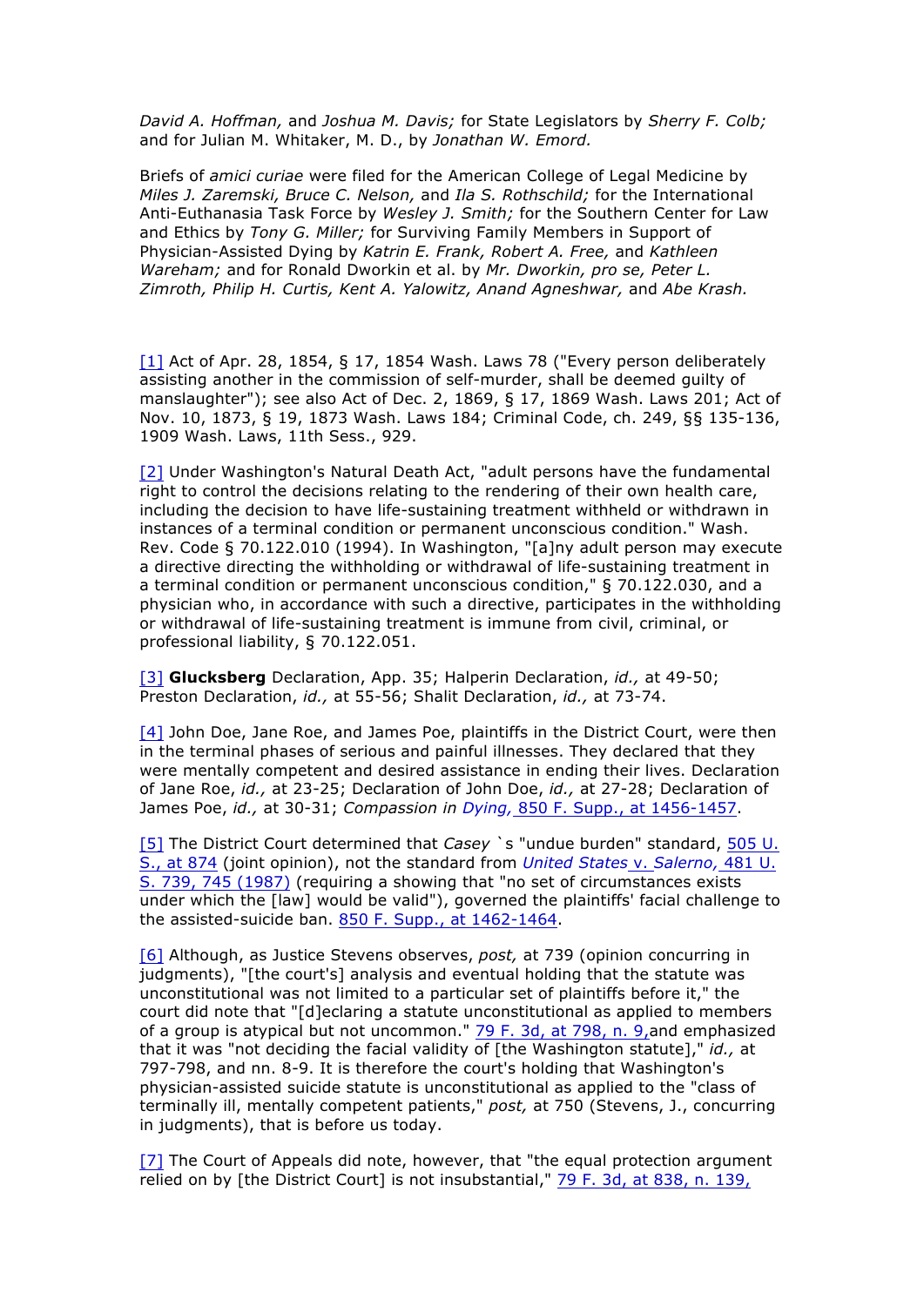*David A. Hoffman,* and *Joshua M. Davis;* for State Legislators by *Sherry F. Colb;* and for Julian M. Whitaker, M. D., by *Jonathan W. Emord.*

Briefs of *amici curiae* were filed for the American College of Legal Medicine by *Miles J. Zaremski, Bruce C. Nelson,* and *Ila S. Rothschild;* for the International Anti-Euthanasia Task Force by *Wesley J. Smith;* for the Southern Center for Law and Ethics by *Tony G. Miller;* for Surviving Family Members in Support of Physician-Assisted Dying by *Katrin E. Frank, Robert A. Free,* and *Kathleen Wareham;* and for Ronald Dworkin et al. by *Mr. Dworkin, pro se, Peter L. Zimroth, Philip H. Curtis, Kent A. Yalowitz, Anand Agneshwar,* and *Abe Krash.*

[1] Act of Apr. 28, 1854, § 17, 1854 Wash. Laws 78 ("Every person deliberately assisting another in the commission of self-murder, shall be deemed guilty of manslaughter"); see also Act of Dec. 2, 1869, § 17, 1869 Wash. Laws 201; Act of Nov. 10, 1873, § 19, 1873 Wash. Laws 184; Criminal Code, ch. 249, §§ 135-136, 1909 Wash. Laws, 11th Sess., 929.

[2] Under Washington's Natural Death Act, "adult persons have the fundamental right to control the decisions relating to the rendering of their own health care, including the decision to have life-sustaining treatment withheld or withdrawn in instances of a terminal condition or permanent unconscious condition." Wash. Rev. Code § 70.122.010 (1994). In Washington, "[a]ny adult person may execute a directive directing the withholding or withdrawal of life-sustaining treatment in a terminal condition or permanent unconscious condition," § 70.122.030, and a physician who, in accordance with such a directive, participates in the withholding or withdrawal of life-sustaining treatment is immune from civil, criminal, or professional liability, § 70.122.051.

[3] **Glucksberg** Declaration, App. 35; Halperin Declaration, *id.,* at 49-50; Preston Declaration, *id.,* at 55-56; Shalit Declaration, *id.,* at 73-74.

[4] John Doe, Jane Roe, and James Poe, plaintiffs in the District Court, were then in the terminal phases of serious and painful illnesses. They declared that they were mentally competent and desired assistance in ending their lives. Declaration of Jane Roe, *id.,* at 23-25; Declaration of John Doe, *id.,* at 27-28; Declaration of James Poe, *id.,* at 30-31; *Compassion in Dying,* 850 F. Supp., at 1456-1457.

[5] The District Court determined that *Casey* `s "undue burden" standard, 505 U. S., at 874 (joint opinion), not the standard from *United States* v. *Salerno,* 481 U. S. 739, 745 (1987) (requiring a showing that "no set of circumstances exists under which the [law] would be valid"), governed the plaintiffs' facial challenge to the assisted-suicide ban. 850 F. Supp., at 1462-1464.

[6] Although, as Justice Stevens observes, *post,* at 739 (opinion concurring in judgments), "[the court's] analysis and eventual holding that the statute was unconstitutional was not limited to a particular set of plaintiffs before it," the court did note that "[d]eclaring a statute unconstitutional as applied to members of a group is atypical but not uncommon." 79 F. 3d, at 798, n. 9,and emphasized that it was "not deciding the facial validity of [the Washington statute]," *id.,* at 797-798, and nn. 8-9. It is therefore the court's holding that Washington's physician-assisted suicide statute is unconstitutional as applied to the "class of terminally ill, mentally competent patients," *post,* at 750 (Stevens, J., concurring in judgments), that is before us today.

[7] The Court of Appeals did note, however, that "the equal protection argument relied on by [the District Court] is not insubstantial," 79 F. 3d, at 838, n. 139,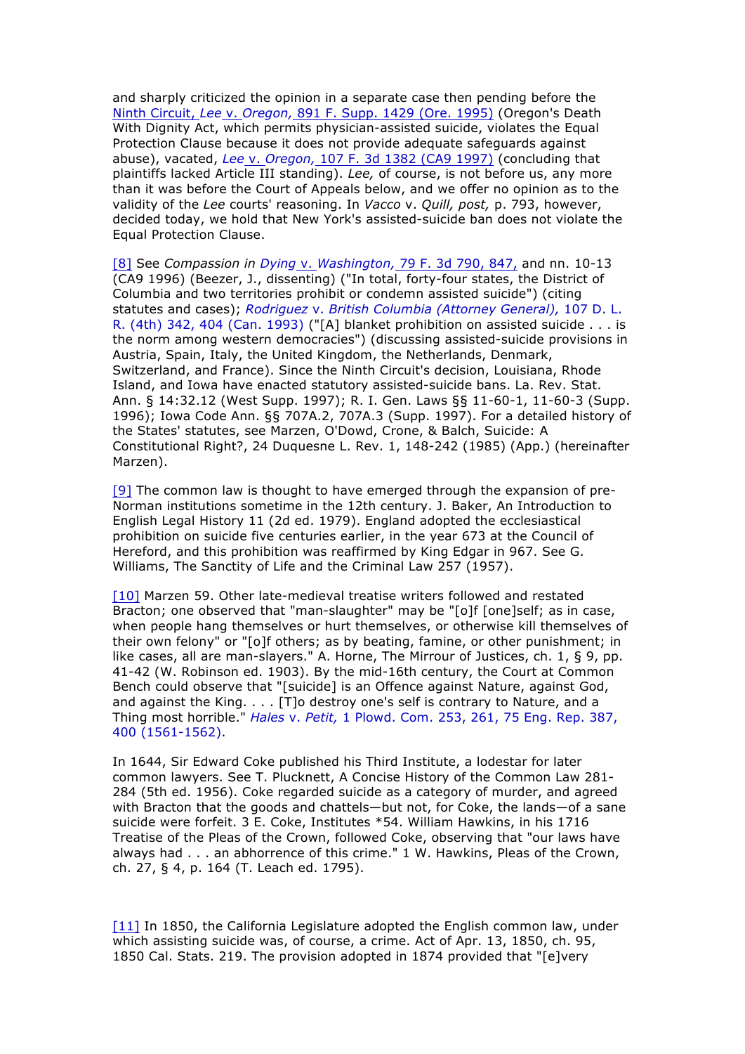and sharply criticized the opinion in a separate case then pending before the Ninth Circuit, *Lee* v. *Oregon,* 891 F. Supp. 1429 (Ore. 1995) (Oregon's Death With Dignity Act, which permits physician-assisted suicide, violates the Equal Protection Clause because it does not provide adequate safeguards against abuse), vacated, *Lee* v. *Oregon,* 107 F. 3d 1382 (CA9 1997) (concluding that plaintiffs lacked Article III standing). *Lee,* of course, is not before us, any more than it was before the Court of Appeals below, and we offer no opinion as to the validity of the *Lee* courts' reasoning. In *Vacco* v. *Quill, post,* p. 793, however, decided today, we hold that New York's assisted-suicide ban does not violate the Equal Protection Clause.

[8] See *Compassion in Dying* v. *Washington,* 79 F. 3d 790, 847, and nn. 10-13 (CA9 1996) (Beezer, J., dissenting) ("In total, forty-four states, the District of Columbia and two territories prohibit or condemn assisted suicide") (citing statutes and cases); *Rodriguez* v. *British Columbia (Attorney General),* 107 D. L. R. (4th) 342, 404 (Can. 1993) ("[A] blanket prohibition on assisted suicide . . . is the norm among western democracies") (discussing assisted-suicide provisions in Austria, Spain, Italy, the United Kingdom, the Netherlands, Denmark, Switzerland, and France). Since the Ninth Circuit's decision, Louisiana, Rhode Island, and Iowa have enacted statutory assisted-suicide bans. La. Rev. Stat. Ann. § 14:32.12 (West Supp. 1997); R. I. Gen. Laws §§ 11-60-1, 11-60-3 (Supp. 1996); Iowa Code Ann. §§ 707A.2, 707A.3 (Supp. 1997). For a detailed history of the States' statutes, see Marzen, O'Dowd, Crone, & Balch, Suicide: A Constitutional Right?, 24 Duquesne L. Rev. 1, 148-242 (1985) (App.) (hereinafter Marzen).

[9] The common law is thought to have emerged through the expansion of pre-Norman institutions sometime in the 12th century. J. Baker, An Introduction to English Legal History 11 (2d ed. 1979). England adopted the ecclesiastical prohibition on suicide five centuries earlier, in the year 673 at the Council of Hereford, and this prohibition was reaffirmed by King Edgar in 967. See G. Williams, The Sanctity of Life and the Criminal Law 257 (1957).

[10] Marzen 59. Other late-medieval treatise writers followed and restated Bracton; one observed that "man-slaughter" may be "[o]f [one]self; as in case, when people hang themselves or hurt themselves, or otherwise kill themselves of their own felony" or "[o]f others; as by beating, famine, or other punishment; in like cases, all are man-slayers." A. Horne, The Mirrour of Justices, ch. 1, § 9, pp. 41-42 (W. Robinson ed. 1903). By the mid-16th century, the Court at Common Bench could observe that "[suicide] is an Offence against Nature, against God, and against the King. . . . [T]o destroy one's self is contrary to Nature, and a Thing most horrible." *Hales* v. *Petit,* 1 Plowd. Com. 253, 261, 75 Eng. Rep. 387, 400 (1561-1562).

In 1644, Sir Edward Coke published his Third Institute, a lodestar for later common lawyers. See T. Plucknett, A Concise History of the Common Law 281-284 (5th ed. 1956). Coke regarded suicide as a category of murder, and agreed with Bracton that the goods and chattels—but not, for Coke, the lands—of a sane suicide were forfeit. 3 E. Coke, Institutes *54. William Hawkins, in his 1716 Treatise of the Pleas of the Crown, followed Coke, observing that "our laws have always had . . . an abhorrence of this crime." 1 W. Hawkins, Pleas of the Crown, ch. 27, § 4, p. 164 (T. Leach ed. 1795).

[11] In 1850, the California Legislature adopted the English common law, under which assisting suicide was, of course, a crime. Act of Apr. 13, 1850, ch. 95, 1850 Cal. Stats. 219. The provision adopted in 1874 provided that "[e]very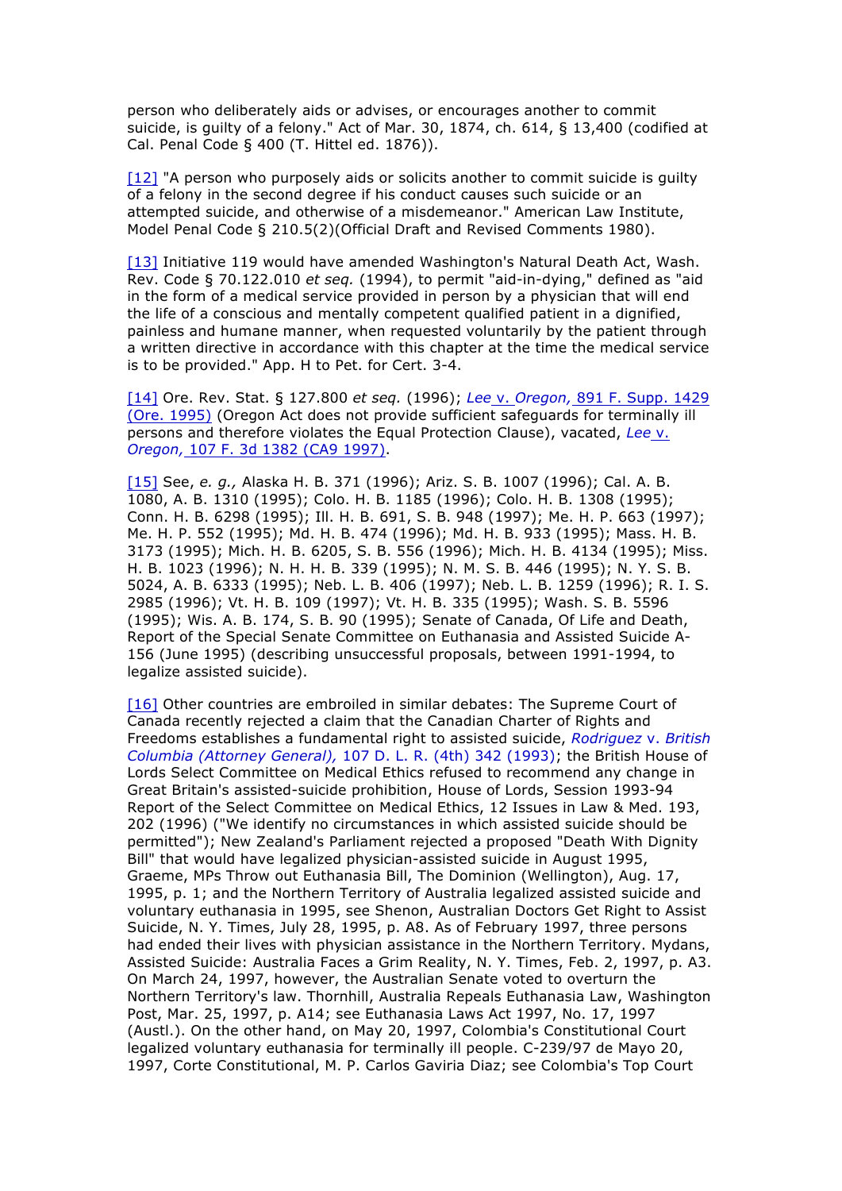person who deliberately aids or advises, or encourages another to commit suicide, is guilty of a felony." Act of Mar. 30, 1874, ch. 614, § 13,400 (codified at Cal. Penal Code § 400 (T. Hittel ed. 1876)).

[12] "A person who purposely aids or solicits another to commit suicide is guilty of a felony in the second degree if his conduct causes such suicide or an attempted suicide, and otherwise of a misdemeanor." American Law Institute, Model Penal Code § 210.5(2)(Official Draft and Revised Comments 1980).

[13] Initiative 119 would have amended Washington's Natural Death Act, Wash. Rev. Code § 70.122.010 *et seq.* (1994), to permit "aid-in-dying," defined as "aid in the form of a medical service provided in person by a physician that will end the life of a conscious and mentally competent qualified patient in a dignified, painless and humane manner, when requested voluntarily by the patient through a written directive in accordance with this chapter at the time the medical service is to be provided." App. H to Pet. for Cert. 3-4.

[14] Ore. Rev. Stat. § 127.800 *et seq.* (1996); *Lee* v. *Oregon,* 891 F. Supp. 1429 (Ore. 1995) (Oregon Act does not provide sufficient safeguards for terminally ill persons and therefore violates the Equal Protection Clause), vacated, *Lee* v. *Oregon,* 107 F. 3d 1382 (CA9 1997).

[15] See, *e. g.,* Alaska H. B. 371 (1996); Ariz. S. B. 1007 (1996); Cal. A. B. 1080, A. B. 1310 (1995); Colo. H. B. 1185 (1996); Colo. H. B. 1308 (1995); Conn. H. B. 6298 (1995); Ill. H. B. 691, S. B. 948 (1997); Me. H. P. 663 (1997); Me. H. P. 552 (1995); Md. H. B. 474 (1996); Md. H. B. 933 (1995); Mass. H. B. 3173 (1995); Mich. H. B. 6205, S. B. 556 (1996); Mich. H. B. 4134 (1995); Miss. H. B. 1023 (1996); N. H. H. B. 339 (1995); N. M. S. B. 446 (1995); N. Y. S. B. 5024, A. B. 6333 (1995); Neb. L. B. 406 (1997); Neb. L. B. 1259 (1996); R. I. S. 2985 (1996); Vt. H. B. 109 (1997); Vt. H. B. 335 (1995); Wash. S. B. 5596 (1995); Wis. A. B. 174, S. B. 90 (1995); Senate of Canada, Of Life and Death, Report of the Special Senate Committee on Euthanasia and Assisted Suicide A-156 (June 1995) (describing unsuccessful proposals, between 1991-1994, to legalize assisted suicide).

[16] Other countries are embroiled in similar debates: The Supreme Court of Canada recently rejected a claim that the Canadian Charter of Rights and Freedoms establishes a fundamental right to assisted suicide, *Rodriguez* v. *British Columbia (Attorney General),* 107 D. L. R. (4th) 342 (1993); the British House of Lords Select Committee on Medical Ethics refused to recommend any change in Great Britain's assisted-suicide prohibition, House of Lords, Session 1993-94 Report of the Select Committee on Medical Ethics, 12 Issues in Law & Med. 193, 202 (1996) ("We identify no circumstances in which assisted suicide should be permitted"); New Zealand's Parliament rejected a proposed "Death With Dignity Bill" that would have legalized physician-assisted suicide in August 1995, Graeme, MPs Throw out Euthanasia Bill, The Dominion (Wellington), Aug. 17, 1995, p. 1; and the Northern Territory of Australia legalized assisted suicide and voluntary euthanasia in 1995, see Shenon, Australian Doctors Get Right to Assist Suicide, N. Y. Times, July 28, 1995, p. A8. As of February 1997, three persons had ended their lives with physician assistance in the Northern Territory. Mydans, Assisted Suicide: Australia Faces a Grim Reality, N. Y. Times, Feb. 2, 1997, p. A3. On March 24, 1997, however, the Australian Senate voted to overturn the Northern Territory's law. Thornhill, Australia Repeals Euthanasia Law, Washington Post, Mar. 25, 1997, p. A14; see Euthanasia Laws Act 1997, No. 17, 1997 (Austl.). On the other hand, on May 20, 1997, Colombia's Constitutional Court legalized voluntary euthanasia for terminally ill people. C-239/97 de Mayo 20, 1997, Corte Constitutional, M. P. Carlos Gaviria Diaz; see Colombia's Top Court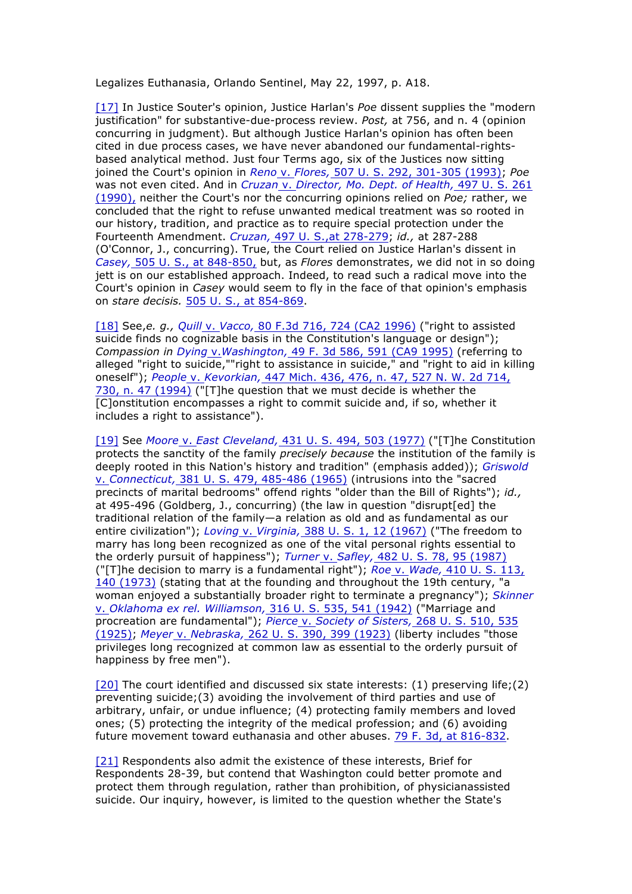Legalizes Euthanasia, Orlando Sentinel, May 22, 1997, p. A18.

[17] In Justice Souter's opinion, Justice Harlan's *Poe* dissent supplies the "modern justification" for substantive-due-process review. *Post,* at 756, and n. 4 (opinion concurring in judgment). But although Justice Harlan's opinion has often been cited in due process cases, we have never abandoned our fundamental-rights-based analytical method. Just four Terms ago, six of the Justices now sitting joined the Court's opinion in *Reno* v. *Flores,* 507 U. S. 292, 301-305 (1993); *Poe* was not even cited. And in *Cruzan* v. *Director, Mo. Dept. of Health,* 497 U. S. 261 (1990), neither the Court's nor the concurring opinions relied on *Poe;* rather, we concluded that the right to refuse unwanted medical treatment was so rooted in our history, tradition, and practice as to require special protection under the Fourteenth Amendment. *Cruzan,* 497 U. S.,at 278-279; *id.,* at 287-288 (O'Connor, J., concurring). True, the Court relied on Justice Harlan's dissent in *Casey,* 505 U. S., at 848-850, but, as *Flores* demonstrates, we did not in so doing jett is on our established approach. Indeed, to read such a radical move into the Court's opinion in *Casey* would seem to fly in the face of that opinion's emphasis on *stare decisis.* 505 U. S., at 854-869.

[18] See,*e. g., Quill* v. *Vacco,* 80 F.3d 716, 724 (CA2 1996) ("right to assisted suicide finds no cognizable basis in the Constitution's language or design"); *Compassion in Dying* v.*Washington,* 49 F. 3d 586, 591 (CA9 1995) (referring to alleged "right to suicide,""right to assistance in suicide," and "right to aid in killing oneself"); *People* v. *Kevorkian,* 447 Mich. 436, 476, n. 47, 527 N. W. 2d 714, 730, n. 47 (1994) ("[T]he question that we must decide is whether the [C]onstitution encompasses a right to commit suicide and, if so, whether it includes a right to assistance").

[19] See *Moore* v. *East Cleveland,* 431 U. S. 494, 503 (1977) ("[T]he Constitution protects the sanctity of the family *precisely because* the institution of the family is deeply rooted in this Nation's history and tradition" (emphasis added)); *Griswold* v. *Connecticut,* 381 U. S. 479, 485-486 (1965) (intrusions into the "sacred precincts of marital bedrooms" offend rights "older than the Bill of Rights"); *id.,* at 495-496 (Goldberg, J., concurring) (the law in question "disrupt[ed] the traditional relation of the family—a relation as old and as fundamental as our entire civilization"); *Loving* v. *Virginia,* 388 U. S. 1, 12 (1967) ("The freedom to marry has long been recognized as one of the vital personal rights essential to the orderly pursuit of happiness"); *Turner* v. *Safley,* 482 U. S. 78, 95 (1987) ("[T]he decision to marry is a fundamental right"); *Roe* v. *Wade,* 410 U. S. 113, 140 (1973) (stating that at the founding and throughout the 19th century, "a woman enjoyed a substantially broader right to terminate a pregnancy"); *Skinner* v. *Oklahoma ex rel. Williamson,* 316 U. S. 535, 541 (1942) ("Marriage and procreation are fundamental"); *Pierce* v. *Society of Sisters,* 268 U. S. 510, 535 (1925); *Meyer* v. *Nebraska,* 262 U. S. 390, 399 (1923) (liberty includes "those privileges long recognized at common law as essential to the orderly pursuit of happiness by free men").

[20] The court identified and discussed six state interests: (1) preserving life;(2) preventing suicide;(3) avoiding the involvement of third parties and use of arbitrary, unfair, or undue influence; (4) protecting family members and loved ones; (5) protecting the integrity of the medical profession; and (6) avoiding future movement toward euthanasia and other abuses. 79 F. 3d, at 816-832.

[21] Respondents also admit the existence of these interests, Brief for Respondents 28-39, but contend that Washington could better promote and protect them through regulation, rather than prohibition, of physicianassisted suicide. Our inquiry, however, is limited to the question whether the State's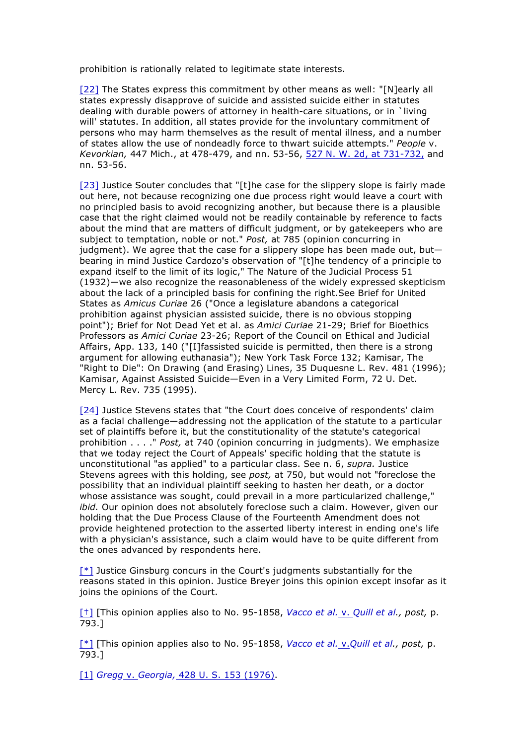prohibition is rationally related to legitimate state interests.

[22] The States express this commitment by other means as well: "[N]early all states expressly disapprove of suicide and assisted suicide either in statutes dealing with durable powers of attorney in health-care situations, or in `living will' statutes. In addition, all states provide for the involuntary commitment of persons who may harm themselves as the result of mental illness, and a number of states allow the use of nondeadly force to thwart suicide attempts." *People* v. *Kevorkian,* 447 Mich., at 478-479, and nn. 53-56, 527 N. W. 2d, at 731-732, and nn. 53-56.

[23] Justice Souter concludes that "[t]he case for the slippery slope is fairly made out here, not because recognizing one due process right would leave a court with no principled basis to avoid recognizing another, but because there is a plausible case that the right claimed would not be readily containable by reference to facts about the mind that are matters of difficult judgment, or by gatekeepers who are subject to temptation, noble or not." *Post,* at 785 (opinion concurring in judgment). We agree that the case for a slippery slope has been made out, but—bearing in mind Justice Cardozo's observation of "[t]he tendency of a principle to expand itself to the limit of its logic," The Nature of the Judicial Process 51 (1932)—we also recognize the reasonableness of the widely expressed skepticism about the lack of a principled basis for confining the right.See Brief for United States as *Amicus Curiae* 26 ("Once a legislature abandons a categorical prohibition against physician assisted suicide, there is no obvious stopping point"); Brief for Not Dead Yet et al. as *Amici Curiae* 21-29; Brief for Bioethics Professors as *Amici Curiae* 23-26; Report of the Council on Ethical and Judicial Affairs, App. 133, 140 ("[I]fassisted suicide is permitted, then there is a strong argument for allowing euthanasia"); New York Task Force 132; Kamisar, The "Right to Die": On Drawing (and Erasing) Lines, 35 Duquesne L. Rev. 481 (1996); Kamisar, Against Assisted Suicide—Even in a Very Limited Form, 72 U. Det. Mercy L. Rev. 735 (1995).

[24] Justice Stevens states that "the Court does conceive of respondents' claim as a facial challenge—addressing not the application of the statute to a particular set of plaintiffs before it, but the constitutionality of the statute's categorical prohibition . . . ." *Post,* at 740 (opinion concurring in judgments). We emphasize that we today reject the Court of Appeals' specific holding that the statute is unconstitutional "as applied" to a particular class. See n. 6, *supra.* Justice Stevens agrees with this holding, see *post,* at 750, but would not "foreclose the possibility that an individual plaintiff seeking to hasten her death, or a doctor whose assistance was sought, could prevail in a more particularized challenge," *ibid.* Our opinion does not absolutely foreclose such a claim. However, given our holding that the Due Process Clause of the Fourteenth Amendment does not provide heightened protection to the asserted liberty interest in ending one's life with a physician's assistance, such a claim would have to be quite different from the ones advanced by respondents here.

[*] Justice Ginsburg concurs in the Court's judgments substantially for the reasons stated in this opinion. Justice Breyer joins this opinion except insofar as it joins the opinions of the Court.

[†] [This opinion applies also to No. 95-1858, *Vacco et al.* v. *Quill et al., post,* p. 793.]

[*] [This opinion applies also to No. 95-1858, *Vacco et al.* v.*Quill et al., post,* p. 793.]

[1] *Gregg* v. *Georgia,* 428 U. S. 153 (1976).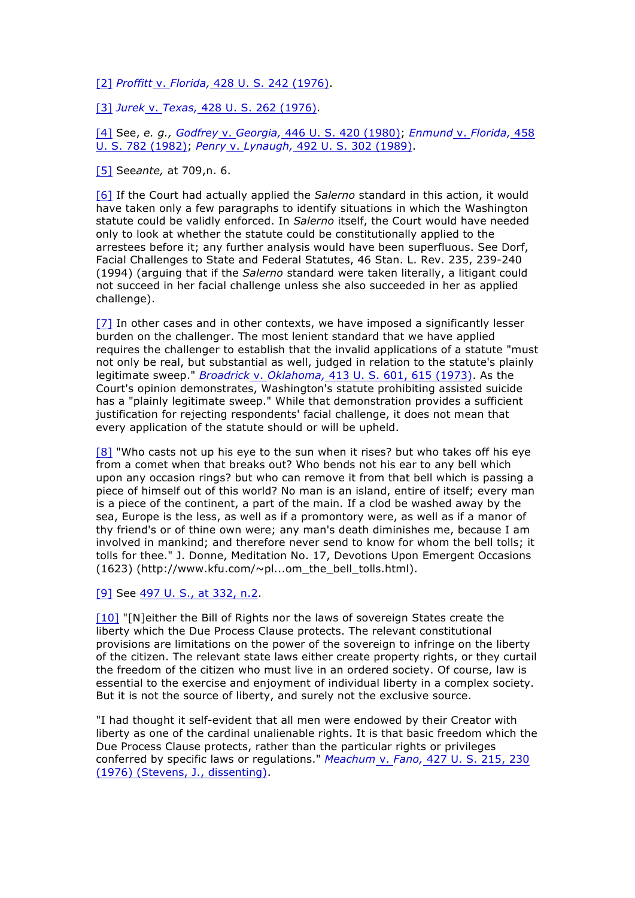[2] *Proffitt* v. *Florida,* 428 U. S. 242 (1976).

[3] *Jurek* v. *Texas,* 428 U. S. 262 (1976).

[4] See, *e. g., Godfrey* v. *Georgia,* 446 U. S. 420 (1980); *Enmund* v. *Florida,* 458 U. S. 782 (1982); *Penry* v. *Lynaugh,* 492 U. S. 302 (1989).

[5] See*ante,* at 709,n. 6.

[6] If the Court had actually applied the *Salerno* standard in this action, it would have taken only a few paragraphs to identify situations in which the Washington statute could be validly enforced. In *Salerno* itself, the Court would have needed only to look at whether the statute could be constitutionally applied to the arrestees before it; any further analysis would have been superfluous. See Dorf, Facial Challenges to State and Federal Statutes, 46 Stan. L. Rev. 235, 239-240 (1994) (arguing that if the *Salerno* standard were taken literally, a litigant could not succeed in her facial challenge unless she also succeeded in her as applied challenge).

[7] In other cases and in other contexts, we have imposed a significantly lesser burden on the challenger. The most lenient standard that we have applied requires the challenger to establish that the invalid applications of a statute "must not only be real, but substantial as well, judged in relation to the statute's plainly legitimate sweep." *Broadrick* v. *Oklahoma,* 413 U. S. 601, 615 (1973). As the Court's opinion demonstrates, Washington's statute prohibiting assisted suicide has a "plainly legitimate sweep." While that demonstration provides a sufficient justification for rejecting respondents' facial challenge, it does not mean that every application of the statute should or will be upheld.

[8] "Who casts not up his eye to the sun when it rises? but who takes off his eye from a comet when that breaks out? Who bends not his ear to any bell which upon any occasion rings? but who can remove it from that bell which is passing a piece of himself out of this world? No man is an island, entire of itself; every man is a piece of the continent, a part of the main. If a clod be washed away by the sea, Europe is the less, as well as if a promontory were, as well as if a manor of thy friend's or of thine own were; any man's death diminishes me, because I am involved in mankind; and therefore never send to know for whom the bell tolls; it tolls for thee." J. Donne, Meditation No. 17, Devotions Upon Emergent Occasions (1623) (http://www.kfu.com/~pl...om_the_bell_tolls.html).

[9] See 497 U. S., at 332, n.2.

[10] "[N]either the Bill of Rights nor the laws of sovereign States create the liberty which the Due Process Clause protects. The relevant constitutional provisions are limitations on the power of the sovereign to infringe on the liberty of the citizen. The relevant state laws either create property rights, or they curtail the freedom of the citizen who must live in an ordered society. Of course, law is essential to the exercise and enjoyment of individual liberty in a complex society. But it is not the source of liberty, and surely not the exclusive source.

"I had thought it self-evident that all men were endowed by their Creator with liberty as one of the cardinal unalienable rights. It is that basic freedom which the Due Process Clause protects, rather than the particular rights or privileges conferred by specific laws or regulations." *Meachum* v. *Fano,* 427 U. S. 215, 230 (1976) (Stevens, J., dissenting).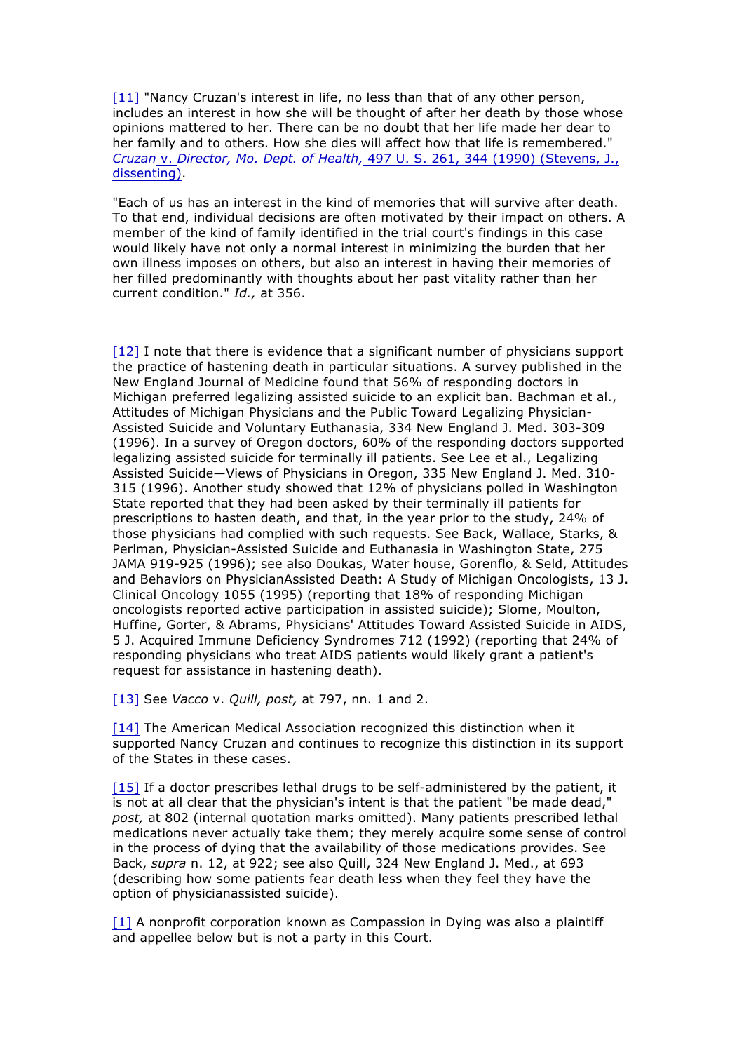[11] "Nancy Cruzan's interest in life, no less than that of any other person, includes an interest in how she will be thought of after her death by those whose opinions mattered to her. There can be no doubt that her life made her dear to her family and to others. How she dies will affect how that life is remembered." *Cruzan* v. *Director, Mo. Dept. of Health,* 497 U. S. 261, 344 (1990) (Stevens, J., dissenting).

"Each of us has an interest in the kind of memories that will survive after death. To that end, individual decisions are often motivated by their impact on others. A member of the kind of family identified in the trial court's findings in this case would likely have not only a normal interest in minimizing the burden that her own illness imposes on others, but also an interest in having their memories of her filled predominantly with thoughts about her past vitality rather than her current condition." *Id.,* at 356.

[12] I note that there is evidence that a significant number of physicians support the practice of hastening death in particular situations. A survey published in the New England Journal of Medicine found that 56% of responding doctors in Michigan preferred legalizing assisted suicide to an explicit ban. Bachman et al., Attitudes of Michigan Physicians and the Public Toward Legalizing Physician-Assisted Suicide and Voluntary Euthanasia, 334 New England J. Med. 303-309 (1996). In a survey of Oregon doctors, 60% of the responding doctors supported legalizing assisted suicide for terminally ill patients. See Lee et al., Legalizing Assisted Suicide—Views of Physicians in Oregon, 335 New England J. Med. 310-315 (1996). Another study showed that 12% of physicians polled in Washington State reported that they had been asked by their terminally ill patients for prescriptions to hasten death, and that, in the year prior to the study, 24% of those physicians had complied with such requests. See Back, Wallace, Starks, & Perlman, Physician-Assisted Suicide and Euthanasia in Washington State, 275 JAMA 919-925 (1996); see also Doukas, Water house, Gorenflo, & Seld, Attitudes and Behaviors on PhysicianAssisted Death: A Study of Michigan Oncologists, 13 J. Clinical Oncology 1055 (1995) (reporting that 18% of responding Michigan oncologists reported active participation in assisted suicide); Slome, Moulton, Huffine, Gorter, & Abrams, Physicians' Attitudes Toward Assisted Suicide in AIDS, 5 J. Acquired Immune Deficiency Syndromes 712 (1992) (reporting that 24% of responding physicians who treat AIDS patients would likely grant a patient's request for assistance in hastening death).

[13] See *Vacco* v. *Quill, post,* at 797, nn. 1 and 2.

[14] The American Medical Association recognized this distinction when it supported Nancy Cruzan and continues to recognize this distinction in its support of the States in these cases.

[15] If a doctor prescribes lethal drugs to be self-administered by the patient, it is not at all clear that the physician's intent is that the patient "be made dead," *post,* at 802 (internal quotation marks omitted). Many patients prescribed lethal medications never actually take them; they merely acquire some sense of control in the process of dying that the availability of those medications provides. See Back, *supra* n. 12, at 922; see also Quill, 324 New England J. Med., at 693 (describing how some patients fear death less when they feel they have the option of physicianassisted suicide).

[1] A nonprofit corporation known as Compassion in Dying was also a plaintiff and appellee below but is not a party in this Court.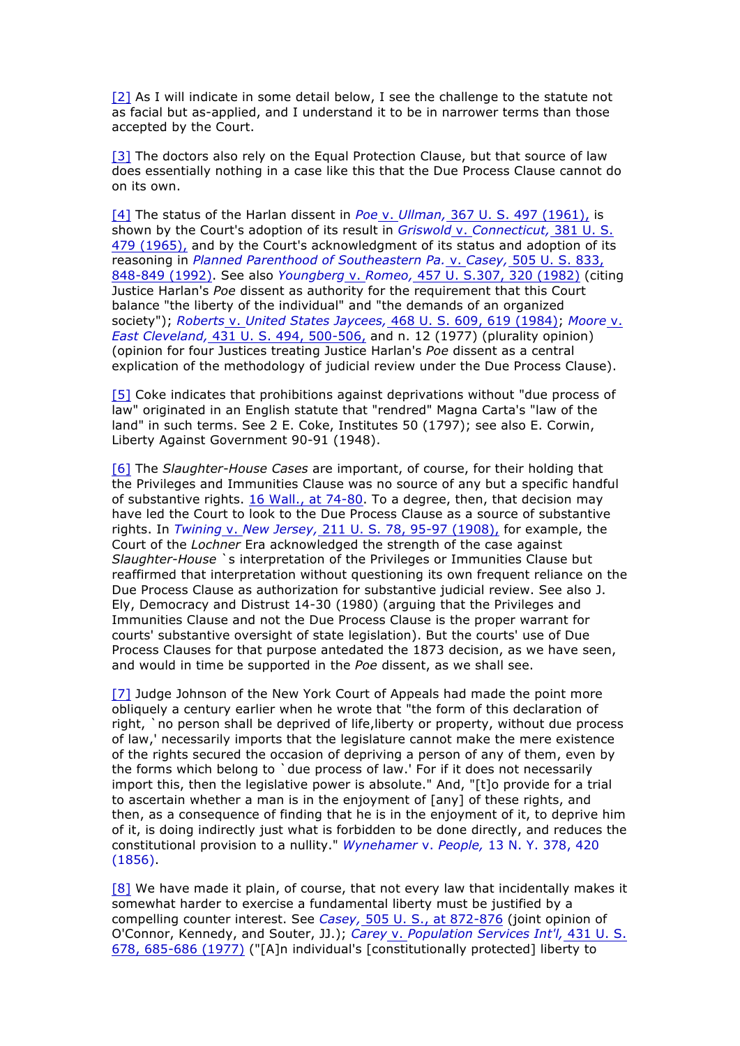[2] As I will indicate in some detail below, I see the challenge to the statute not as facial but as-applied, and I understand it to be in narrower terms than those accepted by the Court.

[3] The doctors also rely on the Equal Protection Clause, but that source of law does essentially nothing in a case like this that the Due Process Clause cannot do on its own.

[4] The status of the Harlan dissent in *Poe* v. *Ullman,* 367 U. S. 497 (1961), is shown by the Court's adoption of its result in *Griswold* v. *Connecticut,* 381 U. S. 479 (1965), and by the Court's acknowledgment of its status and adoption of its reasoning in *Planned Parenthood of Southeastern Pa.* v. *Casey,* 505 U. S. 833, 848-849 (1992). See also *Youngberg* v. *Romeo,* 457 U. S.307, 320 (1982) (citing Justice Harlan's *Poe* dissent as authority for the requirement that this Court balance "the liberty of the individual" and "the demands of an organized society"); *Roberts* v. *United States Jaycees,* 468 U. S. 609, 619 (1984); *Moore* v. *East Cleveland,* 431 U. S. 494, 500-506, and n. 12 (1977) (plurality opinion) (opinion for four Justices treating Justice Harlan's *Poe* dissent as a central explication of the methodology of judicial review under the Due Process Clause).

[5] Coke indicates that prohibitions against deprivations without "due process of law" originated in an English statute that "rendred" Magna Carta's "law of the land" in such terms. See 2 E. Coke, Institutes 50 (1797); see also E. Corwin, Liberty Against Government 90-91 (1948).

[6] The *Slaughter-House Cases* are important, of course, for their holding that the Privileges and Immunities Clause was no source of any but a specific handful of substantive rights. 16 Wall., at 74-80. To a degree, then, that decision may have led the Court to look to the Due Process Clause as a source of substantive rights. In *Twining* v. *New Jersey,* 211 U. S. 78, 95-97 (1908), for example, the Court of the *Lochner* Era acknowledged the strength of the case against *Slaughter-House* `s interpretation of the Privileges or Immunities Clause but reaffirmed that interpretation without questioning its own frequent reliance on the Due Process Clause as authorization for substantive judicial review. See also J. Ely, Democracy and Distrust 14-30 (1980) (arguing that the Privileges and Immunities Clause and not the Due Process Clause is the proper warrant for courts' substantive oversight of state legislation). But the courts' use of Due Process Clauses for that purpose antedated the 1873 decision, as we have seen, and would in time be supported in the *Poe* dissent, as we shall see.

[7] Judge Johnson of the New York Court of Appeals had made the point more obliquely a century earlier when he wrote that "the form of this declaration of right, `no person shall be deprived of life,liberty or property, without due process of law,' necessarily imports that the legislature cannot make the mere existence of the rights secured the occasion of depriving a person of any of them, even by the forms which belong to `due process of law.' For if it does not necessarily import this, then the legislative power is absolute." And, "[t]o provide for a trial to ascertain whether a man is in the enjoyment of [any] of these rights, and then, as a consequence of finding that he is in the enjoyment of it, to deprive him of it, is doing indirectly just what is forbidden to be done directly, and reduces the constitutional provision to a nullity." *Wynehamer* v. *People,* 13 N. Y. 378, 420 (1856).

[8] We have made it plain, of course, that not every law that incidentally makes it somewhat harder to exercise a fundamental liberty must be justified by a compelling counter interest. See *Casey,* 505 U. S., at 872-876 (joint opinion of O'Connor, Kennedy, and Souter, JJ.); *Carey* v. *Population Services Int'l,* 431 U. S. 678, 685-686 (1977) ("[A]n individual's [constitutionally protected] liberty to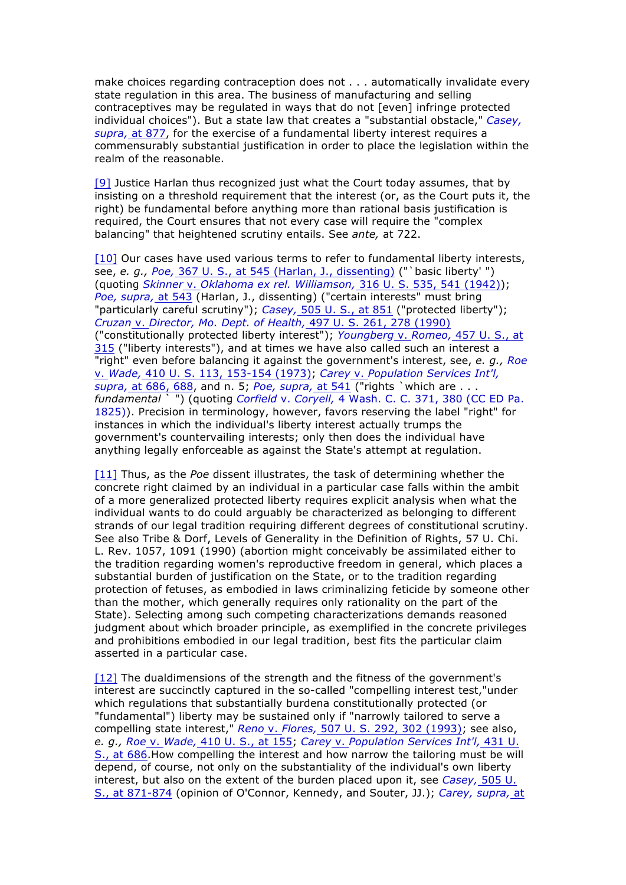make choices regarding contraception does not . . . automatically invalidate every state regulation in this area. The business of manufacturing and selling contraceptives may be regulated in ways that do not [even] infringe protected individual choices"). But a state law that creates a "substantial obstacle," *Casey, supra,* at 877, for the exercise of a fundamental liberty interest requires a commensurably substantial justification in order to place the legislation within the realm of the reasonable.

[9] Justice Harlan thus recognized just what the Court today assumes, that by insisting on a threshold requirement that the interest (or, as the Court puts it, the right) be fundamental before anything more than rational basis justification is required, the Court ensures that not every case will require the "complex balancing" that heightened scrutiny entails. See *ante,* at 722.

[10] Our cases have used various terms to refer to fundamental liberty interests, see, *e. g., Poe,* 367 U. S., at 545 (Harlan, J., dissenting) ("`basic liberty' ") (quoting *Skinner* v. *Oklahoma ex rel. Williamson,* 316 U. S. 535, 541 (1942)); *Poe, supra,* at 543 (Harlan, J., dissenting) ("certain interests" must bring "particularly careful scrutiny"); *Casey,* 505 U. S., at 851 ("protected liberty"); *Cruzan* v. *Director, Mo. Dept. of Health,* 497 U. S. 261, 278 (1990) ("constitutionally protected liberty interest"); *Youngberg* v. *Romeo,* 457 U. S., at 315 ("liberty interests"), and at times we have also called such an interest a "right" even before balancing it against the government's interest, see, *e. g., Roe* v. *Wade,* 410 U. S. 113, 153-154 (1973); *Carey* v. *Population Services Int'l, supra,* at 686, 688, and n. 5; *Poe, supra,* at 541 ("rights `which are . . . *fundamental* ` ") (quoting *Corfield* v. *Coryell,* 4 Wash. C. C. 371, 380 (CC ED Pa. 1825)). Precision in terminology, however, favors reserving the label "right" for instances in which the individual's liberty interest actually trumps the government's countervailing interests; only then does the individual have anything legally enforceable as against the State's attempt at regulation.

[11] Thus, as the *Poe* dissent illustrates, the task of determining whether the concrete right claimed by an individual in a particular case falls within the ambit of a more generalized protected liberty requires explicit analysis when what the individual wants to do could arguably be characterized as belonging to different strands of our legal tradition requiring different degrees of constitutional scrutiny. See also Tribe & Dorf, Levels of Generality in the Definition of Rights, 57 U. Chi. L. Rev. 1057, 1091 (1990) (abortion might conceivably be assimilated either to the tradition regarding women's reproductive freedom in general, which places a substantial burden of justification on the State, or to the tradition regarding protection of fetuses, as embodied in laws criminalizing feticide by someone other than the mother, which generally requires only rationality on the part of the State). Selecting among such competing characterizations demands reasoned judgment about which broader principle, as exemplified in the concrete privileges and prohibitions embodied in our legal tradition, best fits the particular claim asserted in a particular case.

[12] The dualdimensions of the strength and the fitness of the government's interest are succinctly captured in the so-called "compelling interest test,"under which regulations that substantially burdena constitutionally protected (or "fundamental") liberty may be sustained only if "narrowly tailored to serve a compelling state interest," *Reno* v. *Flores,* 507 U. S. 292, 302 (1993); see also, *e. g., Roe* v. *Wade,* 410 U. S., at 155; *Carey* v. *Population Services Int'l,* 431 U. S., at 686.How compelling the interest and how narrow the tailoring must be will depend, of course, not only on the substantiality of the individual's own liberty interest, but also on the extent of the burden placed upon it, see *Casey,* 505 U. S., at 871-874 (opinion of O'Connor, Kennedy, and Souter, JJ.); *Carey, supra,* at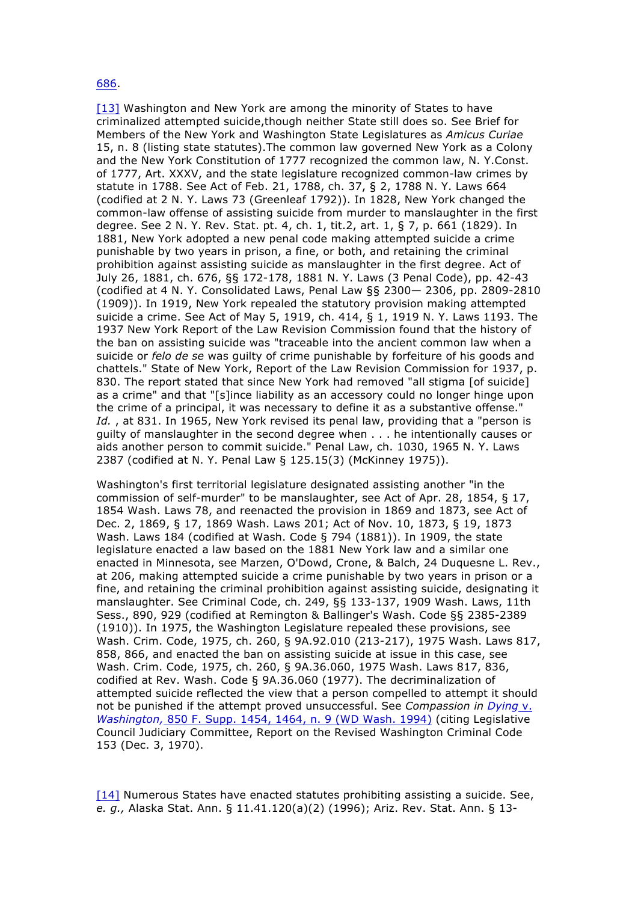686.

[13] Washington and New York are among the minority of States to have criminalized attempted suicide,though neither State still does so. See Brief for Members of the New York and Washington State Legislatures as *Amicus Curiae* 15, n. 8 (listing state statutes).The common law governed New York as a Colony and the New York Constitution of 1777 recognized the common law, N. Y.Const. of 1777, Art. XXXV, and the state legislature recognized common-law crimes by statute in 1788. See Act of Feb. 21, 1788, ch. 37, § 2, 1788 N. Y. Laws 664 (codified at 2 N. Y. Laws 73 (Greenleaf 1792)). In 1828, New York changed the common-law offense of assisting suicide from murder to manslaughter in the first degree. See 2 N. Y. Rev. Stat. pt. 4, ch. 1, tit.2, art. 1, § 7, p. 661 (1829). In 1881, New York adopted a new penal code making attempted suicide a crime punishable by two years in prison, a fine, or both, and retaining the criminal prohibition against assisting suicide as manslaughter in the first degree. Act of July 26, 1881, ch. 676, §§ 172-178, 1881 N. Y. Laws (3 Penal Code), pp. 42-43 (codified at 4 N. Y. Consolidated Laws, Penal Law §§ 2300— 2306, pp. 2809-2810 (1909)). In 1919, New York repealed the statutory provision making attempted suicide a crime. See Act of May 5, 1919, ch. 414, § 1, 1919 N. Y. Laws 1193. The 1937 New York Report of the Law Revision Commission found that the history of the ban on assisting suicide was "traceable into the ancient common law when a suicide or *felo de se* was guilty of crime punishable by forfeiture of his goods and chattels." State of New York, Report of the Law Revision Commission for 1937, p. 830. The report stated that since New York had removed "all stigma [of suicide] as a crime" and that "[s]ince liability as an accessory could no longer hinge upon the crime of a principal, it was necessary to define it as a substantive offense." *Id.* , at 831. In 1965, New York revised its penal law, providing that a "person is guilty of manslaughter in the second degree when . . . he intentionally causes or aids another person to commit suicide." Penal Law, ch. 1030, 1965 N. Y. Laws 2387 (codified at N. Y. Penal Law § 125.15(3) (McKinney 1975)).

Washington's first territorial legislature designated assisting another "in the commission of self-murder" to be manslaughter, see Act of Apr. 28, 1854, § 17, 1854 Wash. Laws 78, and reenacted the provision in 1869 and 1873, see Act of Dec. 2, 1869, § 17, 1869 Wash. Laws 201; Act of Nov. 10, 1873, § 19, 1873 Wash. Laws 184 (codified at Wash. Code § 794 (1881)). In 1909, the state legislature enacted a law based on the 1881 New York law and a similar one enacted in Minnesota, see Marzen, O'Dowd, Crone, & Balch, 24 Duquesne L. Rev., at 206, making attempted suicide a crime punishable by two years in prison or a fine, and retaining the criminal prohibition against assisting suicide, designating it manslaughter. See Criminal Code, ch. 249, §§ 133-137, 1909 Wash. Laws, 11th Sess., 890, 929 (codified at Remington & Ballinger's Wash. Code §§ 2385-2389 (1910)). In 1975, the Washington Legislature repealed these provisions, see Wash. Crim. Code, 1975, ch. 260, § 9A.92.010 (213-217), 1975 Wash. Laws 817, 858, 866, and enacted the ban on assisting suicide at issue in this case, see Wash. Crim. Code, 1975, ch. 260, § 9A.36.060, 1975 Wash. Laws 817, 836, codified at Rev. Wash. Code § 9A.36.060 (1977). The decriminalization of attempted suicide reflected the view that a person compelled to attempt it should not be punished if the attempt proved unsuccessful. See *Compassion in Dying* v. *Washington,* 850 F. Supp. 1454, 1464, n. 9 (WD Wash. 1994) (citing Legislative Council Judiciary Committee, Report on the Revised Washington Criminal Code 153 (Dec. 3, 1970).

[14] Numerous States have enacted statutes prohibiting assisting a suicide. See, *e. g.,* Alaska Stat. Ann. § 11.41.120(a)(2) (1996); Ariz. Rev. Stat. Ann. § 13-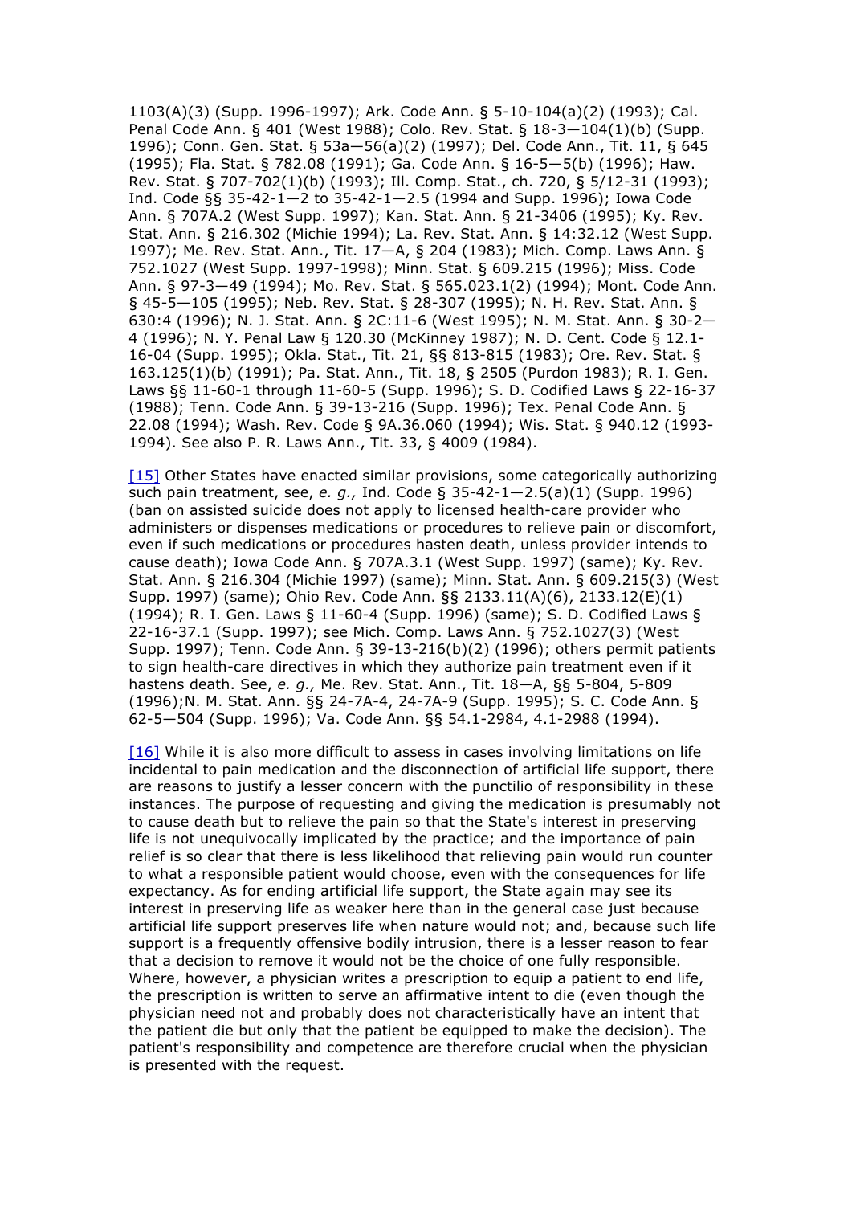1103(A)(3) (Supp. 1996-1997); Ark. Code Ann. § 5-10-104(a)(2) (1993); Cal. Penal Code Ann. § 401 (West 1988); Colo. Rev. Stat. § 18-3—104(1)(b) (Supp. 1996); Conn. Gen. Stat. § 53a—56(a)(2) (1997); Del. Code Ann., Tit. 11, § 645 (1995); Fla. Stat. § 782.08 (1991); Ga. Code Ann. § 16-5—5(b) (1996); Haw. Rev. Stat. § 707-702(1)(b) (1993); Ill. Comp. Stat., ch. 720, § 5/12-31 (1993); Ind. Code §§ 35-42-1—2 to 35-42-1—2.5 (1994 and Supp. 1996); Iowa Code Ann. § 707A.2 (West Supp. 1997); Kan. Stat. Ann. § 21-3406 (1995); Ky. Rev. Stat. Ann. § 216.302 (Michie 1994); La. Rev. Stat. Ann. § 14:32.12 (West Supp. 1997); Me. Rev. Stat. Ann., Tit. 17—A, § 204 (1983); Mich. Comp. Laws Ann. § 752.1027 (West Supp. 1997-1998); Minn. Stat. § 609.215 (1996); Miss. Code Ann. § 97-3—49 (1994); Mo. Rev. Stat. § 565.023.1(2) (1994); Mont. Code Ann. § 45-5—105 (1995); Neb. Rev. Stat. § 28-307 (1995); N. H. Rev. Stat. Ann. § 630:4 (1996); N. J. Stat. Ann. § 2C:11-6 (West 1995); N. M. Stat. Ann. § 30-2—4 (1996); N. Y. Penal Law § 120.30 (McKinney 1987); N. D. Cent. Code § 12.1-16-04 (Supp. 1995); Okla. Stat., Tit. 21, §§ 813-815 (1983); Ore. Rev. Stat. § 163.125(1)(b) (1991); Pa. Stat. Ann., Tit. 18, § 2505 (Purdon 1983); R. I. Gen. Laws §§ 11-60-1 through 11-60-5 (Supp. 1996); S. D. Codified Laws § 22-16-37 (1988); Tenn. Code Ann. § 39-13-216 (Supp. 1996); Tex. Penal Code Ann. § 22.08 (1994); Wash. Rev. Code § 9A.36.060 (1994); Wis. Stat. § 940.12 (1993-1994). See also P. R. Laws Ann., Tit. 33, § 4009 (1984).

[15] Other States have enacted similar provisions, some categorically authorizing such pain treatment, see, *e. g.,* Ind. Code § 35-42-1—2.5(a)(1) (Supp. 1996) (ban on assisted suicide does not apply to licensed health-care provider who administers or dispenses medications or procedures to relieve pain or discomfort, even if such medications or procedures hasten death, unless provider intends to cause death); Iowa Code Ann. § 707A.3.1 (West Supp. 1997) (same); Ky. Rev. Stat. Ann. § 216.304 (Michie 1997) (same); Minn. Stat. Ann. § 609.215(3) (West Supp. 1997) (same); Ohio Rev. Code Ann. §§ 2133.11(A)(6), 2133.12(E)(1) (1994); R. I. Gen. Laws § 11-60-4 (Supp. 1996) (same); S. D. Codified Laws § 22-16-37.1 (Supp. 1997); see Mich. Comp. Laws Ann. § 752.1027(3) (West Supp. 1997); Tenn. Code Ann. § 39-13-216(b)(2) (1996); others permit patients to sign health-care directives in which they authorize pain treatment even if it hastens death. See, *e. g.,* Me. Rev. Stat. Ann., Tit. 18—A, §§ 5-804, 5-809 (1996);N. M. Stat. Ann. §§ 24-7A-4, 24-7A-9 (Supp. 1995); S. C. Code Ann. § 62-5—504 (Supp. 1996); Va. Code Ann. §§ 54.1-2984, 4.1-2988 (1994).

[16] While it is also more difficult to assess in cases involving limitations on life incidental to pain medication and the disconnection of artificial life support, there are reasons to justify a lesser concern with the punctilio of responsibility in these instances. The purpose of requesting and giving the medication is presumably not to cause death but to relieve the pain so that the State's interest in preserving life is not unequivocally implicated by the practice; and the importance of pain relief is so clear that there is less likelihood that relieving pain would run counter to what a responsible patient would choose, even with the consequences for life expectancy. As for ending artificial life support, the State again may see its interest in preserving life as weaker here than in the general case just because artificial life support preserves life when nature would not; and, because such life support is a frequently offensive bodily intrusion, there is a lesser reason to fear that a decision to remove it would not be the choice of one fully responsible. Where, however, a physician writes a prescription to equip a patient to end life, the prescription is written to serve an affirmative intent to die (even though the physician need not and probably does not characteristically have an intent that the patient die but only that the patient be equipped to make the decision). The patient's responsibility and competence are therefore crucial when the physician is presented with the request.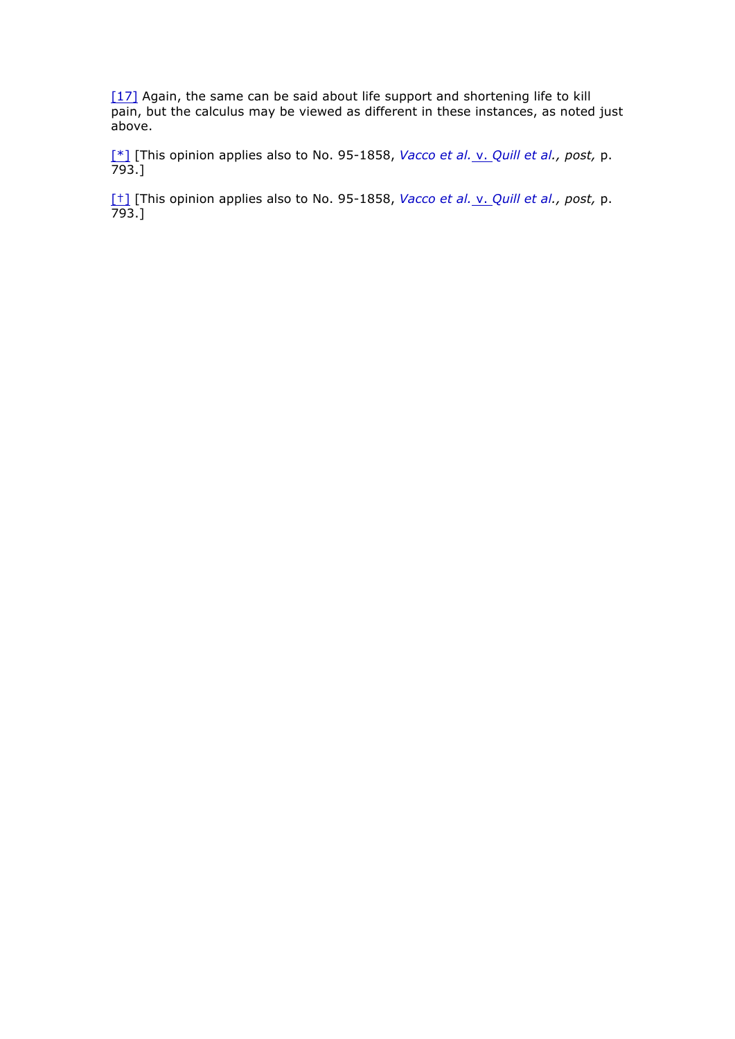[17] Again, the same can be said about life support and shortening life to kill pain, but the calculus may be viewed as different in these instances, as noted just above.

[*] [This opinion applies also to No. 95-1858, *Vacco et al.* v. *Quill et al., post,* p. 793.]

[†] [This opinion applies also to No. 95-1858, *Vacco et al.* v. *Quill et al., post,* p. 793.]